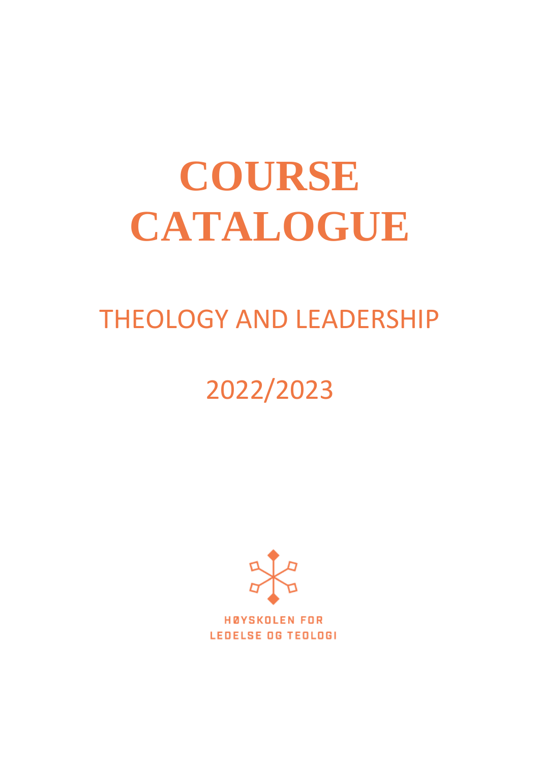# COURSE CATALOGUE

## THEOLOGY AND LEADERSHIP

## 2022/2023

HØYSKOLEN FOR
LEDELSE OG TEOLOGI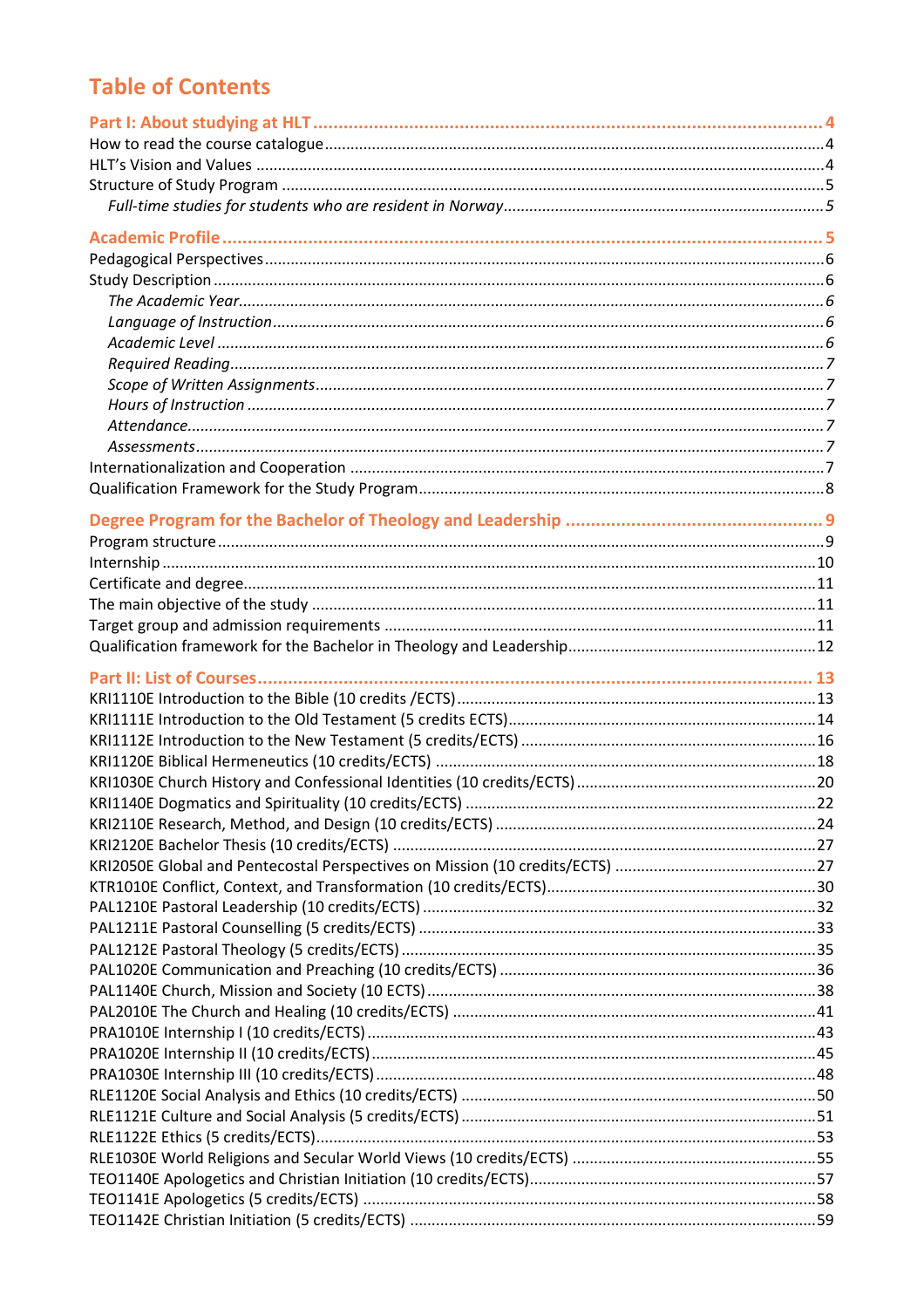# Table of Contents

**Part I: About studying at HLT** ........ 4
How to read the course catalogue ........ 4
HLT's Vision and Values ........ 4
Structure of Study Program ........ 5
*Full-time studies for students who are resident in Norway* ........ 5

**Academic Profile** ........ 5
Pedagogical Perspectives ........ 6
Study Description ........ 6
*The Academic Year* ........ 6
*Language of Instruction* ........ 6
*Academic Level* ........ 6
*Required Reading* ........ 7
*Scope of Written Assignments* ........ 7
*Hours of Instruction* ........ 7
*Attendance* ........ 7
*Assessments* ........ 7
Internationalization and Cooperation ........ 7
Qualification Framework for the Study Program ........ 8

**Degree Program for the Bachelor of Theology and Leadership** ........ 9
Program structure ........ 9
Internship ........ 10
Certificate and degree ........ 11
The main objective of the study ........ 11
Target group and admission requirements ........ 11
Qualification framework for the Bachelor in Theology and Leadership ........ 12

**Part II: List of Courses** ........ 13
KRI1110E Introduction to the Bible (10 credits /ECTS) ........ 13
KRI1111E Introduction to the Old Testament (5 credits ECTS) ........ 14
KRI1112E Introduction to the New Testament (5 credits/ECTS) ........ 16
KRI1120E Biblical Hermeneutics (10 credits/ECTS) ........ 18
KRI1030E Church History and Confessional Identities (10 credits/ECTS) ........ 20
KRI1140E Dogmatics and Spirituality (10 credits/ECTS) ........ 22
KRI2110E Research, Method, and Design (10 credits/ECTS) ........ 24
KRI2120E Bachelor Thesis (10 credits/ECTS) ........ 27
KRI2050E Global and Pentecostal Perspectives on Mission (10 credits/ECTS) ........ 27
KTR1010E Conflict, Context, and Transformation (10 credits/ECTS) ........ 30
PAL1210E Pastoral Leadership (10 credits/ECTS) ........ 32
PAL1211E Pastoral Counselling (5 credits/ECTS) ........ 33
PAL1212E Pastoral Theology (5 credits/ECTS) ........ 35
PAL1020E Communication and Preaching (10 credits/ECTS) ........ 36
PAL1140E Church, Mission and Society (10 ECTS) ........ 38
PAL2010E The Church and Healing (10 credits/ECTS) ........ 41
PRA1010E Internship I (10 credits/ECTS) ........ 43
PRA1020E Internship II (10 credits/ECTS) ........ 45
PRA1030E Internship III (10 credits/ECTS) ........ 48
RLE1120E Social Analysis and Ethics (10 credits/ECTS) ........ 50
RLE1121E Culture and Social Analysis (5 credits/ECTS) ........ 51
RLE1122E Ethics (5 credits/ECTS) ........ 53
RLE1030E World Religions and Secular World Views (10 credits/ECTS) ........ 55
TEO1140E Apologetics and Christian Initiation (10 credits/ECTS) ........ 57
TEO1141E Apologetics (5 credits/ECTS) ........ 58
TEO1142E Christian Initiation (5 credits/ECTS) ........ 59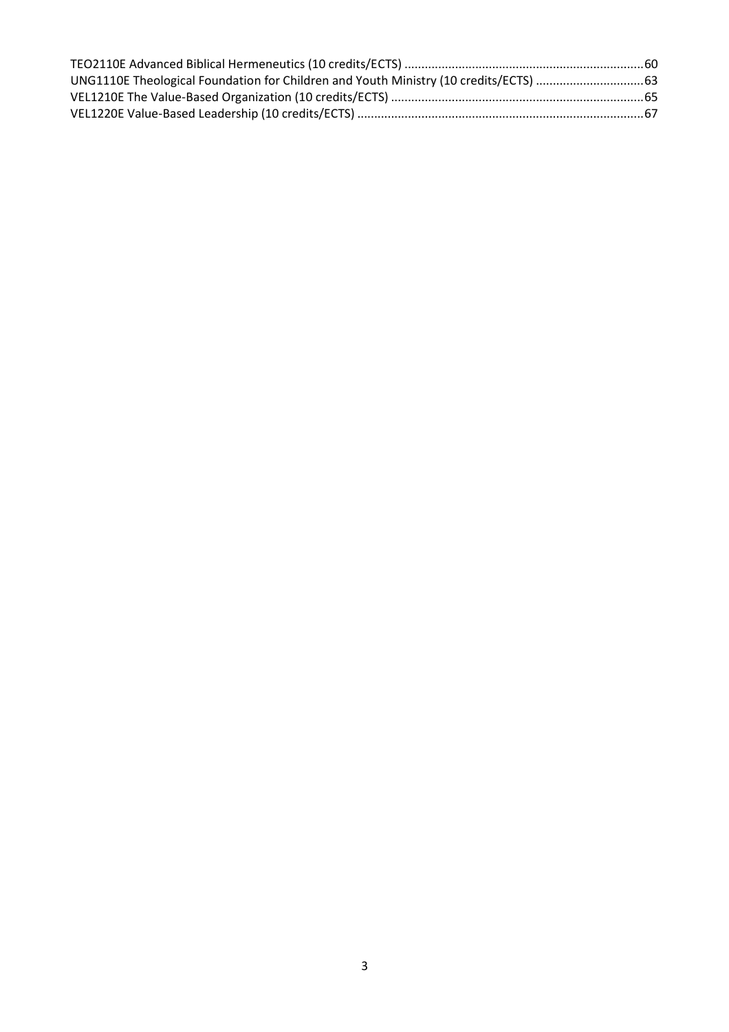TEO2110E Advanced Biblical Hermeneutics (10 credits/ECTS) ........................................................................ 60
UNG1110E Theological Foundation for Children and Youth Ministry (10 credits/ECTS) ................................ 63
VEL1210E The Value-Based Organization (10 credits/ECTS) ............................................................................ 65
VEL1220E Value-Based Leadership (10 credits/ECTS) ...................................................................................... 67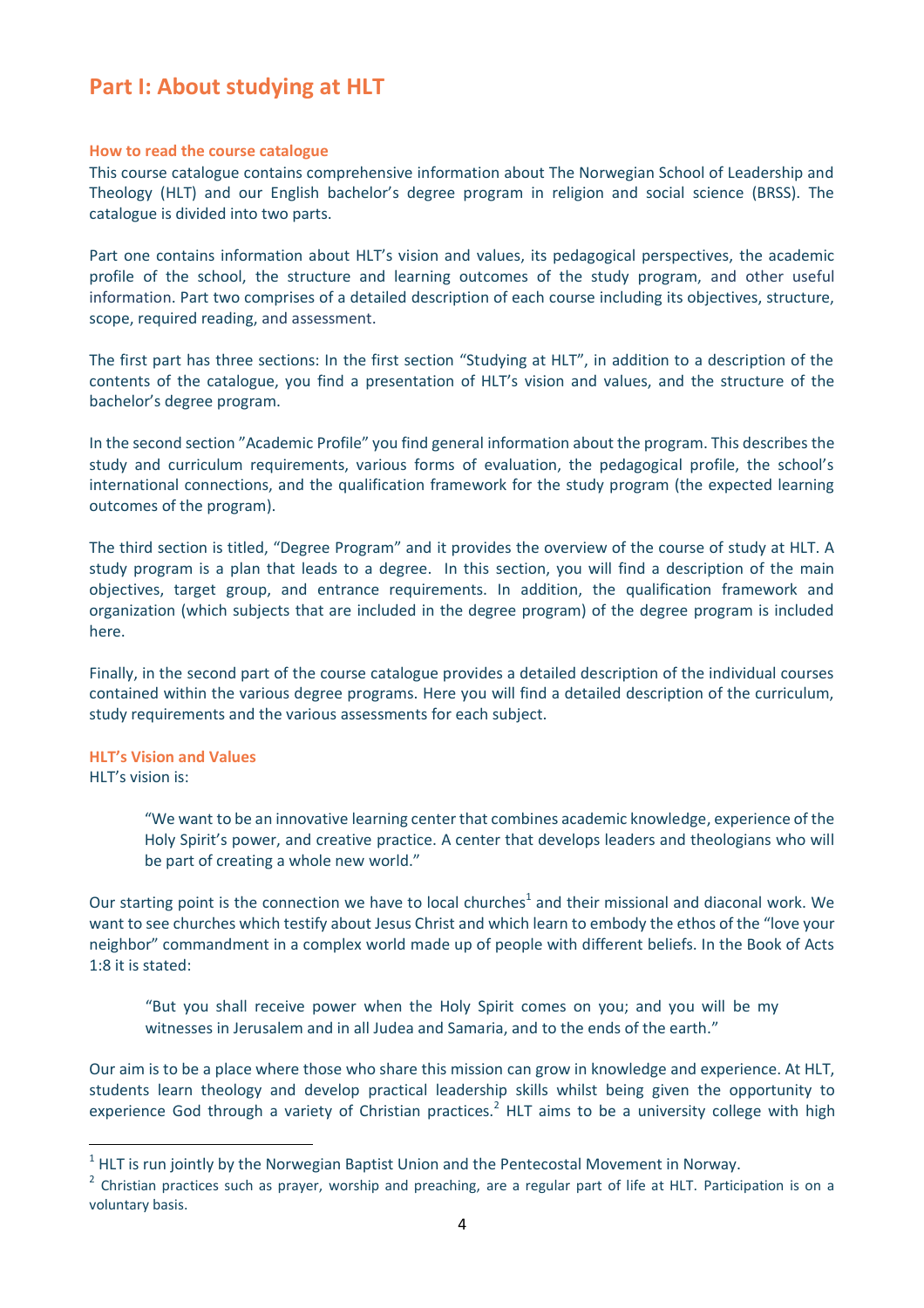# Part I: About studying at HLT

### How to read the course catalogue

This course catalogue contains comprehensive information about The Norwegian School of Leadership and Theology (HLT) and our English bachelor's degree program in religion and social science (BRSS). The catalogue is divided into two parts.

Part one contains information about HLT's vision and values, its pedagogical perspectives, the academic profile of the school, the structure and learning outcomes of the study program, and other useful information. Part two comprises of a detailed description of each course including its objectives, structure, scope, required reading, and assessment.

The first part has three sections: In the first section "Studying at HLT", in addition to a description of the contents of the catalogue, you find a presentation of HLT's vision and values, and the structure of the bachelor's degree program.

In the second section "Academic Profile" you find general information about the program. This describes the study and curriculum requirements, various forms of evaluation, the pedagogical profile, the school's international connections, and the qualification framework for the study program (the expected learning outcomes of the program).

The third section is titled, "Degree Program" and it provides the overview of the course of study at HLT. A study program is a plan that leads to a degree. In this section, you will find a description of the main objectives, target group, and entrance requirements. In addition, the qualification framework and organization (which subjects that are included in the degree program) of the degree program is included here.

Finally, in the second part of the course catalogue provides a detailed description of the individual courses contained within the various degree programs. Here you will find a detailed description of the curriculum, study requirements and the various assessments for each subject.

### HLT's Vision and Values

HLT's vision is:

> "We want to be an innovative learning center that combines academic knowledge, experience of the Holy Spirit's power, and creative practice. A center that develops leaders and theologians who will be part of creating a whole new world."

Our starting point is the connection we have to local churches[1] and their missional and diaconal work. We want to see churches which testify about Jesus Christ and which learn to embody the ethos of the "love your neighbor" commandment in a complex world made up of people with different beliefs. In the Book of Acts 1:8 it is stated:

> "But you shall receive power when the Holy Spirit comes on you; and you will be my witnesses in Jerusalem and in all Judea and Samaria, and to the ends of the earth."

Our aim is to be a place where those who share this mission can grow in knowledge and experience. At HLT, students learn theology and develop practical leadership skills whilst being given the opportunity to experience God through a variety of Christian practices.[2] HLT aims to be a university college with high

[1] HLT is run jointly by the Norwegian Baptist Union and the Pentecostal Movement in Norway.

[2] Christian practices such as prayer, worship and preaching, are a regular part of life at HLT. Participation is on a voluntary basis.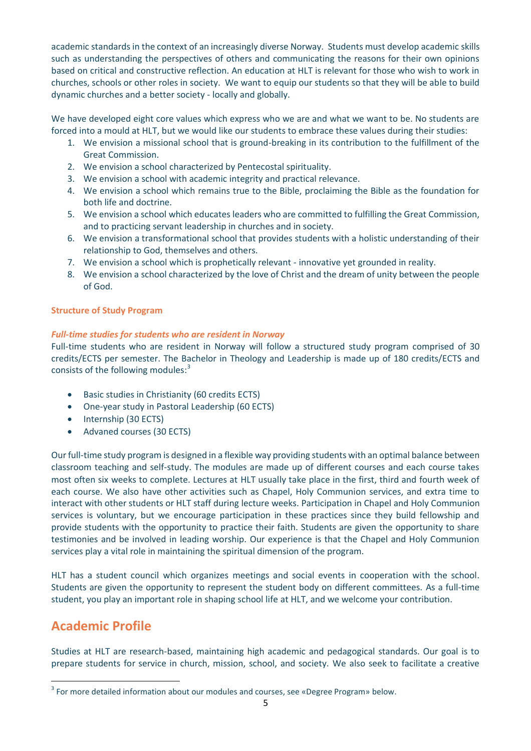academic standards in the context of an increasingly diverse Norway. Students must develop academic skills such as understanding the perspectives of others and communicating the reasons for their own opinions based on critical and constructive reflection. An education at HLT is relevant for those who wish to work in churches, schools or other roles in society. We want to equip our students so that they will be able to build dynamic churches and a better society - locally and globally.

We have developed eight core values which express who we are and what we want to be. No students are forced into a mould at HLT, but we would like our students to embrace these values during their studies:

1. We envision a missional school that is ground-breaking in its contribution to the fulfillment of the Great Commission.
2. We envision a school characterized by Pentecostal spirituality.
3. We envision a school with academic integrity and practical relevance.
4. We envision a school which remains true to the Bible, proclaiming the Bible as the foundation for both life and doctrine.
5. We envision a school which educates leaders who are committed to fulfilling the Great Commission, and to practicing servant leadership in churches and in society.
6. We envision a transformational school that provides students with a holistic understanding of their relationship to God, themselves and others.
7. We envision a school which is prophetically relevant - innovative yet grounded in reality.
8. We envision a school characterized by the love of Christ and the dream of unity between the people of God.

### Structure of Study Program

#### *Full-time studies for students who are resident in Norway*

Full-time students who are resident in Norway will follow a structured study program comprised of 30 credits/ECTS per semester. The Bachelor in Theology and Leadership is made up of 180 credits/ECTS and consists of the following modules:[3]

- Basic studies in Christianity (60 credits ECTS)
- One-year study in Pastoral Leadership (60 ECTS)
- Internship (30 ECTS)
- Advaned courses (30 ECTS)

Our full-time study program is designed in a flexible way providing students with an optimal balance between classroom teaching and self-study. The modules are made up of different courses and each course takes most often six weeks to complete. Lectures at HLT usually take place in the first, third and fourth week of each course. We also have other activities such as Chapel, Holy Communion services, and extra time to interact with other students or HLT staff during lecture weeks. Participation in Chapel and Holy Communion services is voluntary, but we encourage participation in these practices since they build fellowship and provide students with the opportunity to practice their faith. Students are given the opportunity to share testimonies and be involved in leading worship. Our experience is that the Chapel and Holy Communion services play a vital role in maintaining the spiritual dimension of the program.

HLT has a student council which organizes meetings and social events in cooperation with the school. Students are given the opportunity to represent the student body on different committees. As a full-time student, you play an important role in shaping school life at HLT, and we welcome your contribution.

## Academic Profile

Studies at HLT are research-based, maintaining high academic and pedagogical standards. Our goal is to prepare students for service in church, mission, school, and society. We also seek to facilitate a creative

[3] For more detailed information about our modules and courses, see «Degree Program» below.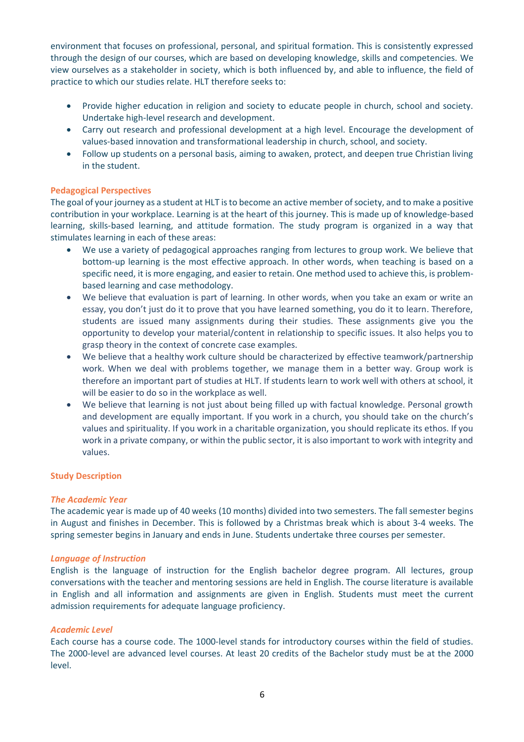environment that focuses on professional, personal, and spiritual formation. This is consistently expressed through the design of our courses, which are based on developing knowledge, skills and competencies. We view ourselves as a stakeholder in society, which is both influenced by, and able to influence, the field of practice to which our studies relate. HLT therefore seeks to:

- Provide higher education in religion and society to educate people in church, school and society. Undertake high-level research and development.
- Carry out research and professional development at a high level. Encourage the development of values-based innovation and transformational leadership in church, school, and society.
- Follow up students on a personal basis, aiming to awaken, protect, and deepen true Christian living in the student.

### Pedagogical Perspectives

The goal of your journey as a student at HLT is to become an active member of society, and to make a positive contribution in your workplace. Learning is at the heart of this journey. This is made up of knowledge-based learning, skills-based learning, and attitude formation. The study program is organized in a way that stimulates learning in each of these areas:

- We use a variety of pedagogical approaches ranging from lectures to group work. We believe that bottom-up learning is the most effective approach. In other words, when teaching is based on a specific need, it is more engaging, and easier to retain. One method used to achieve this, is problem-based learning and case methodology.
- We believe that evaluation is part of learning. In other words, when you take an exam or write an essay, you don't just do it to prove that you have learned something, you do it to learn. Therefore, students are issued many assignments during their studies. These assignments give you the opportunity to develop your material/content in relationship to specific issues. It also helps you to grasp theory in the context of concrete case examples.
- We believe that a healthy work culture should be characterized by effective teamwork/partnership work. When we deal with problems together, we manage them in a better way. Group work is therefore an important part of studies at HLT. If students learn to work well with others at school, it will be easier to do so in the workplace as well.
- We believe that learning is not just about being filled up with factual knowledge. Personal growth and development are equally important. If you work in a church, you should take on the church's values and spirituality. If you work in a charitable organization, you should replicate its ethos. If you work in a private company, or within the public sector, it is also important to work with integrity and values.

### Study Description

#### *The Academic Year*

The academic year is made up of 40 weeks (10 months) divided into two semesters. The fall semester begins in August and finishes in December. This is followed by a Christmas break which is about 3-4 weeks. The spring semester begins in January and ends in June. Students undertake three courses per semester.

#### *Language of Instruction*

English is the language of instruction for the English bachelor degree program. All lectures, group conversations with the teacher and mentoring sessions are held in English. The course literature is available in English and all information and assignments are given in English. Students must meet the current admission requirements for adequate language proficiency.

#### *Academic Level*

Each course has a course code. The 1000-level stands for introductory courses within the field of studies. The 2000-level are advanced level courses. At least 20 credits of the Bachelor study must be at the 2000 level.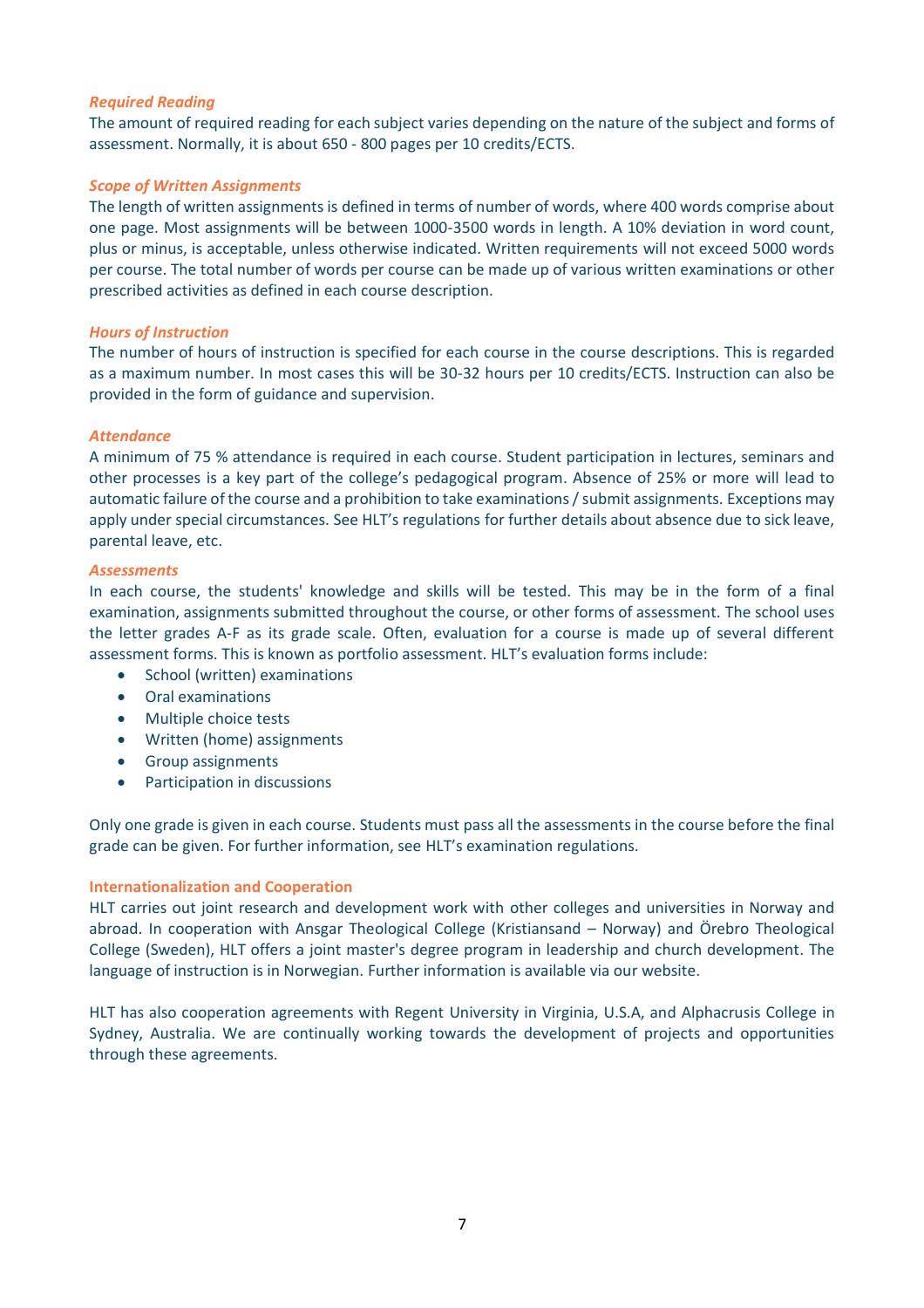### *Required Reading*

The amount of required reading for each subject varies depending on the nature of the subject and forms of assessment. Normally, it is about 650 - 800 pages per 10 credits/ECTS.

### *Scope of Written Assignments*

The length of written assignments is defined in terms of number of words, where 400 words comprise about one page. Most assignments will be between 1000-3500 words in length. A 10% deviation in word count, plus or minus, is acceptable, unless otherwise indicated. Written requirements will not exceed 5000 words per course. The total number of words per course can be made up of various written examinations or other prescribed activities as defined in each course description.

### *Hours of Instruction*

The number of hours of instruction is specified for each course in the course descriptions. This is regarded as a maximum number. In most cases this will be 30-32 hours per 10 credits/ECTS. Instruction can also be provided in the form of guidance and supervision.

### *Attendance*

A minimum of 75 % attendance is required in each course. Student participation in lectures, seminars and other processes is a key part of the college's pedagogical program. Absence of 25% or more will lead to automatic failure of the course and a prohibition to take examinations / submit assignments. Exceptions may apply under special circumstances. See HLT's regulations for further details about absence due to sick leave, parental leave, etc.

### *Assessments*

In each course, the students' knowledge and skills will be tested. This may be in the form of a final examination, assignments submitted throughout the course, or other forms of assessment. The school uses the letter grades A-F as its grade scale. Often, evaluation for a course is made up of several different assessment forms. This is known as portfolio assessment. HLT's evaluation forms include:

- School (written) examinations
- Oral examinations
- Multiple choice tests
- Written (home) assignments
- Group assignments
- Participation in discussions

Only one grade is given in each course. Students must pass all the assessments in the course before the final grade can be given. For further information, see HLT's examination regulations.

## Internationalization and Cooperation

HLT carries out joint research and development work with other colleges and universities in Norway and abroad. In cooperation with Ansgar Theological College (Kristiansand – Norway) and Örebro Theological College (Sweden), HLT offers a joint master's degree program in leadership and church development. The language of instruction is in Norwegian. Further information is available via our website.

HLT has also cooperation agreements with Regent University in Virginia, U.S.A, and Alphacrusis College in Sydney, Australia. We are continually working towards the development of projects and opportunities through these agreements.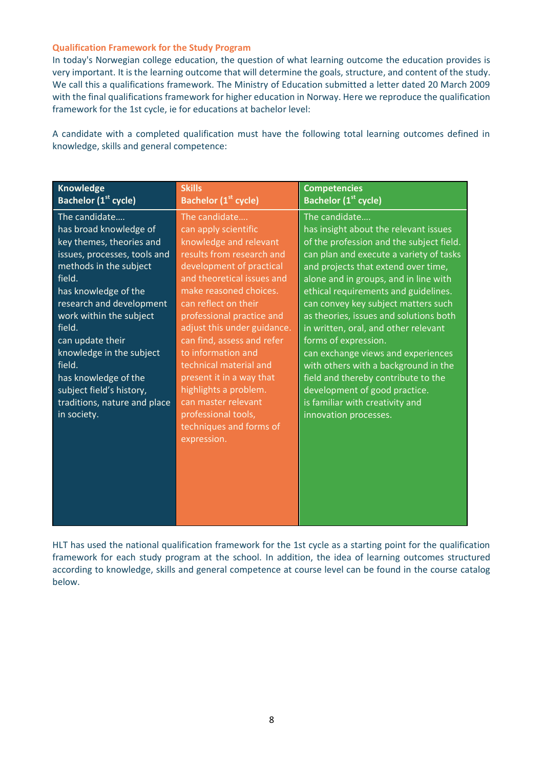### Qualification Framework for the Study Program

In today's Norwegian college education, the question of what learning outcome the education provides is very important. It is the learning outcome that will determine the goals, structure, and content of the study. We call this a qualifications framework. The Ministry of Education submitted a letter dated 20 March 2009 with the final qualifications framework for higher education in Norway. Here we reproduce the qualification framework for the 1st cycle, ie for educations at bachelor level:

A candidate with a completed qualification must have the following total learning outcomes defined in knowledge, skills and general competence:

| **Knowledge Bachelor (1st cycle)** | **Skills Bachelor (1st cycle)** | **Competencies Bachelor (1st cycle)** |
|---|---|---|
| The candidate.... has broad knowledge of key themes, theories and issues, processes, tools and methods in the subject field. has knowledge of the research and development work within the subject field. can update their knowledge in the subject field. has knowledge of the subject field's history, traditions, nature and place in society. | The candidate.... can apply scientific knowledge and relevant results from research and development of practical and theoretical issues and make reasoned choices. can reflect on their professional practice and adjust this under guidance. can find, assess and refer to information and technical material and present it in a way that highlights a problem. can master relevant professional tools, techniques and forms of expression. | The candidate.... has insight about the relevant issues of the profession and the subject field. can plan and execute a variety of tasks and projects that extend over time, alone and in groups, and in line with ethical requirements and guidelines. can convey key subject matters such as theories, issues and solutions both in written, oral, and other relevant forms of expression. can exchange views and experiences with others with a background in the field and thereby contribute to the development of good practice. is familiar with creativity and innovation processes. |

HLT has used the national qualification framework for the 1st cycle as a starting point for the qualification framework for each study program at the school. In addition, the idea of learning outcomes structured according to knowledge, skills and general competence at course level can be found in the course catalog below.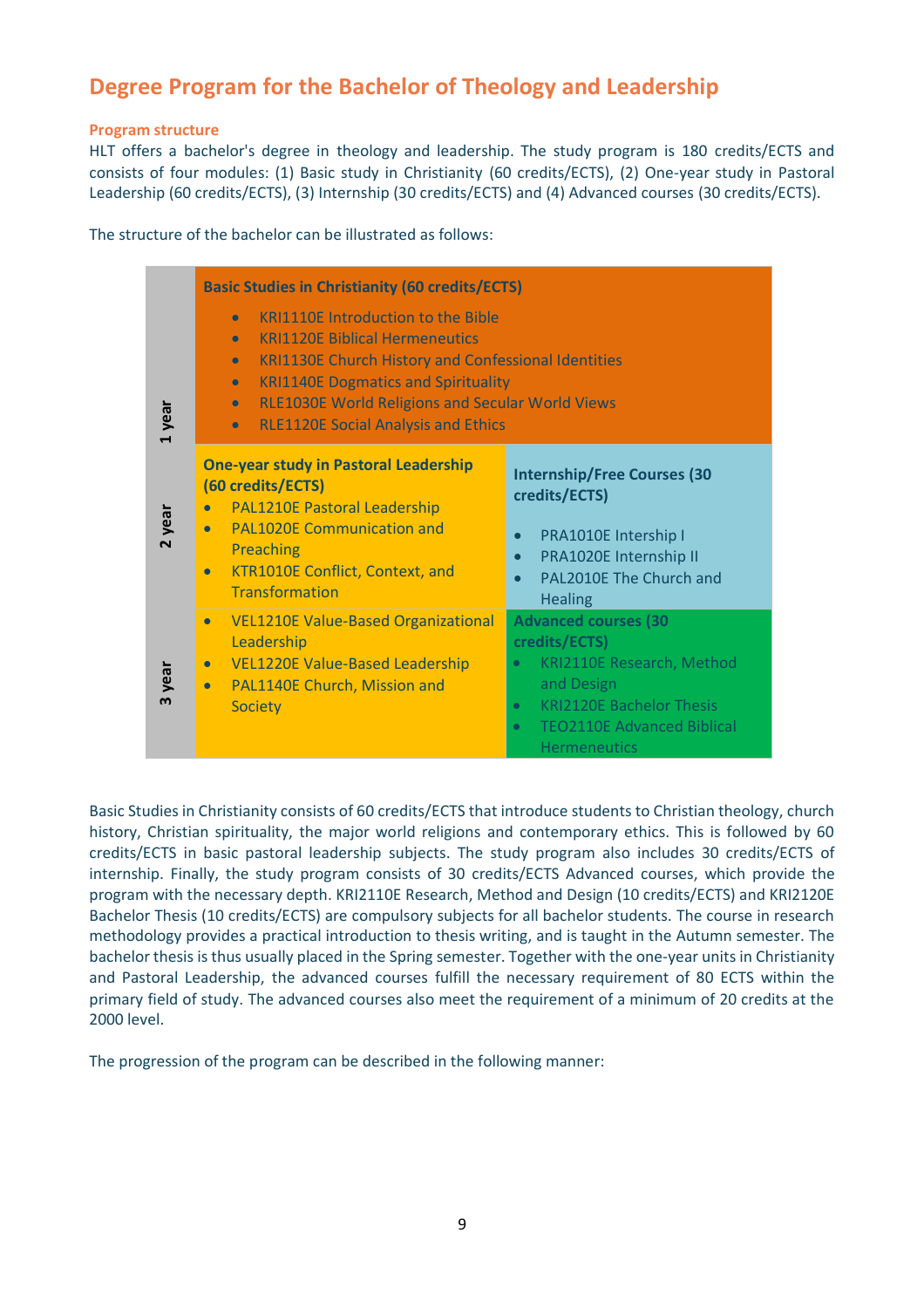## Degree Program for the Bachelor of Theology and Leadership

### Program structure

HLT offers a bachelor's degree in theology and leadership. The study program is 180 credits/ECTS and consists of four modules: (1) Basic study in Christianity (60 credits/ECTS), (2) One-year study in Pastoral Leadership (60 credits/ECTS), (3) Internship (30 credits/ECTS) and (4) Advanced courses (30 credits/ECTS).

The structure of the bachelor can be illustrated as follows:

| Year | | |
|---|---|---|
| 1 year | **Basic Studies in Christianity (60 credits/ECTS)**<br>• KRI1110E Introduction to the Bible<br>• KRI1120E Biblical Hermeneutics<br>• KRI1130E Church History and Confessional Identities<br>• KRI1140E Dogmatics and Spirituality<br>• RLE1030E World Religions and Secular World Views<br>• RLE1120E Social Analysis and Ethics | |
| 2 year | **One-year study in Pastoral Leadership (60 credits/ECTS)**<br>• PAL1210E Pastoral Leadership<br>• PAL1020E Communication and Preaching<br>• KTR1010E Conflict, Context, and Transformation | **Internship/Free Courses (30 credits/ECTS)**<br>• PRA1010E Intership I<br>• PRA1020E Internship II<br>• PAL2010E The Church and Healing |
| 3 year | • VEL1210E Value-Based Organizational Leadership<br>• VEL1220E Value-Based Leadership<br>• PAL1140E Church, Mission and Society | **Advanced courses (30 credits/ECTS)**<br>• KRI2110E Research, Method and Design<br>• KRI2120E Bachelor Thesis<br>• TEO2110E Advanced Biblical Hermeneutics |

Basic Studies in Christianity consists of 60 credits/ECTS that introduce students to Christian theology, church history, Christian spirituality, the major world religions and contemporary ethics. This is followed by 60 credits/ECTS in basic pastoral leadership subjects. The study program also includes 30 credits/ECTS of internship. Finally, the study program consists of 30 credits/ECTS Advanced courses, which provide the program with the necessary depth. KRI2110E Research, Method and Design (10 credits/ECTS) and KRI2120E Bachelor Thesis (10 credits/ECTS) are compulsory subjects for all bachelor students. The course in research methodology provides a practical introduction to thesis writing, and is taught in the Autumn semester. The bachelor thesis is thus usually placed in the Spring semester. Together with the one-year units in Christianity and Pastoral Leadership, the advanced courses fulfill the necessary requirement of 80 ECTS within the primary field of study. The advanced courses also meet the requirement of a minimum of 20 credits at the 2000 level.

The progression of the program can be described in the following manner: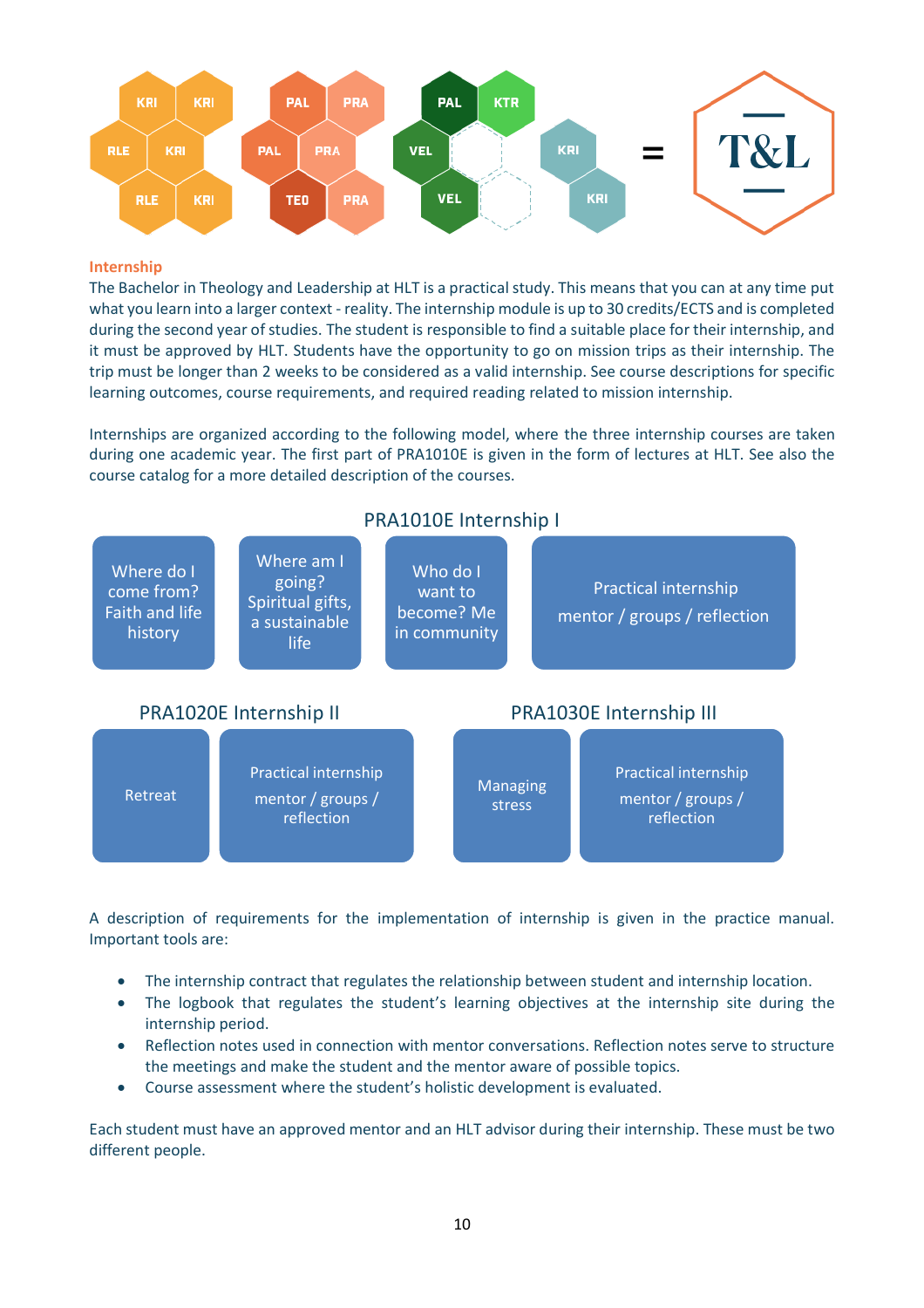## Internship

The Bachelor in Theology and Leadership at HLT is a practical study. This means that you can at any time put what you learn into a larger context - reality. The internship module is up to 30 credits/ECTS and is completed during the second year of studies. The student is responsible to find a suitable place for their internship, and it must be approved by HLT. Students have the opportunity to go on mission trips as their internship. The trip must be longer than 2 weeks to be considered as a valid internship. See course descriptions for specific learning outcomes, course requirements, and required reading related to mission internship.

Internships are organized according to the following model, where the three internship courses are taken during one academic year. The first part of PRA1010E is given in the form of lectures at HLT. See also the course catalog for a more detailed description of the courses.

**PRA1010E Internship I**

| Where do I come from? Faith and life history | Where am I going? Spiritual gifts, a sustainable life | Who do I want to become? Me in community | Practical internship mentor / groups / reflection |
|---|---|---|---|

**PRA1020E Internship II**

| Retreat | Practical internship mentor / groups / reflection |
|---|---|

**PRA1030E Internship III**

| Managing stress | Practical internship mentor / groups / reflection |
|---|---|

A description of requirements for the implementation of internship is given in the practice manual. Important tools are:

- The internship contract that regulates the relationship between student and internship location.
- The logbook that regulates the student's learning objectives at the internship site during the internship period.
- Reflection notes used in connection with mentor conversations. Reflection notes serve to structure the meetings and make the student and the mentor aware of possible topics.
- Course assessment where the student's holistic development is evaluated.

Each student must have an approved mentor and an HLT advisor during their internship. These must be two different people.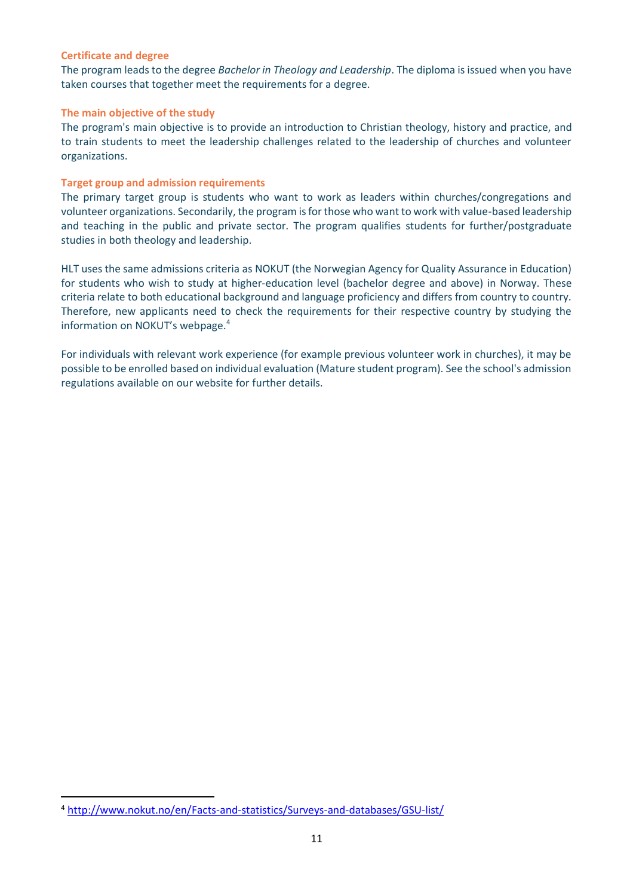### Certificate and degree

The program leads to the degree *Bachelor in Theology and Leadership*. The diploma is issued when you have taken courses that together meet the requirements for a degree.

### The main objective of the study

The program's main objective is to provide an introduction to Christian theology, history and practice, and to train students to meet the leadership challenges related to the leadership of churches and volunteer organizations.

### Target group and admission requirements

The primary target group is students who want to work as leaders within churches/congregations and volunteer organizations. Secondarily, the program is for those who want to work with value-based leadership and teaching in the public and private sector. The program qualifies students for further/postgraduate studies in both theology and leadership.

HLT uses the same admissions criteria as NOKUT (the Norwegian Agency for Quality Assurance in Education) for students who wish to study at higher-education level (bachelor degree and above) in Norway. These criteria relate to both educational background and language proficiency and differs from country to country. Therefore, new applicants need to check the requirements for their respective country by studying the information on NOKUT's webpage.[4]

For individuals with relevant work experience (for example previous volunteer work in churches), it may be possible to be enrolled based on individual evaluation (Mature student program). See the school's admission regulations available on our website for further details.

---

[4] http://www.nokut.no/en/Facts-and-statistics/Surveys-and-databases/GSU-list/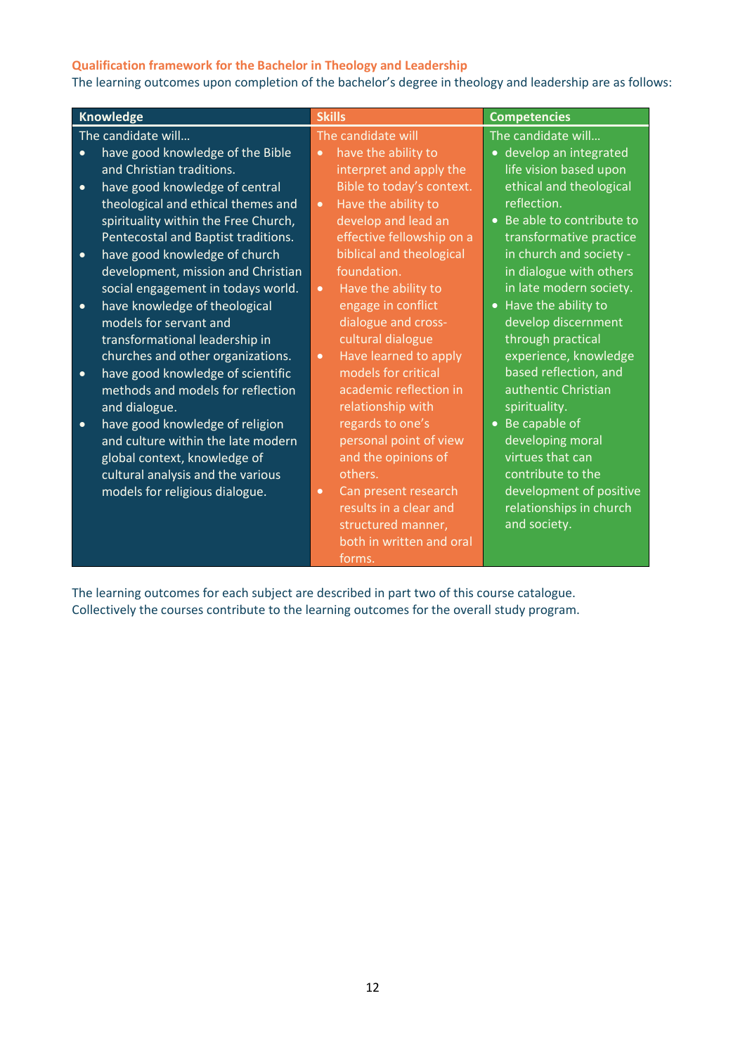### Qualification framework for the Bachelor in Theology and Leadership

The learning outcomes upon completion of the bachelor's degree in theology and leadership are as follows:

| Knowledge | Skills | Competencies |
|---|---|---|
| The candidate will…<br>• have good knowledge of the Bible and Christian traditions.<br>• have good knowledge of central theological and ethical themes and spirituality within the Free Church, Pentecostal and Baptist traditions.<br>• have good knowledge of church development, mission and Christian social engagement in todays world.<br>• have knowledge of theological models for servant and transformational leadership in churches and other organizations.<br>• have good knowledge of scientific methods and models for reflection and dialogue.<br>• have good knowledge of religion and culture within the late modern global context, knowledge of cultural analysis and the various models for religious dialogue. | The candidate will<br>• have the ability to interpret and apply the Bible to today's context.<br>• Have the ability to develop and lead an effective fellowship on a biblical and theological foundation.<br>• Have the ability to engage in conflict dialogue and cross-cultural dialogue<br>• Have learned to apply models for critical academic reflection in relationship with regards to one's personal point of view and the opinions of others.<br>• Can present research results in a clear and structured manner, both in written and oral forms. | The candidate will…<br>• develop an integrated life vision based upon ethical and theological reflection.<br>• Be able to contribute to transformative practice in church and society - in dialogue with others in late modern society.<br>• Have the ability to develop discernment through practical experience, knowledge based reflection, and authentic Christian spirituality.<br>• Be capable of developing moral virtues that can contribute to the development of positive relationships in church and society. |

The learning outcomes for each subject are described in part two of this course catalogue. Collectively the courses contribute to the learning outcomes for the overall study program.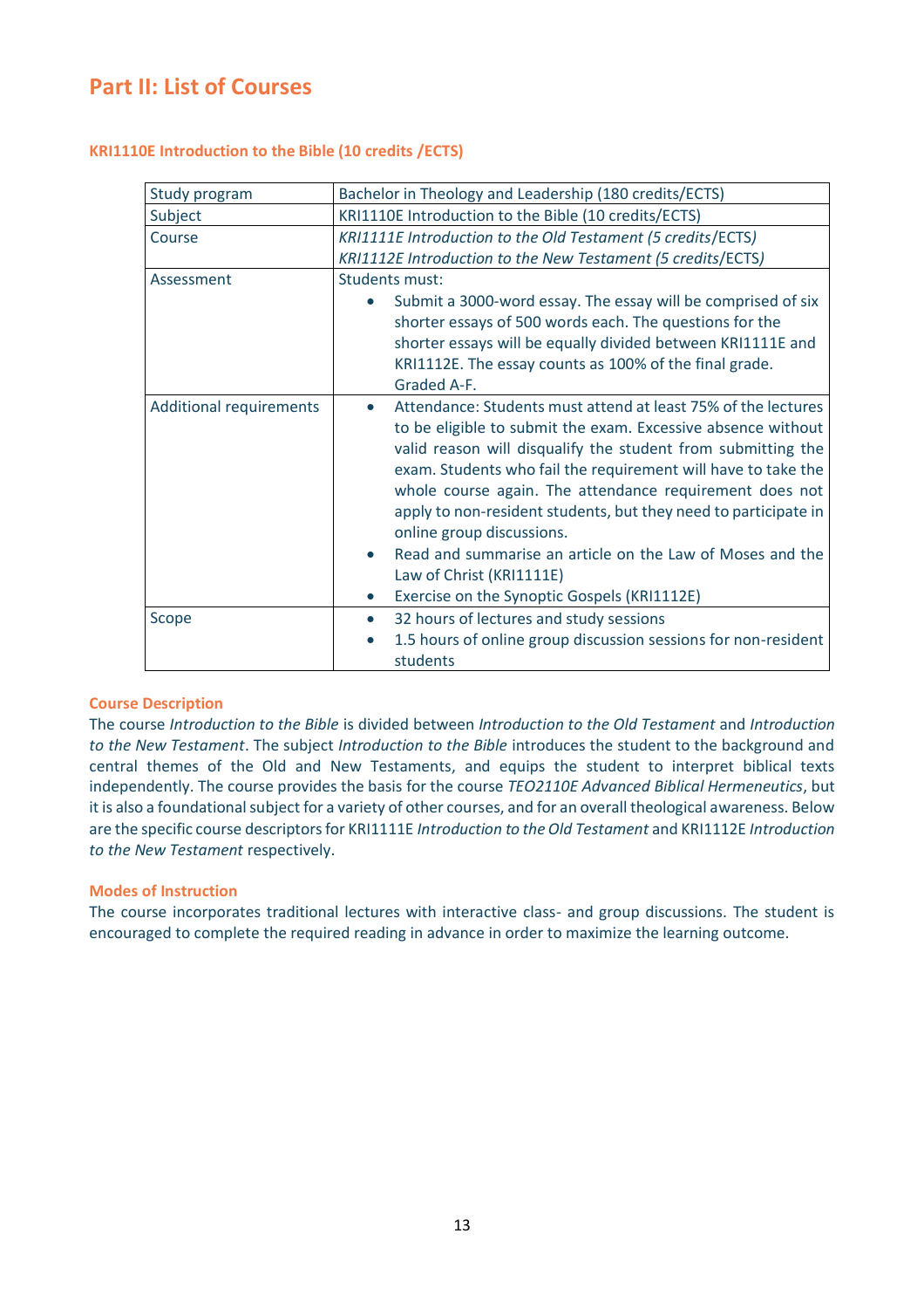# Part II: List of Courses

### KRI1110E Introduction to the Bible (10 credits /ECTS)

| Study program | Bachelor in Theology and Leadership (180 credits/ECTS) |
|---|---|
| Subject | KRI1110E Introduction to the Bible (10 credits/ECTS) |
| Course | *KRI1111E Introduction to the Old Testament (5 credits*/ECTS*)*<br>*KRI1112E Introduction to the New Testament (5 credits*/ECTS*)* |
| Assessment | Students must:<br>• Submit a 3000-word essay. The essay will be comprised of six shorter essays of 500 words each. The questions for the shorter essays will be equally divided between KRI1111E and KRI1112E. The essay counts as 100% of the final grade. Graded A-F. |
| Additional requirements | • Attendance: Students must attend at least 75% of the lectures to be eligible to submit the exam. Excessive absence without valid reason will disqualify the student from submitting the exam. Students who fail the requirement will have to take the whole course again. The attendance requirement does not apply to non-resident students, but they need to participate in online group discussions.<br>• Read and summarise an article on the Law of Moses and the Law of Christ (KRI1111E)<br>• Exercise on the Synoptic Gospels (KRI1112E) |
| Scope | • 32 hours of lectures and study sessions<br>• 1.5 hours of online group discussion sessions for non-resident students |

#### Course Description

The course *Introduction to the Bible* is divided between *Introduction to the Old Testament* and *Introduction to the New Testament*. The subject *Introduction to the Bible* introduces the student to the background and central themes of the Old and New Testaments, and equips the student to interpret biblical texts independently. The course provides the basis for the course *TEO2110E Advanced Biblical Hermeneutics*, but it is also a foundational subject for a variety of other courses, and for an overall theological awareness. Below are the specific course descriptors for KRI1111E *Introduction to the Old Testament* and KRI1112E *Introduction to the New Testament* respectively.

#### Modes of Instruction

The course incorporates traditional lectures with interactive class- and group discussions. The student is encouraged to complete the required reading in advance in order to maximize the learning outcome.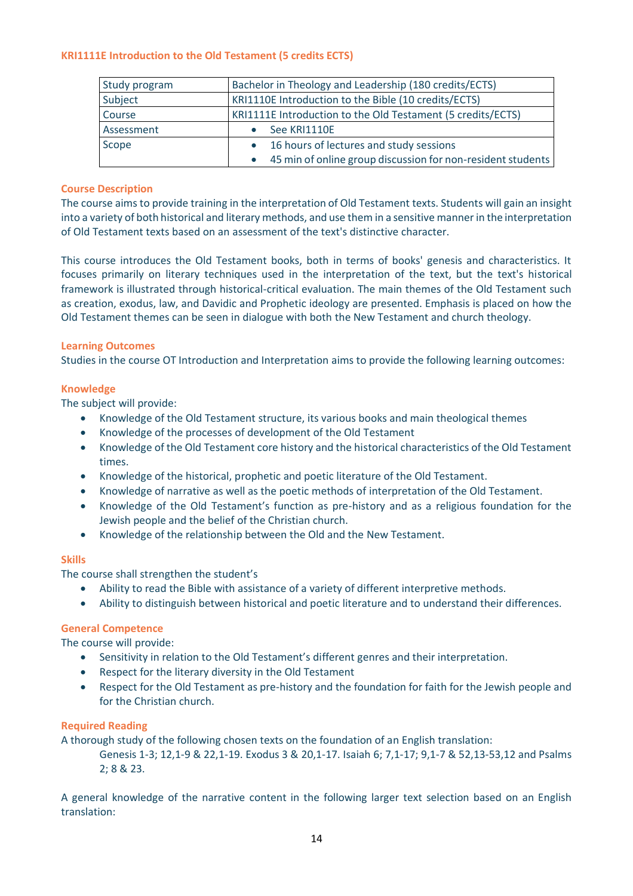### KRI1111E Introduction to the Old Testament (5 credits ECTS)

| | |
|---|---|
| Study program | Bachelor in Theology and Leadership (180 credits/ECTS) |
| Subject | KRI1110E Introduction to the Bible (10 credits/ECTS) |
| Course | KRI1111E Introduction to the Old Testament (5 credits/ECTS) |
| Assessment | • See KRI1110E |
| Scope | • 16 hours of lectures and study sessions<br>• 45 min of online group discussion for non-resident students |

#### Course Description

The course aims to provide training in the interpretation of Old Testament texts. Students will gain an insight into a variety of both historical and literary methods, and use them in a sensitive manner in the interpretation of Old Testament texts based on an assessment of the text's distinctive character.

This course introduces the Old Testament books, both in terms of books' genesis and characteristics. It focuses primarily on literary techniques used in the interpretation of the text, but the text's historical framework is illustrated through historical-critical evaluation. The main themes of the Old Testament such as creation, exodus, law, and Davidic and Prophetic ideology are presented. Emphasis is placed on how the Old Testament themes can be seen in dialogue with both the New Testament and church theology.

#### Learning Outcomes

Studies in the course OT Introduction and Interpretation aims to provide the following learning outcomes:

#### Knowledge

The subject will provide:

- Knowledge of the Old Testament structure, its various books and main theological themes
- Knowledge of the processes of development of the Old Testament
- Knowledge of the Old Testament core history and the historical characteristics of the Old Testament times.
- Knowledge of the historical, prophetic and poetic literature of the Old Testament.
- Knowledge of narrative as well as the poetic methods of interpretation of the Old Testament.
- Knowledge of the Old Testament's function as pre-history and as a religious foundation for the Jewish people and the belief of the Christian church.
- Knowledge of the relationship between the Old and the New Testament.

#### Skills

The course shall strengthen the student's

- Ability to read the Bible with assistance of a variety of different interpretive methods.
- Ability to distinguish between historical and poetic literature and to understand their differences.

#### General Competence

The course will provide:

- Sensitivity in relation to the Old Testament's different genres and their interpretation.
- Respect for the literary diversity in the Old Testament
- Respect for the Old Testament as pre-history and the foundation for faith for the Jewish people and for the Christian church.

#### Required Reading

A thorough study of the following chosen texts on the foundation of an English translation:

> Genesis 1-3; 12,1-9 & 22,1-19. Exodus 3 & 20,1-17. Isaiah 6; 7,1-17; 9,1-7 & 52,13-53,12 and Psalms 2; 8 & 23.

A general knowledge of the narrative content in the following larger text selection based on an English translation: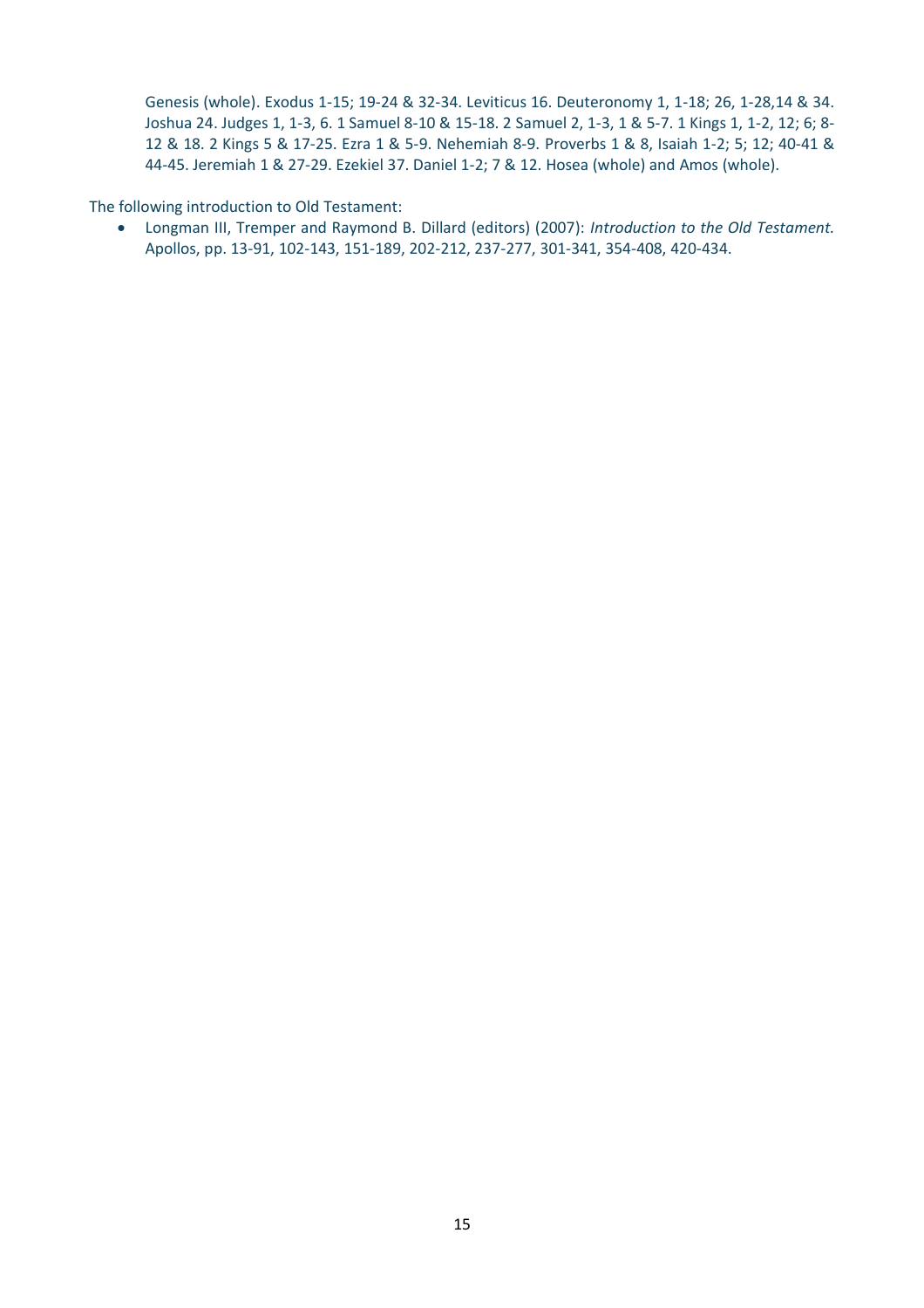Genesis (whole). Exodus 1-15; 19-24 & 32-34. Leviticus 16. Deuteronomy 1, 1-18; 26, 1-28,14 & 34. Joshua 24. Judges 1, 1-3, 6. 1 Samuel 8-10 & 15-18. 2 Samuel 2, 1-3, 1 & 5-7. 1 Kings 1, 1-2, 12; 6; 8-12 & 18. 2 Kings 5 & 17-25. Ezra 1 & 5-9. Nehemiah 8-9. Proverbs 1 & 8, Isaiah 1-2; 5; 12; 40-41 & 44-45. Jeremiah 1 & 27-29. Ezekiel 37. Daniel 1-2; 7 & 12. Hosea (whole) and Amos (whole).

The following introduction to Old Testament:

- Longman III, Tremper and Raymond B. Dillard (editors) (2007): *Introduction to the Old Testament.* Apollos, pp. 13-91, 102-143, 151-189, 202-212, 237-277, 301-341, 354-408, 420-434.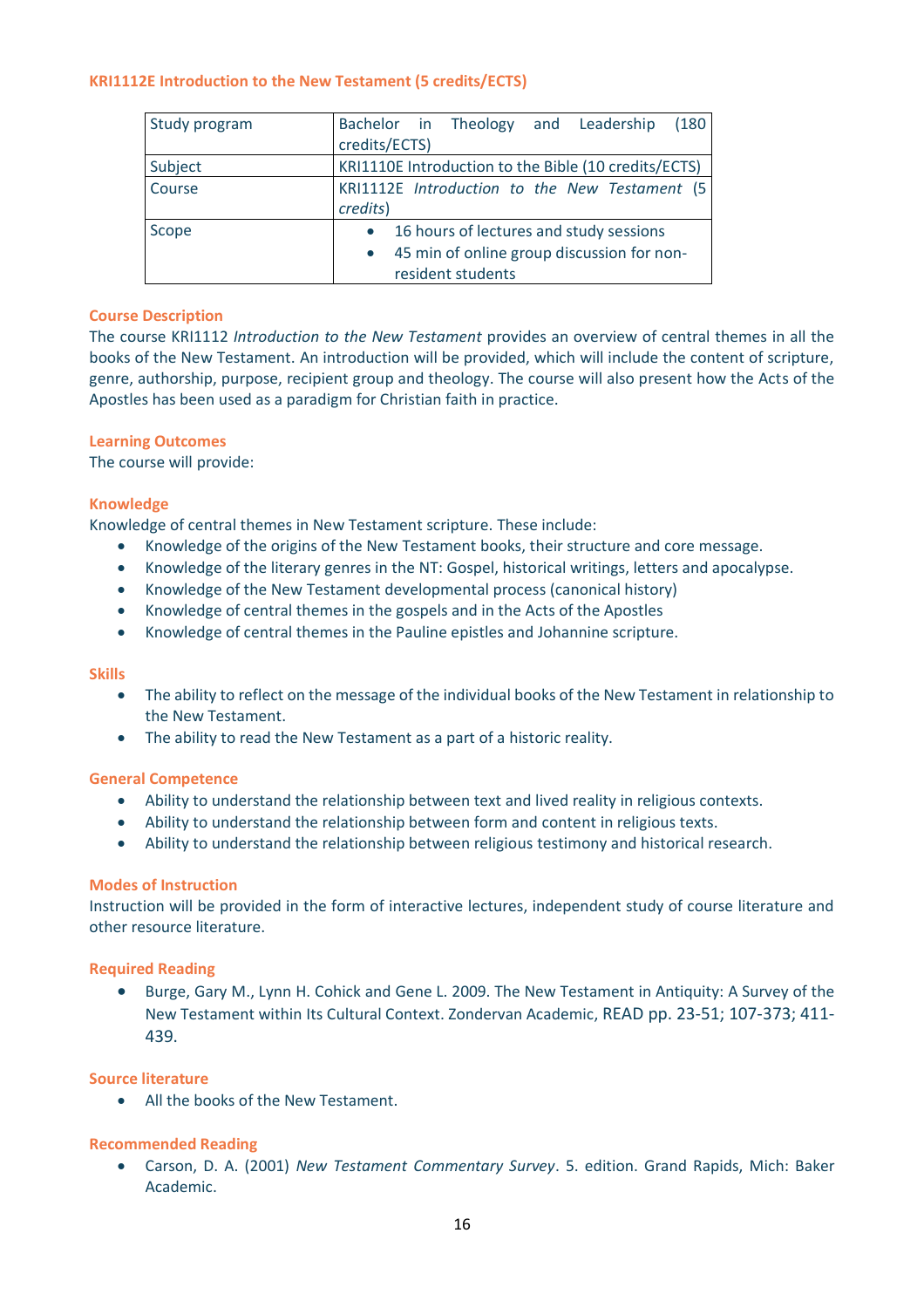### KRI1112E Introduction to the New Testament (5 credits/ECTS)

| Study program | Bachelor in Theology and Leadership (180 credits/ECTS) |
|---|---|
| Subject | KRI1110E Introduction to the Bible (10 credits/ECTS) |
| Course | KRI1112E *Introduction to the New Testament* (5 *credits*) |
| Scope | • 16 hours of lectures and study sessions<br>• 45 min of online group discussion for non-resident students |

#### Course Description

The course KRI1112 *Introduction to the New Testament* provides an overview of central themes in all the books of the New Testament. An introduction will be provided, which will include the content of scripture, genre, authorship, purpose, recipient group and theology. The course will also present how the Acts of the Apostles has been used as a paradigm for Christian faith in practice.

#### Learning Outcomes

The course will provide:

#### Knowledge

Knowledge of central themes in New Testament scripture. These include:

- Knowledge of the origins of the New Testament books, their structure and core message.
- Knowledge of the literary genres in the NT: Gospel, historical writings, letters and apocalypse.
- Knowledge of the New Testament developmental process (canonical history)
- Knowledge of central themes in the gospels and in the Acts of the Apostles
- Knowledge of central themes in the Pauline epistles and Johannine scripture.

#### Skills

- The ability to reflect on the message of the individual books of the New Testament in relationship to the New Testament.
- The ability to read the New Testament as a part of a historic reality.

#### General Competence

- Ability to understand the relationship between text and lived reality in religious contexts.
- Ability to understand the relationship between form and content in religious texts.
- Ability to understand the relationship between religious testimony and historical research.

#### Modes of Instruction

Instruction will be provided in the form of interactive lectures, independent study of course literature and other resource literature.

#### Required Reading

- Burge, Gary M., Lynn H. Cohick and Gene L. 2009. The New Testament in Antiquity: A Survey of the New Testament within Its Cultural Context. Zondervan Academic, READ pp. 23-51; 107-373; 411-439.

#### Source literature

- All the books of the New Testament.

#### Recommended Reading

- Carson, D. A. (2001) *New Testament Commentary Survey*. 5. edition. Grand Rapids, Mich: Baker Academic.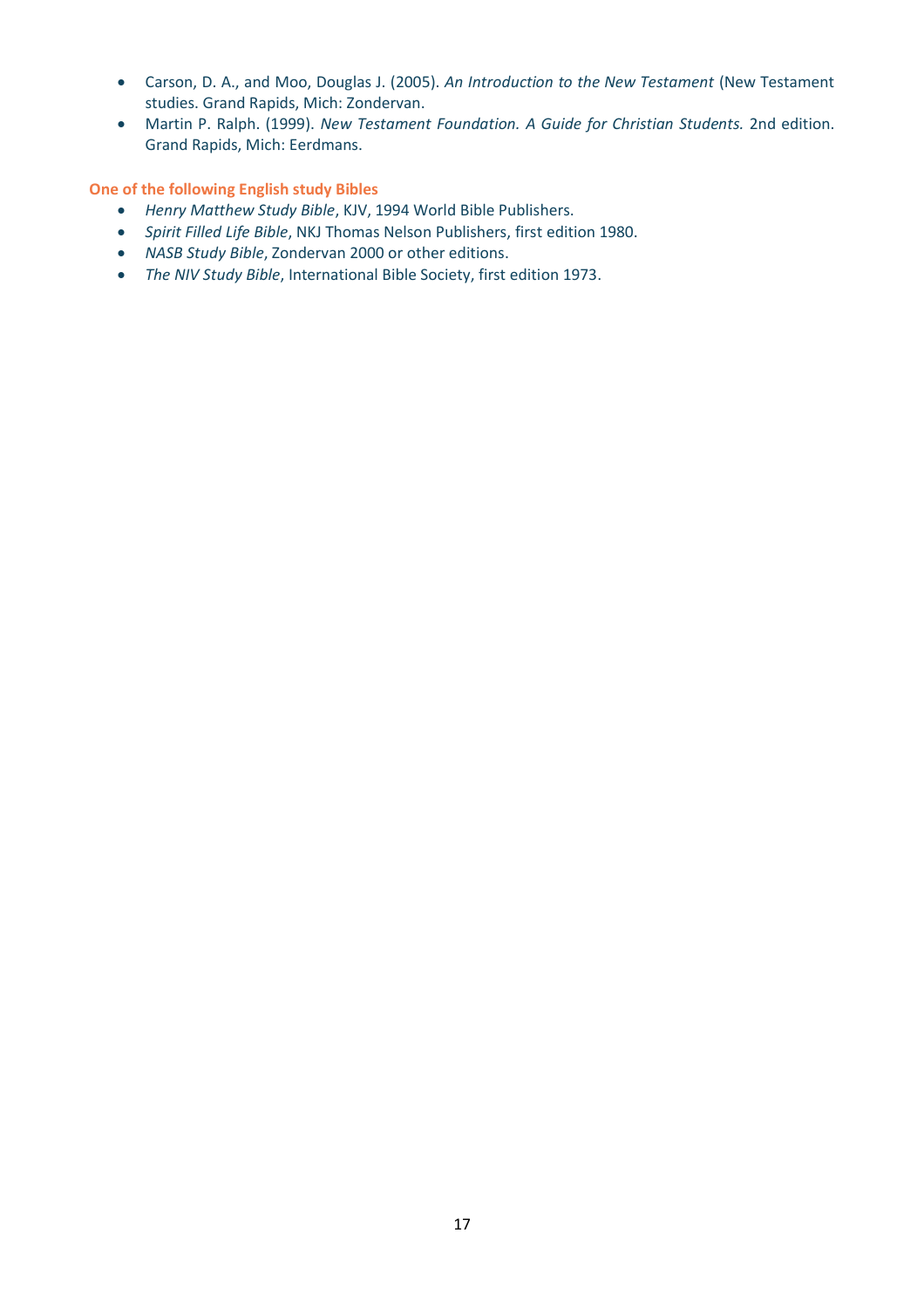- Carson, D. A., and Moo, Douglas J. (2005). *An Introduction to the New Testament* (New Testament studies. Grand Rapids, Mich: Zondervan.
- Martin P. Ralph. (1999). *New Testament Foundation. A Guide for Christian Students.* 2nd edition. Grand Rapids, Mich: Eerdmans.

**One of the following English study Bibles**

- *Henry Matthew Study Bible*, KJV, 1994 World Bible Publishers.
- *Spirit Filled Life Bible*, NKJ Thomas Nelson Publishers, first edition 1980.
- *NASB Study Bible*, Zondervan 2000 or other editions.
- *The NIV Study Bible*, International Bible Society, first edition 1973.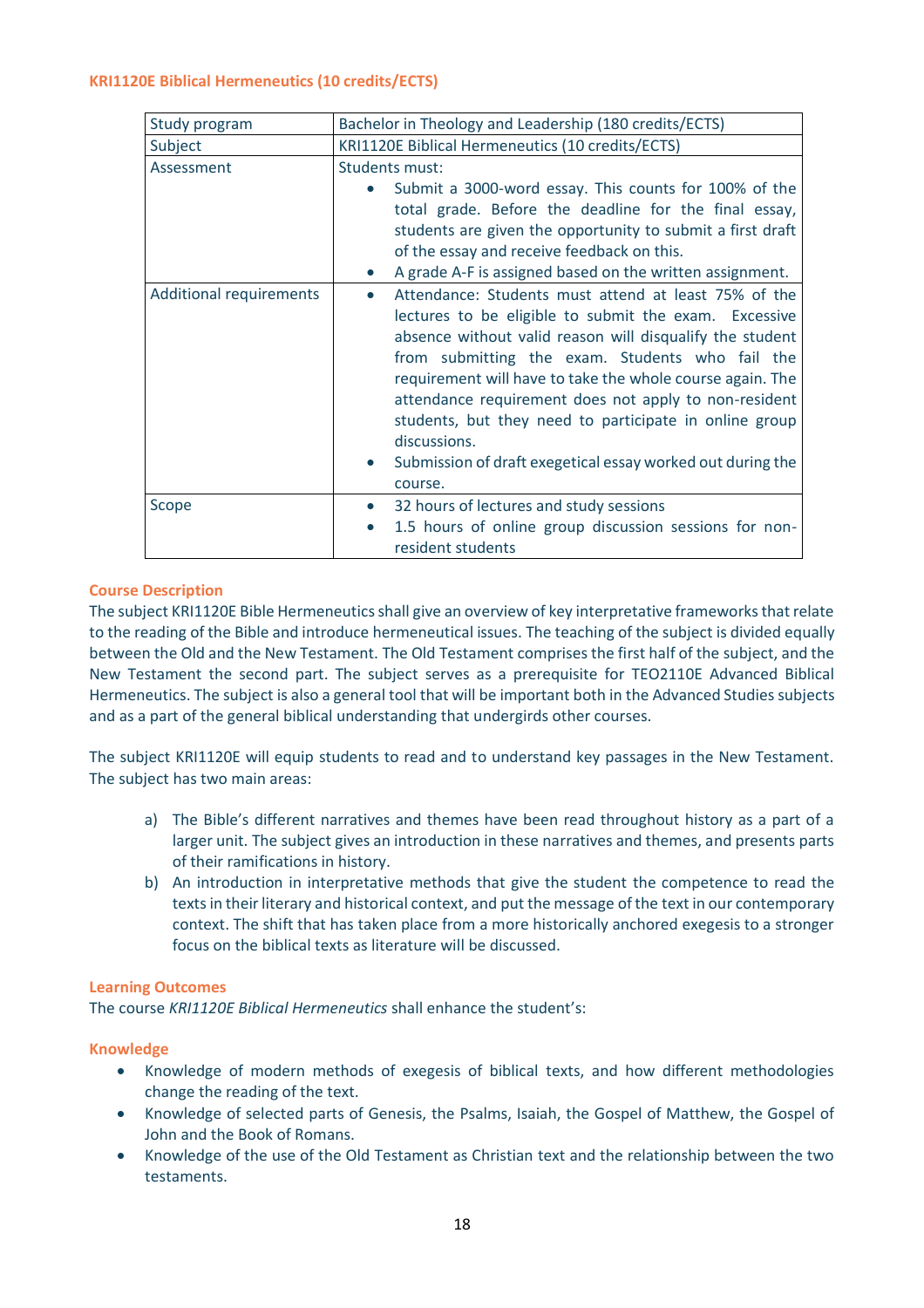### KRI1120E Biblical Hermeneutics (10 credits/ECTS)

| | |
|---|---|
| Study program | Bachelor in Theology and Leadership (180 credits/ECTS) |
| Subject | KRI1120E Biblical Hermeneutics (10 credits/ECTS) |
| Assessment | Students must:<br>• Submit a 3000-word essay. This counts for 100% of the total grade. Before the deadline for the final essay, students are given the opportunity to submit a first draft of the essay and receive feedback on this.<br>• A grade A-F is assigned based on the written assignment. |
| Additional requirements | • Attendance: Students must attend at least 75% of the lectures to be eligible to submit the exam. Excessive absence without valid reason will disqualify the student from submitting the exam. Students who fail the requirement will have to take the whole course again. The attendance requirement does not apply to non-resident students, but they need to participate in online group discussions.<br>• Submission of draft exegetical essay worked out during the course. |
| Scope | • 32 hours of lectures and study sessions<br>• 1.5 hours of online group discussion sessions for non-resident students |

#### Course Description

The subject KRI1120E Bible Hermeneutics shall give an overview of key interpretative frameworks that relate to the reading of the Bible and introduce hermeneutical issues. The teaching of the subject is divided equally between the Old and the New Testament. The Old Testament comprises the first half of the subject, and the New Testament the second part. The subject serves as a prerequisite for TEO2110E Advanced Biblical Hermeneutics. The subject is also a general tool that will be important both in the Advanced Studies subjects and as a part of the general biblical understanding that undergirds other courses.

The subject KRI1120E will equip students to read and to understand key passages in the New Testament. The subject has two main areas:

a) The Bible's different narratives and themes have been read throughout history as a part of a larger unit. The subject gives an introduction in these narratives and themes, and presents parts of their ramifications in history.
b) An introduction in interpretative methods that give the student the competence to read the texts in their literary and historical context, and put the message of the text in our contemporary context. The shift that has taken place from a more historically anchored exegesis to a stronger focus on the biblical texts as literature will be discussed.

#### Learning Outcomes

The course *KRI1120E Biblical Hermeneutics* shall enhance the student's:

#### Knowledge

- Knowledge of modern methods of exegesis of biblical texts, and how different methodologies change the reading of the text.
- Knowledge of selected parts of Genesis, the Psalms, Isaiah, the Gospel of Matthew, the Gospel of John and the Book of Romans.
- Knowledge of the use of the Old Testament as Christian text and the relationship between the two testaments.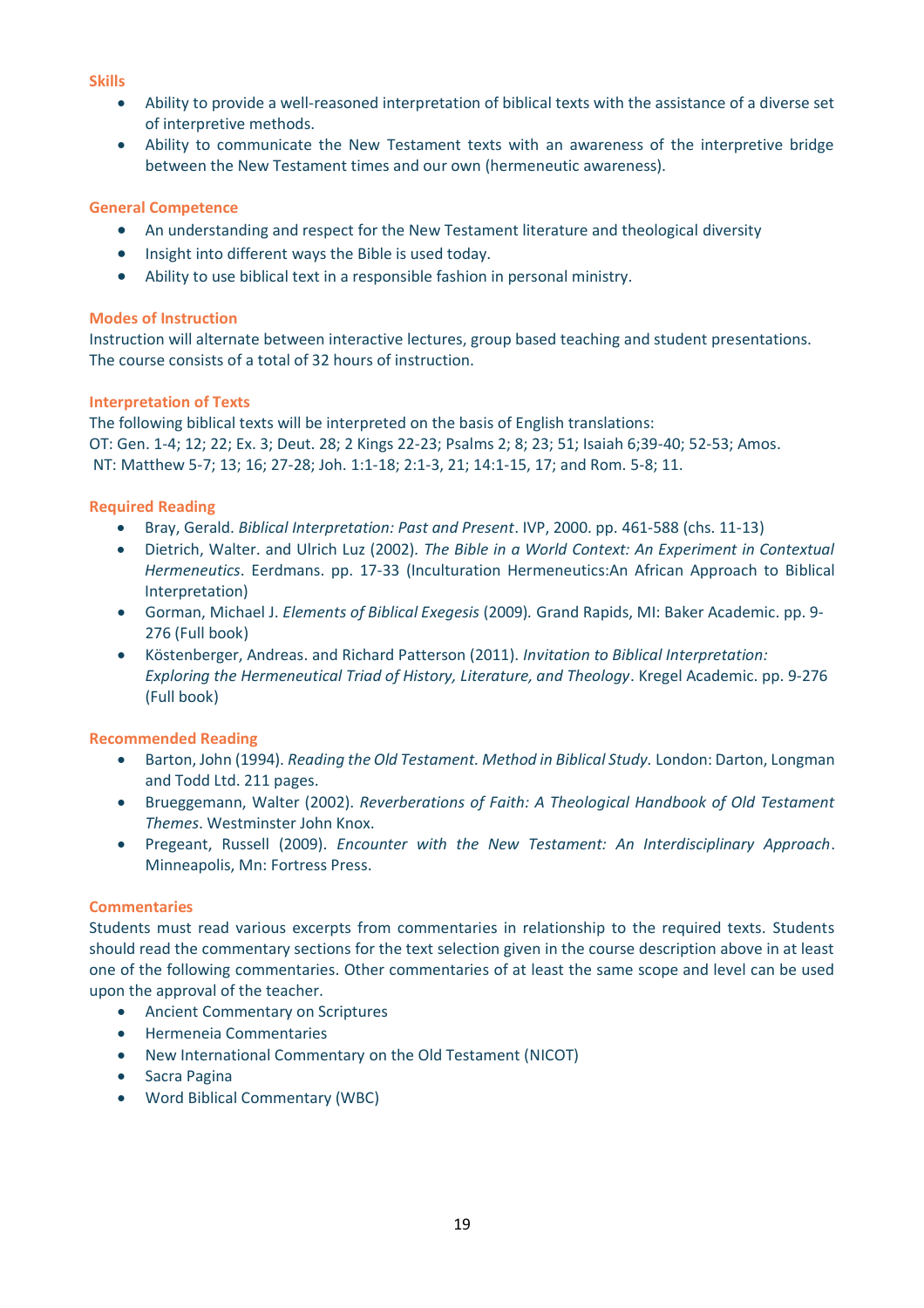### Skills

- Ability to provide a well-reasoned interpretation of biblical texts with the assistance of a diverse set of interpretive methods.
- Ability to communicate the New Testament texts with an awareness of the interpretive bridge between the New Testament times and our own (hermeneutic awareness).

### General Competence

- An understanding and respect for the New Testament literature and theological diversity
- Insight into different ways the Bible is used today.
- Ability to use biblical text in a responsible fashion in personal ministry.

### Modes of Instruction

Instruction will alternate between interactive lectures, group based teaching and student presentations. The course consists of a total of 32 hours of instruction.

### Interpretation of Texts

The following biblical texts will be interpreted on the basis of English translations:
OT: Gen. 1-4; 12; 22; Ex. 3; Deut. 28; 2 Kings 22-23; Psalms 2; 8; 23; 51; Isaiah 6;39-40; 52-53; Amos.
NT: Matthew 5-7; 13; 16; 27-28; Joh. 1:1-18; 2:1-3, 21; 14:1-15, 17; and Rom. 5-8; 11.

### Required Reading

- Bray, Gerald. *Biblical Interpretation: Past and Present*. IVP, 2000. pp. 461-588 (chs. 11-13)
- Dietrich, Walter. and Ulrich Luz (2002). *The Bible in a World Context: An Experiment in Contextual Hermeneutics*. Eerdmans. pp. 17-33 (Inculturation Hermeneutics:An African Approach to Biblical Interpretation)
- Gorman, Michael J. *Elements of Biblical Exegesis* (2009)*.* Grand Rapids, MI: Baker Academic. pp. 9-276 (Full book)
- Köstenberger, Andreas. and Richard Patterson (2011). *Invitation to Biblical Interpretation: Exploring the Hermeneutical Triad of History, Literature, and Theology*. Kregel Academic. pp. 9-276 (Full book)

### Recommended Reading

- Barton, John (1994). *Reading the Old Testament. Method in Biblical Study.* London: Darton, Longman and Todd Ltd. 211 pages.
- Brueggemann, Walter (2002). *Reverberations of Faith: A Theological Handbook of Old Testament Themes*. Westminster John Knox.
- Pregeant, Russell (2009). *Encounter with the New Testament: An Interdisciplinary Approach*. Minneapolis, Mn: Fortress Press.

### Commentaries

Students must read various excerpts from commentaries in relationship to the required texts. Students should read the commentary sections for the text selection given in the course description above in at least one of the following commentaries. Other commentaries of at least the same scope and level can be used upon the approval of the teacher.

- Ancient Commentary on Scriptures
- Hermeneia Commentaries
- New International Commentary on the Old Testament (NICOT)
- Sacra Pagina
- Word Biblical Commentary (WBC)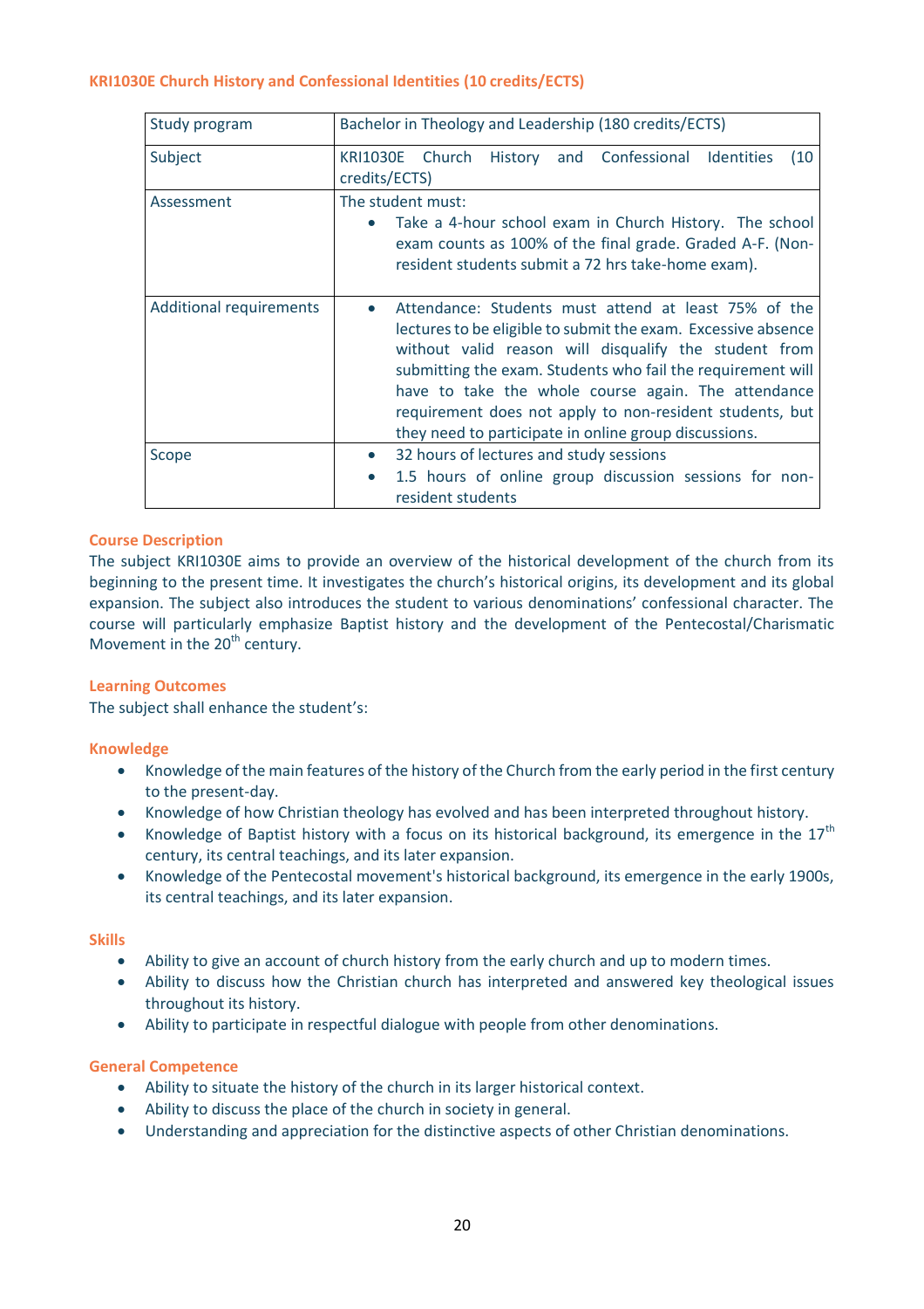## KRI1030E Church History and Confessional Identities (10 credits/ECTS)

| Study program | Bachelor in Theology and Leadership (180 credits/ECTS) |
| --- | --- |
| Subject | KRI1030E Church History and Confessional Identities (10 credits/ECTS) |
| Assessment | The student must:<br>• Take a 4-hour school exam in Church History. The school exam counts as 100% of the final grade. Graded A-F. (Non-resident students submit a 72 hrs take-home exam). |
| Additional requirements | • Attendance: Students must attend at least 75% of the lectures to be eligible to submit the exam. Excessive absence without valid reason will disqualify the student from submitting the exam. Students who fail the requirement will have to take the whole course again. The attendance requirement does not apply to non-resident students, but they need to participate in online group discussions. |
| Scope | • 32 hours of lectures and study sessions<br>• 1.5 hours of online group discussion sessions for non-resident students |

### Course Description

The subject KRI1030E aims to provide an overview of the historical development of the church from its beginning to the present time. It investigates the church's historical origins, its development and its global expansion. The subject also introduces the student to various denominations' confessional character. The course will particularly emphasize Baptist history and the development of the Pentecostal/Charismatic Movement in the 20th century.

### Learning Outcomes

The subject shall enhance the student's:

### Knowledge

- Knowledge of the main features of the history of the Church from the early period in the first century to the present-day.
- Knowledge of how Christian theology has evolved and has been interpreted throughout history.
- Knowledge of Baptist history with a focus on its historical background, its emergence in the 17th century, its central teachings, and its later expansion.
- Knowledge of the Pentecostal movement's historical background, its emergence in the early 1900s, its central teachings, and its later expansion.

### Skills

- Ability to give an account of church history from the early church and up to modern times.
- Ability to discuss how the Christian church has interpreted and answered key theological issues throughout its history.
- Ability to participate in respectful dialogue with people from other denominations.

### General Competence

- Ability to situate the history of the church in its larger historical context.
- Ability to discuss the place of the church in society in general.
- Understanding and appreciation for the distinctive aspects of other Christian denominations.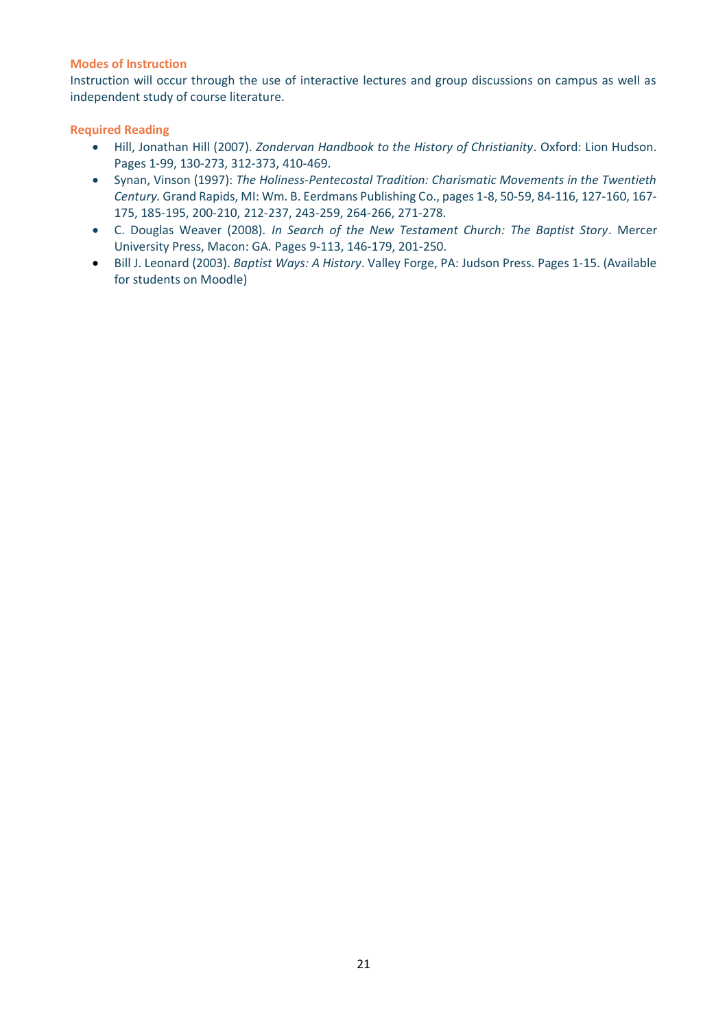#### Modes of Instruction

Instruction will occur through the use of interactive lectures and group discussions on campus as well as independent study of course literature.

#### Required Reading

- Hill, Jonathan Hill (2007). *Zondervan Handbook to the History of Christianity*. Oxford: Lion Hudson. Pages 1-99, 130-273, 312-373, 410-469.
- Synan, Vinson (1997): *The Holiness-Pentecostal Tradition: Charismatic Movements in the Twentieth Century.* Grand Rapids, MI: Wm. B. Eerdmans Publishing Co., pages 1-8, 50-59, 84-116, 127-160, 167-175, 185-195, 200-210, 212-237, 243-259, 264-266, 271-278.
- C. Douglas Weaver (2008). *In Search of the New Testament Church: The Baptist Story*. Mercer University Press, Macon: GA. Pages 9-113, 146-179, 201-250.
- Bill J. Leonard (2003). *Baptist Ways: A History*. Valley Forge, PA: Judson Press. Pages 1-15. (Available for students on Moodle)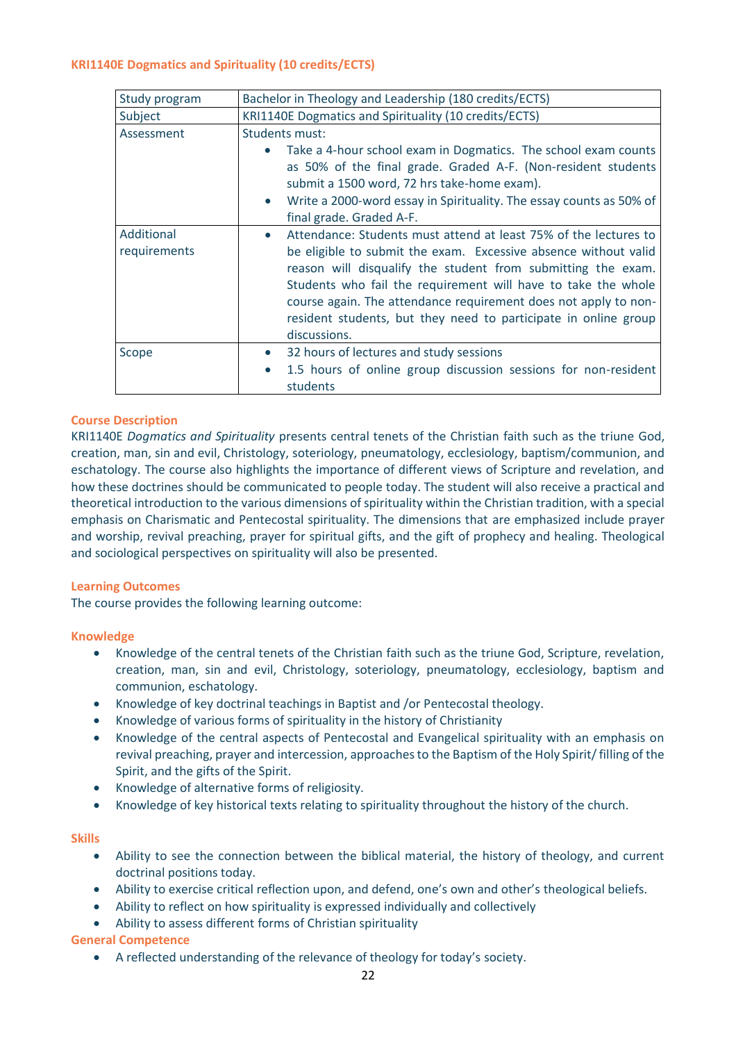### KRI1140E Dogmatics and Spirituality (10 credits/ECTS)

| Study program | Bachelor in Theology and Leadership (180 credits/ECTS) |
| --- | --- |
| Subject | KRI1140E Dogmatics and Spirituality (10 credits/ECTS) |
| Assessment | Students must: <br>• Take a 4-hour school exam in Dogmatics. The school exam counts as 50% of the final grade. Graded A-F. (Non-resident students submit a 1500 word, 72 hrs take-home exam). <br>• Write a 2000-word essay in Spirituality. The essay counts as 50% of final grade. Graded A-F. |
| Additional requirements | • Attendance: Students must attend at least 75% of the lectures to be eligible to submit the exam. Excessive absence without valid reason will disqualify the student from submitting the exam. Students who fail the requirement will have to take the whole course again. The attendance requirement does not apply to non-resident students, but they need to participate in online group discussions. |
| Scope | • 32 hours of lectures and study sessions <br>• 1.5 hours of online group discussion sessions for non-resident students |

#### Course Description

KRI1140E *Dogmatics and Spirituality* presents central tenets of the Christian faith such as the triune God, creation, man, sin and evil, Christology, soteriology, pneumatology, ecclesiology, baptism/communion, and eschatology. The course also highlights the importance of different views of Scripture and revelation, and how these doctrines should be communicated to people today. The student will also receive a practical and theoretical introduction to the various dimensions of spirituality within the Christian tradition, with a special emphasis on Charismatic and Pentecostal spirituality. The dimensions that are emphasized include prayer and worship, revival preaching, prayer for spiritual gifts, and the gift of prophecy and healing. Theological and sociological perspectives on spirituality will also be presented.

#### Learning Outcomes

The course provides the following learning outcome:

#### Knowledge

- Knowledge of the central tenets of the Christian faith such as the triune God, Scripture, revelation, creation, man, sin and evil, Christology, soteriology, pneumatology, ecclesiology, baptism and communion, eschatology.
- Knowledge of key doctrinal teachings in Baptist and /or Pentecostal theology.
- Knowledge of various forms of spirituality in the history of Christianity
- Knowledge of the central aspects of Pentecostal and Evangelical spirituality with an emphasis on revival preaching, prayer and intercession, approaches to the Baptism of the Holy Spirit/ filling of the Spirit, and the gifts of the Spirit.
- Knowledge of alternative forms of religiosity.
- Knowledge of key historical texts relating to spirituality throughout the history of the church.

#### Skills

- Ability to see the connection between the biblical material, the history of theology, and current doctrinal positions today.
- Ability to exercise critical reflection upon, and defend, one's own and other's theological beliefs.
- Ability to reflect on how spirituality is expressed individually and collectively
- Ability to assess different forms of Christian spirituality

#### General Competence

- A reflected understanding of the relevance of theology for today's society.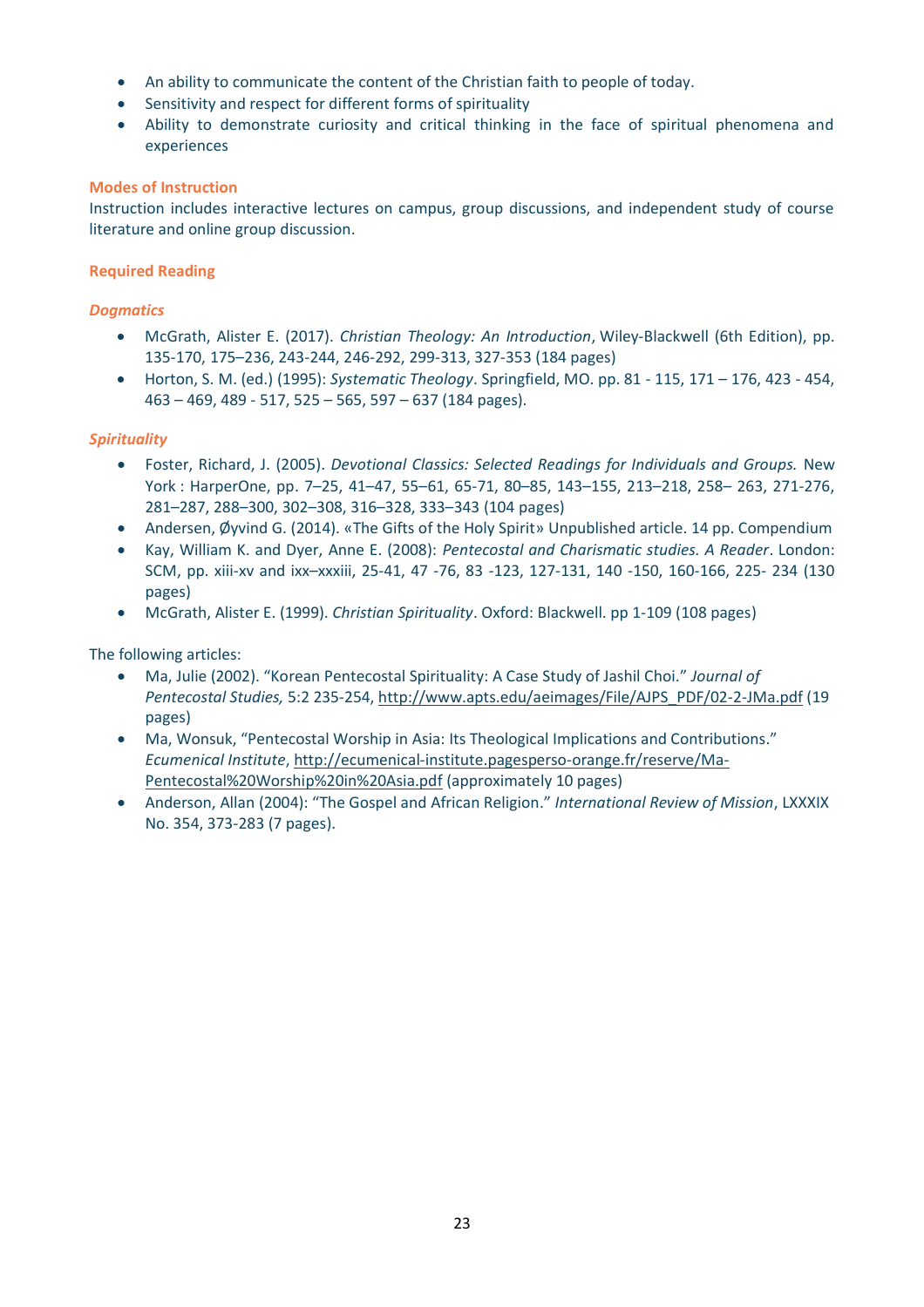- An ability to communicate the content of the Christian faith to people of today.
- Sensitivity and respect for different forms of spirituality
- Ability to demonstrate curiosity and critical thinking in the face of spiritual phenomena and experiences

### Modes of Instruction

Instruction includes interactive lectures on campus, group discussions, and independent study of course literature and online group discussion.

### Required Reading

#### *Dogmatics*

- McGrath, Alister E. (2017). *Christian Theology: An Introduction*, Wiley-Blackwell (6th Edition), pp. 135-170, 175–236, 243-244, 246-292, 299-313, 327-353 (184 pages)
- Horton, S. M. (ed.) (1995): *Systematic Theology*. Springfield, MO. pp. 81 - 115, 171 – 176, 423 - 454, 463 – 469, 489 - 517, 525 – 565, 597 – 637 (184 pages).

#### *Spirituality*

- Foster, Richard, J. (2005). *Devotional Classics: Selected Readings for Individuals and Groups.* New York : HarperOne, pp. 7–25, 41–47, 55–61, 65-71, 80–85, 143–155, 213–218, 258– 263, 271-276, 281–287, 288–300, 302–308, 316–328, 333–343 (104 pages)
- Andersen, Øyvind G. (2014). «The Gifts of the Holy Spirit» Unpublished article. 14 pp. Compendium
- Kay, William K. and Dyer, Anne E. (2008): *Pentecostal and Charismatic studies. A Reader*. London: SCM, pp. xiii-xv and ixx–xxxiii, 25-41, 47 -76, 83 -123, 127-131, 140 -150, 160-166, 225- 234 (130 pages)
- McGrath, Alister E. (1999). *Christian Spirituality*. Oxford: Blackwell. pp 1-109 (108 pages)

The following articles:

- Ma, Julie (2002). "Korean Pentecostal Spirituality: A Case Study of Jashil Choi." *Journal of Pentecostal Studies,* 5:2 235-254, http://www.apts.edu/aeimages/File/AJPS_PDF/02-2-JMa.pdf (19 pages)
- Ma, Wonsuk, "Pentecostal Worship in Asia: Its Theological Implications and Contributions." *Ecumenical Institute*, http://ecumenical-institute.pagesperso-orange.fr/reserve/Ma-Pentecostal%20Worship%20in%20Asia.pdf (approximately 10 pages)
- Anderson, Allan (2004): "The Gospel and African Religion." *International Review of Mission*, LXXXIX No. 354, 373-283 (7 pages).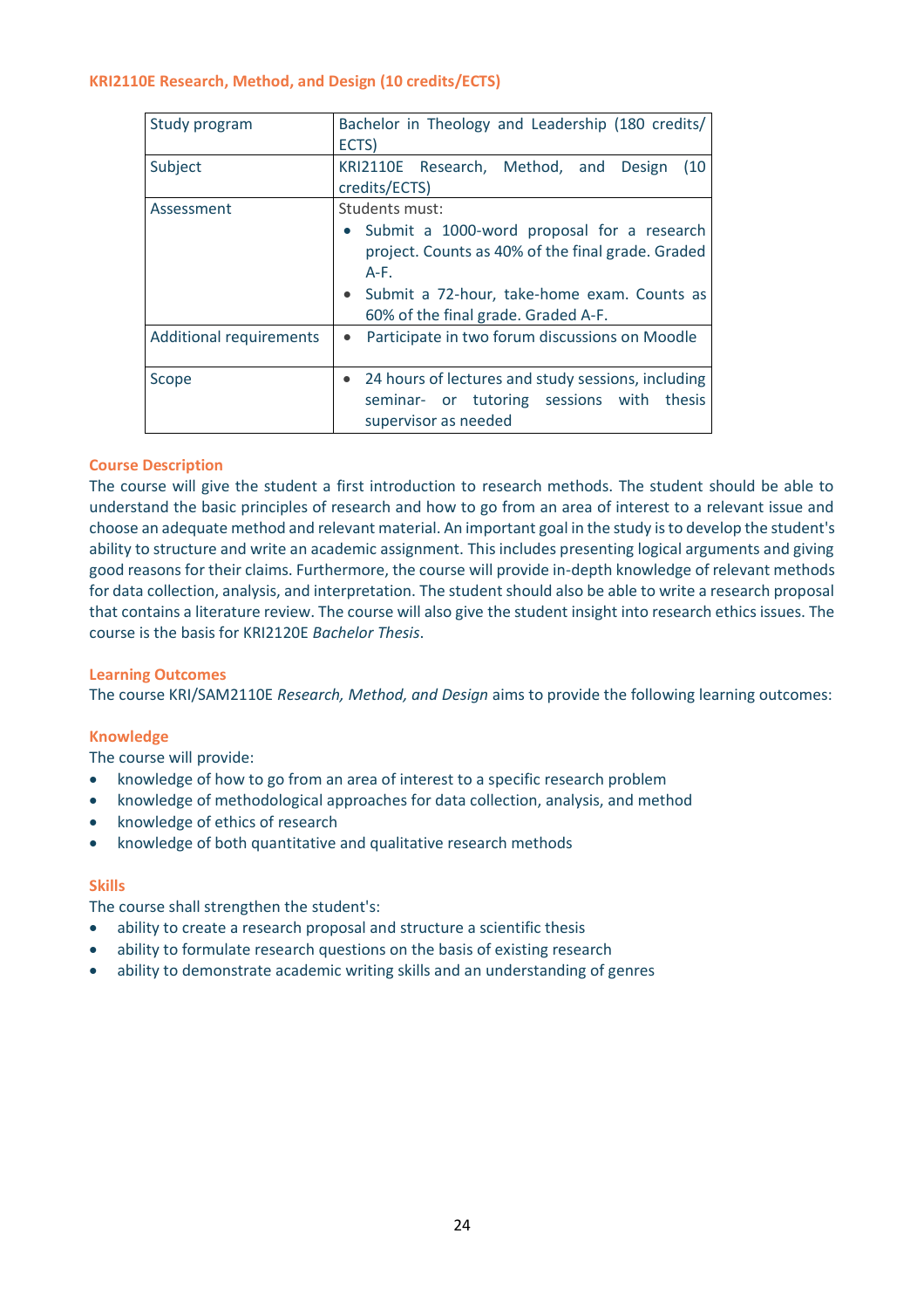### KRI2110E Research, Method, and Design (10 credits/ECTS)

| Study program | Bachelor in Theology and Leadership (180 credits/ ECTS) |
|---|---|
| Subject | KRI2110E Research, Method, and Design (10 credits/ECTS) |
| Assessment | Students must:<br>• Submit a 1000-word proposal for a research project. Counts as 40% of the final grade. Graded A-F.<br>• Submit a 72-hour, take-home exam. Counts as 60% of the final grade. Graded A-F. |
| Additional requirements | • Participate in two forum discussions on Moodle |
| Scope | • 24 hours of lectures and study sessions, including seminar- or tutoring sessions with thesis supervisor as needed |

#### Course Description

The course will give the student a first introduction to research methods. The student should be able to understand the basic principles of research and how to go from an area of interest to a relevant issue and choose an adequate method and relevant material. An important goal in the study is to develop the student's ability to structure and write an academic assignment. This includes presenting logical arguments and giving good reasons for their claims. Furthermore, the course will provide in-depth knowledge of relevant methods for data collection, analysis, and interpretation. The student should also be able to write a research proposal that contains a literature review. The course will also give the student insight into research ethics issues. The course is the basis for KRI2120E *Bachelor Thesis*.

#### Learning Outcomes

The course KRI/SAM2110E *Research, Method, and Design* aims to provide the following learning outcomes:

#### Knowledge

The course will provide:

- knowledge of how to go from an area of interest to a specific research problem
- knowledge of methodological approaches for data collection, analysis, and method
- knowledge of ethics of research
- knowledge of both quantitative and qualitative research methods

#### Skills

The course shall strengthen the student's:

- ability to create a research proposal and structure a scientific thesis
- ability to formulate research questions on the basis of existing research
- ability to demonstrate academic writing skills and an understanding of genres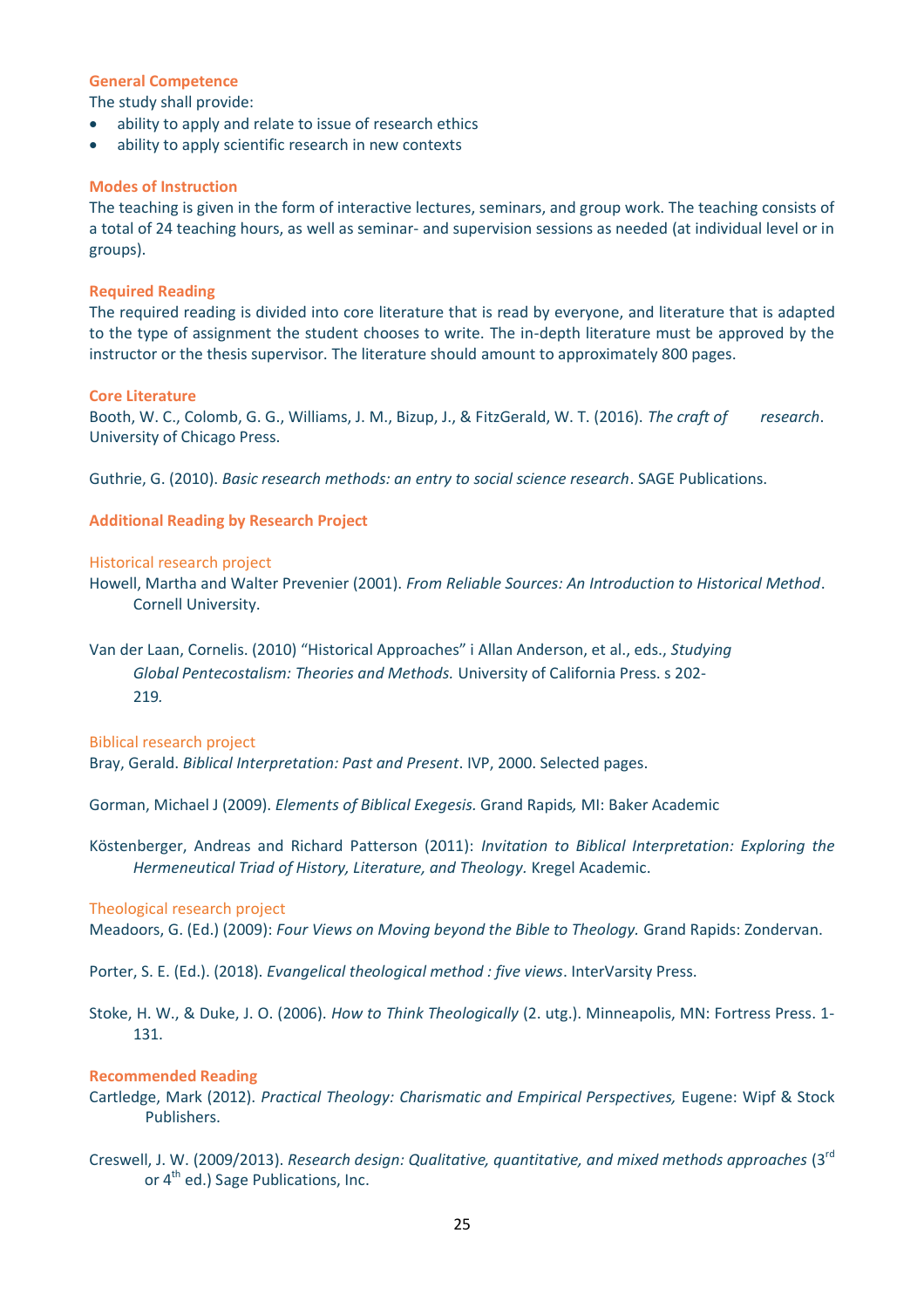### General Competence

The study shall provide:

- ability to apply and relate to issue of research ethics
- ability to apply scientific research in new contexts

### Modes of Instruction

The teaching is given in the form of interactive lectures, seminars, and group work. The teaching consists of a total of 24 teaching hours, as well as seminar- and supervision sessions as needed (at individual level or in groups).

### Required Reading

The required reading is divided into core literature that is read by everyone, and literature that is adapted to the type of assignment the student chooses to write. The in-depth literature must be approved by the instructor or the thesis supervisor. The literature should amount to approximately 800 pages.

### Core Literature

Booth, W. C., Colomb, G. G., Williams, J. M., Bizup, J., & FitzGerald, W. T. (2016). *The craft of research*. University of Chicago Press.

Guthrie, G. (2010). *Basic research methods: an entry to social science research*. SAGE Publications.

### Additional Reading by Research Project

#### Historical research project

Howell, Martha and Walter Prevenier (2001). *From Reliable Sources: An Introduction to Historical Method*. Cornell University.

Van der Laan, Cornelis. (2010) "Historical Approaches" i Allan Anderson, et al., eds., *Studying Global Pentecostalism: Theories and Methods.* University of California Press. s 202-219.

#### Biblical research project

Bray, Gerald. *Biblical Interpretation: Past and Present*. IVP, 2000. Selected pages.

Gorman, Michael J (2009). *Elements of Biblical Exegesis.* Grand Rapids, MI: Baker Academic

Köstenberger, Andreas and Richard Patterson (2011): *Invitation to Biblical Interpretation: Exploring the Hermeneutical Triad of History, Literature, and Theology.* Kregel Academic.

#### Theological research project

Meadoors, G. (Ed.) (2009): *Four Views on Moving beyond the Bible to Theology.* Grand Rapids: Zondervan.

Porter, S. E. (Ed.). (2018). *Evangelical theological method : five views*. InterVarsity Press.

Stoke, H. W., & Duke, J. O. (2006). *How to Think Theologically* (2. utg.). Minneapolis, MN: Fortress Press. 1-131.

### Recommended Reading

Cartledge, Mark (2012). *Practical Theology: Charismatic and Empirical Perspectives,* Eugene: Wipf & Stock Publishers.

Creswell, J. W. (2009/2013). *Research design: Qualitative, quantitative, and mixed methods approaches* (3rd or 4th ed.) Sage Publications, Inc.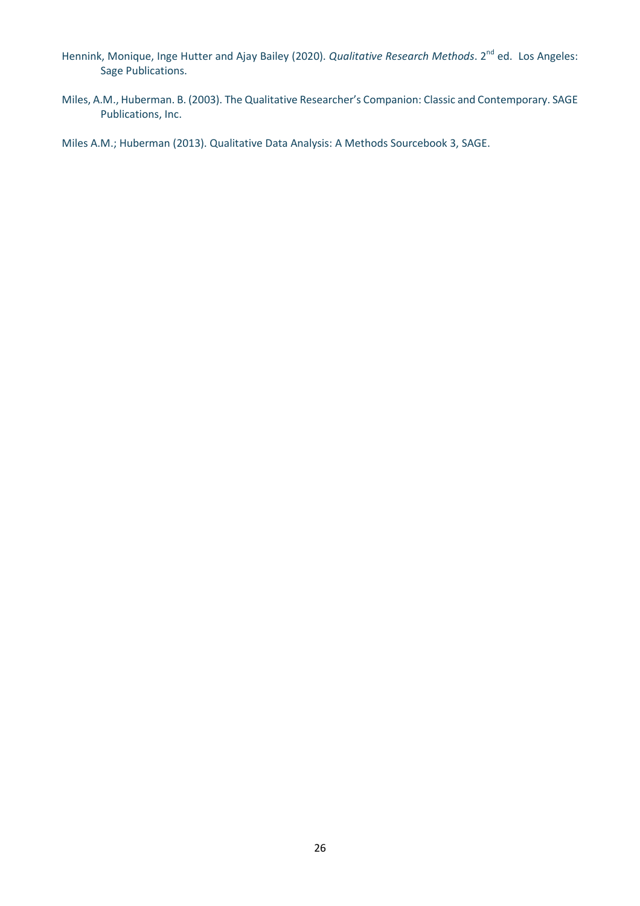Hennink, Monique, Inge Hutter and Ajay Bailey (2020). *Qualitative Research Methods*. 2nd ed. Los Angeles: Sage Publications.

Miles, A.M., Huberman. B. (2003). The Qualitative Researcher's Companion: Classic and Contemporary. SAGE Publications, Inc.

Miles A.M.; Huberman (2013). Qualitative Data Analysis: A Methods Sourcebook 3, SAGE.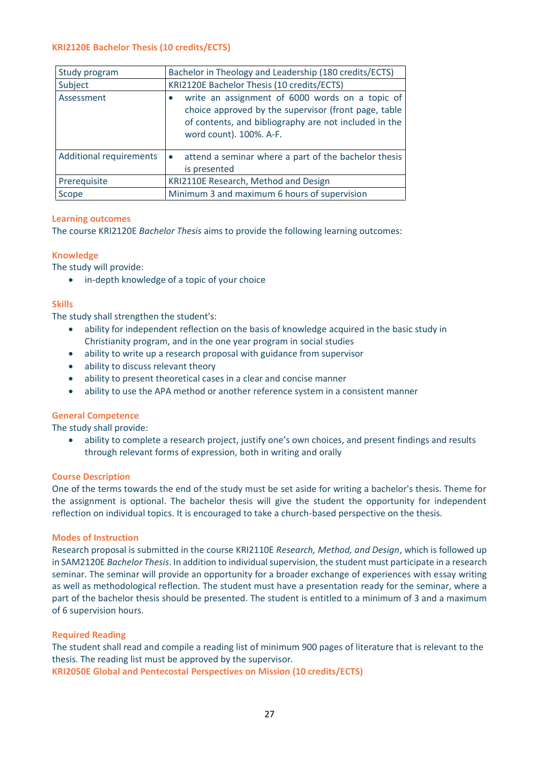## KRI2120E Bachelor Thesis (10 credits/ECTS)

| Study program | Bachelor in Theology and Leadership (180 credits/ECTS) |
|---|---|
| Subject | KRI2120E Bachelor Thesis (10 credits/ECTS) |
| Assessment | • write an assignment of 6000 words on a topic of choice approved by the supervisor (front page, table of contents, and bibliography are not included in the word count). 100%. A-F. |
| Additional requirements | • attend a seminar where a part of the bachelor thesis is presented |
| Prerequisite | KRI2110E Research, Method and Design |
| Scope | Minimum 3 and maximum 6 hours of supervision |

### Learning outcomes

The course KRI2120E *Bachelor Thesis* aims to provide the following learning outcomes:

### Knowledge

The study will provide:

- in-depth knowledge of a topic of your choice

### Skills

The study shall strengthen the student's:

- ability for independent reflection on the basis of knowledge acquired in the basic study in Christianity program, and in the one year program in social studies
- ability to write up a research proposal with guidance from supervisor
- ability to discuss relevant theory
- ability to present theoretical cases in a clear and concise manner
- ability to use the APA method or another reference system in a consistent manner

### General Competence

The study shall provide:

- ability to complete a research project, justify one's own choices, and present findings and results through relevant forms of expression, both in writing and orally

### Course Description

One of the terms towards the end of the study must be set aside for writing a bachelor's thesis. Theme for the assignment is optional. The bachelor thesis will give the student the opportunity for independent reflection on individual topics. It is encouraged to take a church-based perspective on the thesis.

### Modes of Instruction

Research proposal is submitted in the course KRI2110E *Research, Method, and Design*, which is followed up in SAM2120E *Bachelor Thesis*. In addition to individual supervision, the student must participate in a research seminar. The seminar will provide an opportunity for a broader exchange of experiences with essay writing as well as methodological reflection. The student must have a presentation ready for the seminar, where a part of the bachelor thesis should be presented. The student is entitled to a minimum of 3 and a maximum of 6 supervision hours.

### Required Reading

The student shall read and compile a reading list of minimum 900 pages of literature that is relevant to the thesis. The reading list must be approved by the supervisor.

## KRI2050E Global and Pentecostal Perspectives on Mission (10 credits/ECTS)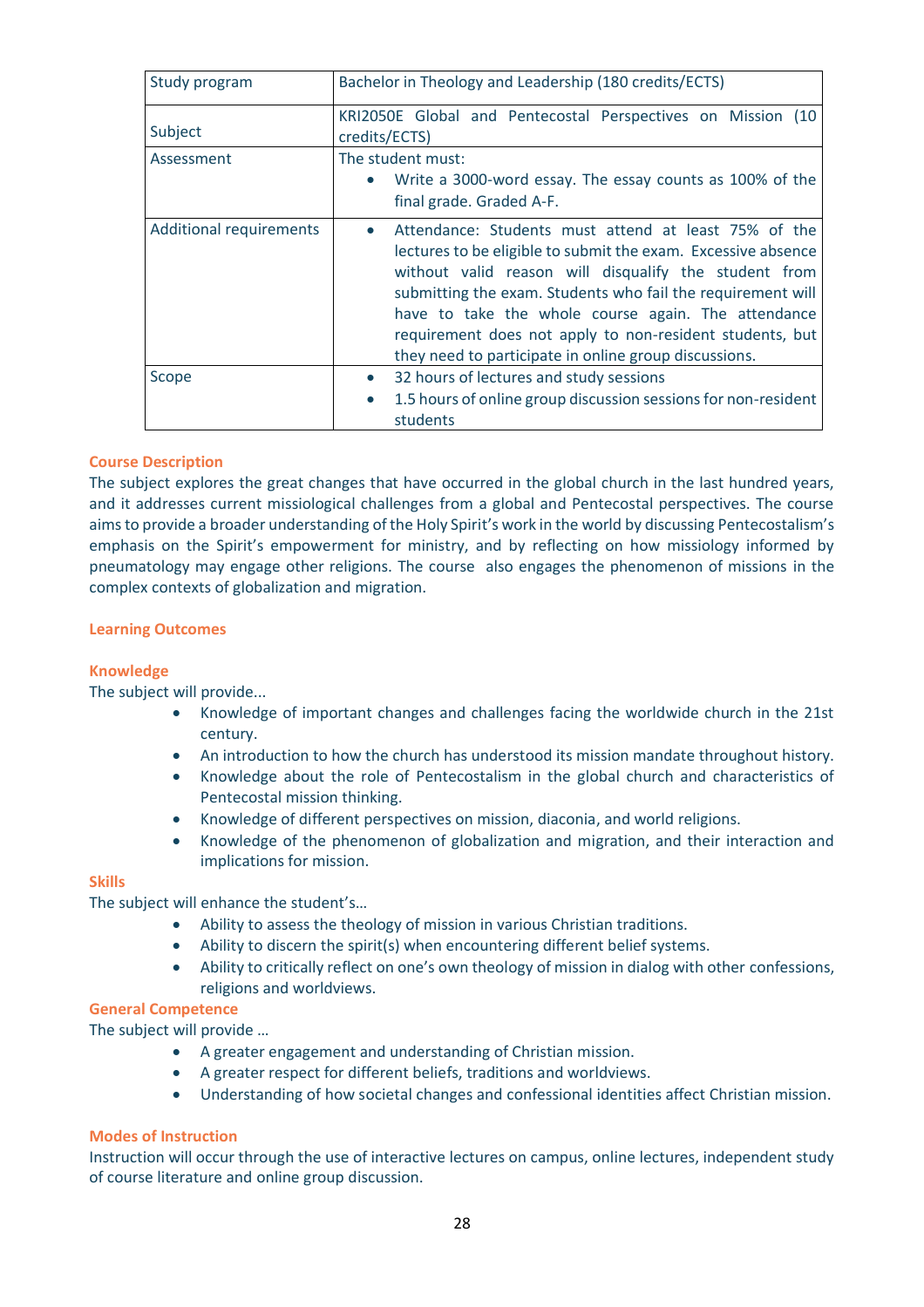| Study program | Bachelor in Theology and Leadership (180 credits/ECTS) |
|---|---|
| Subject | KRI2050E Global and Pentecostal Perspectives on Mission (10 credits/ECTS) |
| Assessment | The student must:<br>• Write a 3000-word essay. The essay counts as 100% of the final grade. Graded A-F. |
| Additional requirements | • Attendance: Students must attend at least 75% of the lectures to be eligible to submit the exam. Excessive absence without valid reason will disqualify the student from submitting the exam. Students who fail the requirement will have to take the whole course again. The attendance requirement does not apply to non-resident students, but they need to participate in online group discussions. |
| Scope | • 32 hours of lectures and study sessions<br>• 1.5 hours of online group discussion sessions for non-resident students |

### Course Description

The subject explores the great changes that have occurred in the global church in the last hundred years, and it addresses current missiological challenges from a global and Pentecostal perspectives. The course aims to provide a broader understanding of the Holy Spirit's work in the world by discussing Pentecostalism's emphasis on the Spirit's empowerment for ministry, and by reflecting on how missiology informed by pneumatology may engage other religions. The course also engages the phenomenon of missions in the complex contexts of globalization and migration.

### Learning Outcomes

#### Knowledge

The subject will provide...

- Knowledge of important changes and challenges facing the worldwide church in the 21st century.
- An introduction to how the church has understood its mission mandate throughout history.
- Knowledge about the role of Pentecostalism in the global church and characteristics of Pentecostal mission thinking.
- Knowledge of different perspectives on mission, diaconia, and world religions.
- Knowledge of the phenomenon of globalization and migration, and their interaction and implications for mission.

#### Skills

The subject will enhance the student's…

- Ability to assess the theology of mission in various Christian traditions.
- Ability to discern the spirit(s) when encountering different belief systems.
- Ability to critically reflect on one's own theology of mission in dialog with other confessions, religions and worldviews.

#### General Competence

The subject will provide …

- A greater engagement and understanding of Christian mission.
- A greater respect for different beliefs, traditions and worldviews.
- Understanding of how societal changes and confessional identities affect Christian mission.

### Modes of Instruction

Instruction will occur through the use of interactive lectures on campus, online lectures, independent study of course literature and online group discussion.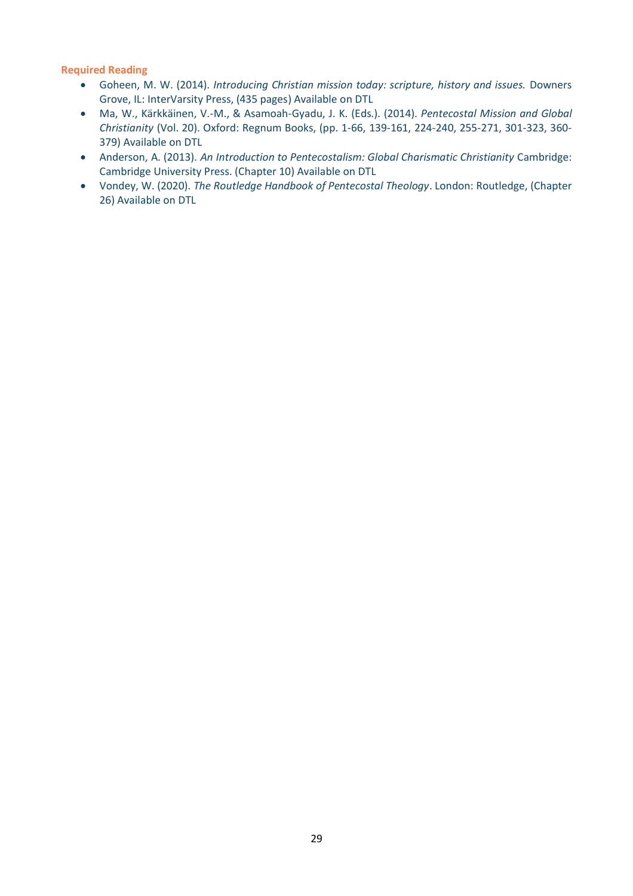**Required Reading**

- Goheen, M. W. (2014). *Introducing Christian mission today: scripture, history and issues.* Downers Grove, IL: InterVarsity Press, (435 pages) Available on DTL
- Ma, W., Kärkkäinen, V.-M., & Asamoah-Gyadu, J. K. (Eds.). (2014). *Pentecostal Mission and Global Christianity* (Vol. 20). Oxford: Regnum Books, (pp. 1-66, 139-161, 224-240, 255-271, 301-323, 360-379) Available on DTL
- Anderson, A. (2013). *An Introduction to Pentecostalism: Global Charismatic Christianity* Cambridge: Cambridge University Press. (Chapter 10) Available on DTL
- Vondey, W. (2020). *The Routledge Handbook of Pentecostal Theology*. London: Routledge, (Chapter 26) Available on DTL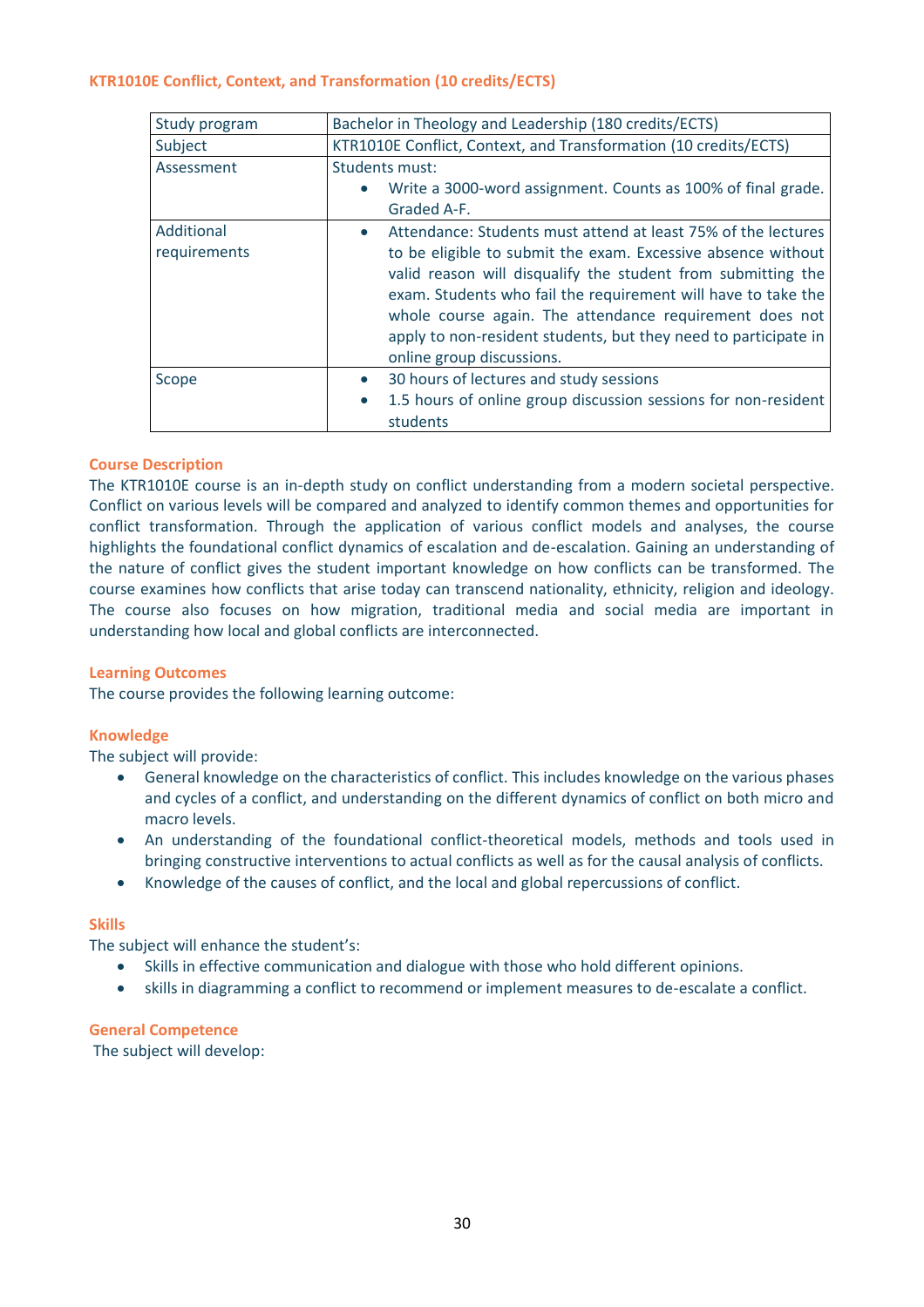### KTR1010E Conflict, Context, and Transformation (10 credits/ECTS)

| Study program | Bachelor in Theology and Leadership (180 credits/ECTS) |
|---|---|
| Subject | KTR1010E Conflict, Context, and Transformation (10 credits/ECTS) |
| Assessment | Students must:<br>• Write a 3000-word assignment. Counts as 100% of final grade. Graded A-F. |
| Additional requirements | • Attendance: Students must attend at least 75% of the lectures to be eligible to submit the exam. Excessive absence without valid reason will disqualify the student from submitting the exam. Students who fail the requirement will have to take the whole course again. The attendance requirement does not apply to non-resident students, but they need to participate in online group discussions. |
| Scope | • 30 hours of lectures and study sessions<br>• 1.5 hours of online group discussion sessions for non-resident students |

#### Course Description

The KTR1010E course is an in-depth study on conflict understanding from a modern societal perspective. Conflict on various levels will be compared and analyzed to identify common themes and opportunities for conflict transformation. Through the application of various conflict models and analyses, the course highlights the foundational conflict dynamics of escalation and de-escalation. Gaining an understanding of the nature of conflict gives the student important knowledge on how conflicts can be transformed. The course examines how conflicts that arise today can transcend nationality, ethnicity, religion and ideology. The course also focuses on how migration, traditional media and social media are important in understanding how local and global conflicts are interconnected.

#### Learning Outcomes

The course provides the following learning outcome:

#### Knowledge

The subject will provide:

- General knowledge on the characteristics of conflict. This includes knowledge on the various phases and cycles of a conflict, and understanding on the different dynamics of conflict on both micro and macro levels.
- An understanding of the foundational conflict-theoretical models, methods and tools used in bringing constructive interventions to actual conflicts as well as for the causal analysis of conflicts.
- Knowledge of the causes of conflict, and the local and global repercussions of conflict.

#### Skills

The subject will enhance the student's:

- Skills in effective communication and dialogue with those who hold different opinions.
- skills in diagramming a conflict to recommend or implement measures to de-escalate a conflict.

#### General Competence

The subject will develop: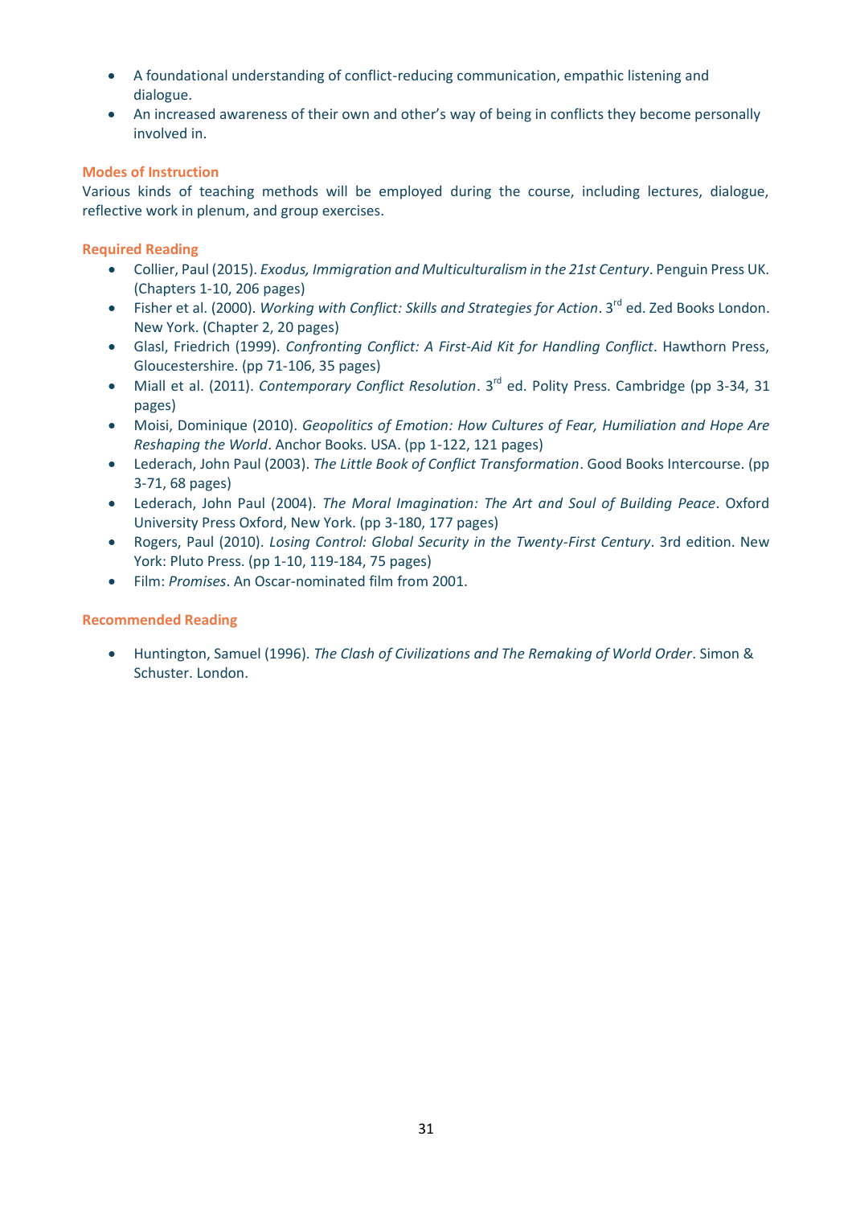- A foundational understanding of conflict-reducing communication, empathic listening and dialogue.
- An increased awareness of their own and other's way of being in conflicts they become personally involved in.

### Modes of Instruction

Various kinds of teaching methods will be employed during the course, including lectures, dialogue, reflective work in plenum, and group exercises.

### Required Reading

- Collier, Paul (2015). *Exodus, Immigration and Multiculturalism in the 21st Century*. Penguin Press UK. (Chapters 1-10, 206 pages)
- Fisher et al. (2000). *Working with Conflict: Skills and Strategies for Action*. 3rd ed. Zed Books London. New York. (Chapter 2, 20 pages)
- Glasl, Friedrich (1999). *Confronting Conflict: A First-Aid Kit for Handling Conflict*. Hawthorn Press, Gloucestershire. (pp 71-106, 35 pages)
- Miall et al. (2011). *Contemporary Conflict Resolution*. 3rd ed. Polity Press. Cambridge (pp 3-34, 31 pages)
- Moisi, Dominique (2010). *Geopolitics of Emotion: How Cultures of Fear, Humiliation and Hope Are Reshaping the World*. Anchor Books. USA. (pp 1-122, 121 pages)
- Lederach, John Paul (2003). *The Little Book of Conflict Transformation*. Good Books Intercourse. (pp 3-71, 68 pages)
- Lederach, John Paul (2004). *The Moral Imagination: The Art and Soul of Building Peace*. Oxford University Press Oxford, New York. (pp 3-180, 177 pages)
- Rogers, Paul (2010). *Losing Control: Global Security in the Twenty-First Century*. 3rd edition. New York: Pluto Press. (pp 1-10, 119-184, 75 pages)
- Film: *Promises*. An Oscar-nominated film from 2001.

### Recommended Reading

- Huntington, Samuel (1996). *The Clash of Civilizations and The Remaking of World Order*. Simon & Schuster. London.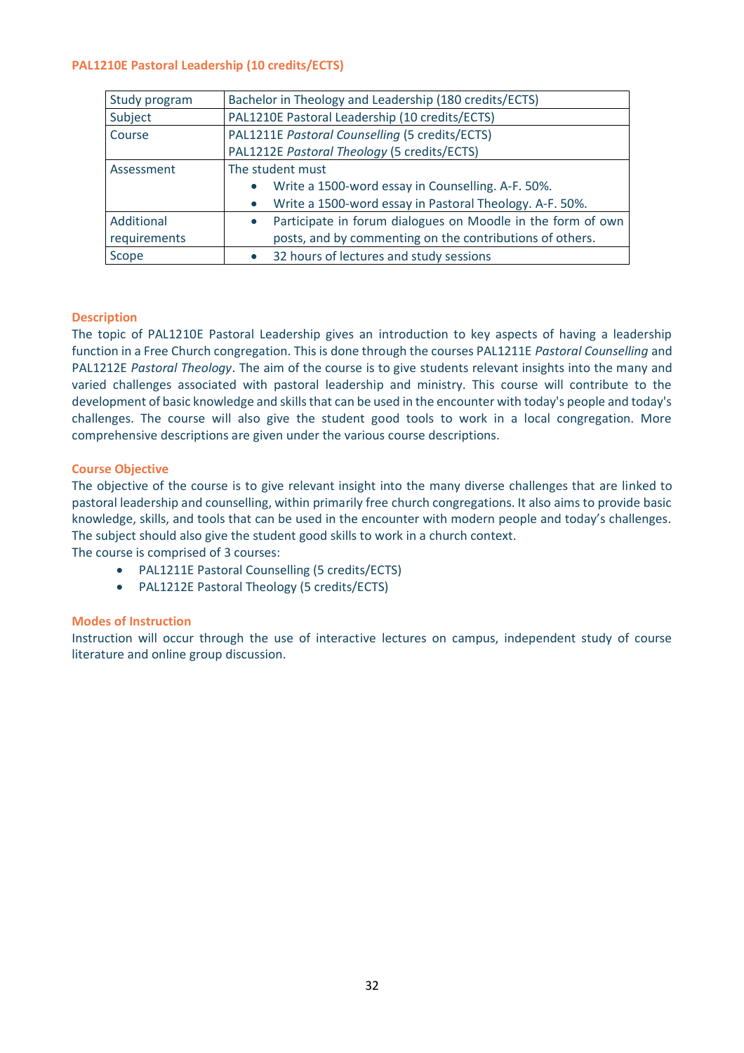### PAL1210E Pastoral Leadership (10 credits/ECTS)

| Study program | Bachelor in Theology and Leadership (180 credits/ECTS) |
|---|---|
| Subject | PAL1210E Pastoral Leadership (10 credits/ECTS) |
| Course | PAL1211E *Pastoral Counselling* (5 credits/ECTS)<br>PAL1212E *Pastoral Theology* (5 credits/ECTS) |
| Assessment | The student must<br>• Write a 1500-word essay in Counselling. A-F. 50%.<br>• Write a 1500-word essay in Pastoral Theology. A-F. 50%. |
| Additional requirements | • Participate in forum dialogues on Moodle in the form of own posts, and by commenting on the contributions of others. |
| Scope | • 32 hours of lectures and study sessions |

#### Description

The topic of PAL1210E Pastoral Leadership gives an introduction to key aspects of having a leadership function in a Free Church congregation. This is done through the courses PAL1211E *Pastoral Counselling* and PAL1212E *Pastoral Theology*. The aim of the course is to give students relevant insights into the many and varied challenges associated with pastoral leadership and ministry. This course will contribute to the development of basic knowledge and skills that can be used in the encounter with today's people and today's challenges. The course will also give the student good tools to work in a local congregation. More comprehensive descriptions are given under the various course descriptions.

#### Course Objective

The objective of the course is to give relevant insight into the many diverse challenges that are linked to pastoral leadership and counselling, within primarily free church congregations. It also aims to provide basic knowledge, skills, and tools that can be used in the encounter with modern people and today's challenges. The subject should also give the student good skills to work in a church context.
The course is comprised of 3 courses:

- PAL1211E Pastoral Counselling (5 credits/ECTS)
- PAL1212E Pastoral Theology (5 credits/ECTS)

#### Modes of Instruction

Instruction will occur through the use of interactive lectures on campus, independent study of course literature and online group discussion.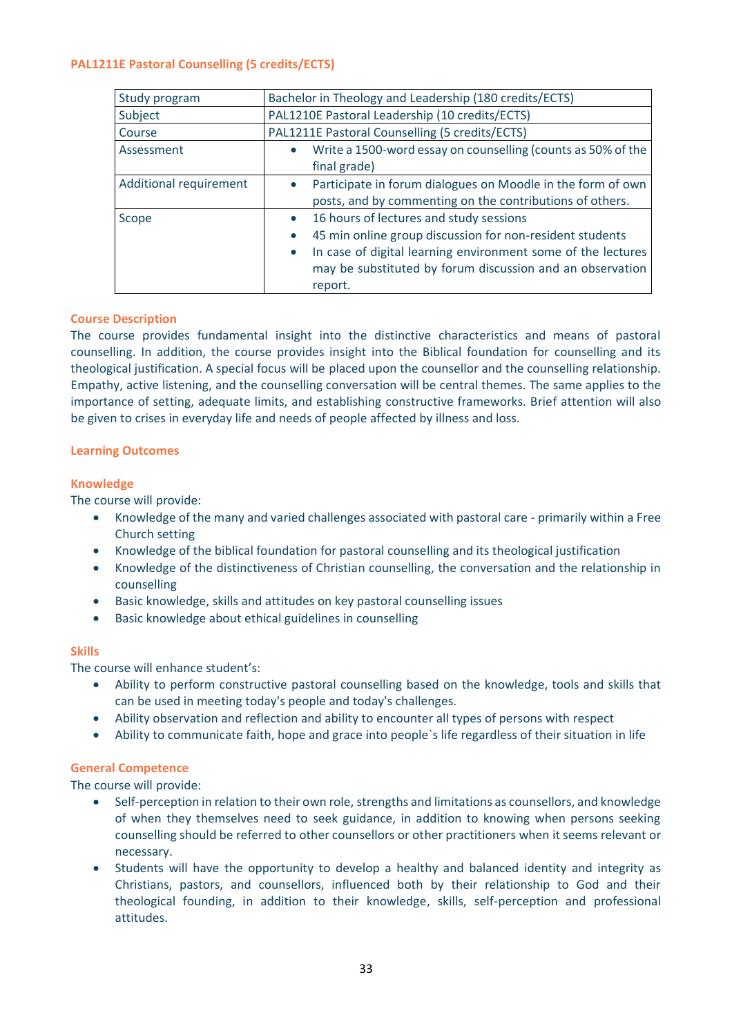### PAL1211E Pastoral Counselling (5 credits/ECTS)

| Study program | Bachelor in Theology and Leadership (180 credits/ECTS) |
|---|---|
| Subject | PAL1210E Pastoral Leadership (10 credits/ECTS) |
| Course | PAL1211E Pastoral Counselling (5 credits/ECTS) |
| Assessment | • Write a 1500-word essay on counselling (counts as 50% of the final grade) |
| Additional requirement | • Participate in forum dialogues on Moodle in the form of own posts, and by commenting on the contributions of others. |
| Scope | • 16 hours of lectures and study sessions<br>• 45 min online group discussion for non-resident students<br>• In case of digital learning environment some of the lectures may be substituted by forum discussion and an observation report. |

#### Course Description

The course provides fundamental insight into the distinctive characteristics and means of pastoral counselling. In addition, the course provides insight into the Biblical foundation for counselling and its theological justification. A special focus will be placed upon the counsellor and the counselling relationship. Empathy, active listening, and the counselling conversation will be central themes. The same applies to the importance of setting, adequate limits, and establishing constructive frameworks. Brief attention will also be given to crises in everyday life and needs of people affected by illness and loss.

#### Learning Outcomes

#### Knowledge

The course will provide:

- Knowledge of the many and varied challenges associated with pastoral care - primarily within a Free Church setting
- Knowledge of the biblical foundation for pastoral counselling and its theological justification
- Knowledge of the distinctiveness of Christian counselling, the conversation and the relationship in counselling
- Basic knowledge, skills and attitudes on key pastoral counselling issues
- Basic knowledge about ethical guidelines in counselling

#### Skills

The course will enhance student's:

- Ability to perform constructive pastoral counselling based on the knowledge, tools and skills that can be used in meeting today's people and today's challenges.
- Ability observation and reflection and ability to encounter all types of persons with respect
- Ability to communicate faith, hope and grace into people`s life regardless of their situation in life

#### General Competence

The course will provide:

- Self-perception in relation to their own role, strengths and limitations as counsellors, and knowledge of when they themselves need to seek guidance, in addition to knowing when persons seeking counselling should be referred to other counsellors or other practitioners when it seems relevant or necessary.
- Students will have the opportunity to develop a healthy and balanced identity and integrity as Christians, pastors, and counsellors, influenced both by their relationship to God and their theological founding, in addition to their knowledge, skills, self-perception and professional attitudes.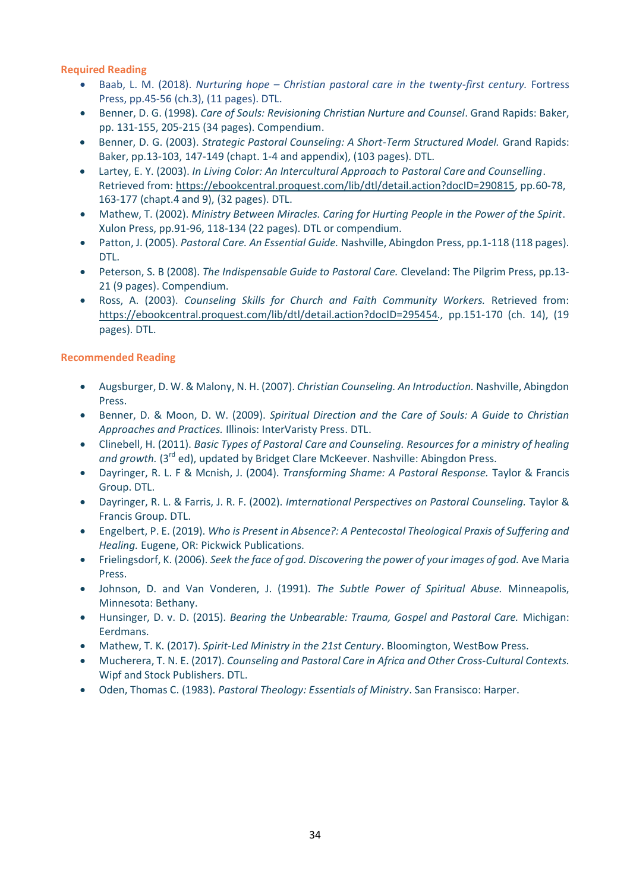### Required Reading

- Baab, L. M. (2018). *Nurturing hope – Christian pastoral care in the twenty-first century.* Fortress Press, pp.45-56 (ch.3), (11 pages). DTL.
- Benner, D. G. (1998). *Care of Souls: Revisioning Christian Nurture and Counsel*. Grand Rapids: Baker, pp. 131-155, 205-215 (34 pages). Compendium.
- Benner, D. G. (2003). *Strategic Pastoral Counseling: A Short-Term Structured Model.* Grand Rapids: Baker, pp.13-103, 147-149 (chapt. 1-4 and appendix), (103 pages). DTL.
- Lartey, E. Y. (2003). *In Living Color: An Intercultural Approach to Pastoral Care and Counselling*. Retrieved from: https://ebookcentral.proquest.com/lib/dtl/detail.action?docID=290815, pp.60-78, 163-177 (chapt.4 and 9), (32 pages). DTL.
- Mathew, T. (2002). *Ministry Between Miracles. Caring for Hurting People in the Power of the Spirit*. Xulon Press, pp.91-96, 118-134 (22 pages). DTL or compendium.
- Patton, J. (2005). *Pastoral Care. An Essential Guide.* Nashville, Abingdon Press, pp.1-118 (118 pages). DTL.
- Peterson, S. B (2008). *The Indispensable Guide to Pastoral Care.* Cleveland: The Pilgrim Press, pp.13-21 (9 pages). Compendium.
- Ross, A. (2003). *Counseling Skills for Church and Faith Community Workers.* Retrieved from: https://ebookcentral.proquest.com/lib/dtl/detail.action?docID=295454*.,* pp.151-170 (ch. 14), (19 pages). DTL.

### Recommended Reading

- Augsburger, D. W. & Malony, N. H. (2007). *Christian Counseling. An Introduction.* Nashville, Abingdon Press.
- Benner, D. & Moon, D. W. (2009). *Spiritual Direction and the Care of Souls: A Guide to Christian Approaches and Practices.* Illinois: InterVaristy Press. DTL.
- Clinebell, H. (2011). *Basic Types of Pastoral Care and Counseling. Resources for a ministry of healing and growth.* (3rd ed), updated by Bridget Clare McKeever. Nashville: Abingdon Press.
- Dayringer, R. L. F & Mcnish, J. (2004). *Transforming Shame: A Pastoral Response.* Taylor & Francis Group. DTL.
- Dayringer, R. L. & Farris, J. R. F. (2002). *Imternational Perspectives on Pastoral Counseling.* Taylor & Francis Group. DTL.
- Engelbert, P. E. (2019). *Who is Present in Absence?: A Pentecostal Theological Praxis of Suffering and Healing.* Eugene, OR: Pickwick Publications.
- Frielingsdorf, K. (2006). *Seek the face of god. Discovering the power of your images of god.* Ave Maria Press.
- Johnson, D. and Van Vonderen, J. (1991). *The Subtle Power of Spiritual Abuse.* Minneapolis, Minnesota: Bethany.
- Hunsinger, D. v. D. (2015). *Bearing the Unbearable: Trauma, Gospel and Pastoral Care.* Michigan: Eerdmans.
- Mathew, T. K. (2017). *Spirit-Led Ministry in the 21st Century*. Bloomington, WestBow Press.
- Mucherera, T. N. E. (2017). *Counseling and Pastoral Care in Africa and Other Cross-Cultural Contexts.* Wipf and Stock Publishers. DTL.
- Oden, Thomas C. (1983). *Pastoral Theology: Essentials of Ministry*. San Fransisco: Harper.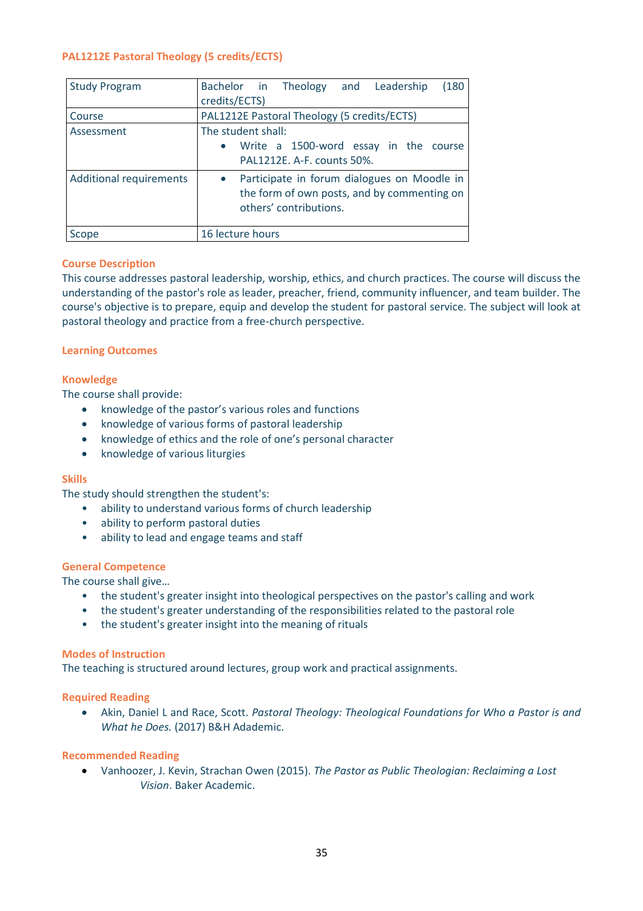### PAL1212E Pastoral Theology (5 credits/ECTS)

| Study Program | Bachelor in Theology and Leadership (180 credits/ECTS) |
|---|---|
| Course | PAL1212E Pastoral Theology (5 credits/ECTS) |
| Assessment | The student shall:<br>• Write a 1500-word essay in the course PAL1212E. A-F. counts 50%. |
| Additional requirements | • Participate in forum dialogues on Moodle in the form of own posts, and by commenting on others' contributions. |
| Scope | 16 lecture hours |

#### Course Description

This course addresses pastoral leadership, worship, ethics, and church practices. The course will discuss the understanding of the pastor's role as leader, preacher, friend, community influencer, and team builder. The course's objective is to prepare, equip and develop the student for pastoral service. The subject will look at pastoral theology and practice from a free-church perspective.

#### Learning Outcomes

#### Knowledge

The course shall provide:

- knowledge of the pastor's various roles and functions
- knowledge of various forms of pastoral leadership
- knowledge of ethics and the role of one's personal character
- knowledge of various liturgies

#### Skills

The study should strengthen the student's:

- ability to understand various forms of church leadership
- ability to perform pastoral duties
- ability to lead and engage teams and staff

#### General Competence

The course shall give…

- the student's greater insight into theological perspectives on the pastor's calling and work
- the student's greater understanding of the responsibilities related to the pastoral role
- the student's greater insight into the meaning of rituals

#### Modes of Instruction

The teaching is structured around lectures, group work and practical assignments.

#### Required Reading

- Akin, Daniel L and Race, Scott. *Pastoral Theology: Theological Foundations for Who a Pastor is and What he Does.* (2017) B&H Adademic.

#### Recommended Reading

- Vanhoozer, J. Kevin, Strachan Owen (2015). *The Pastor as Public Theologian: Reclaiming a Lost Vision*. Baker Academic.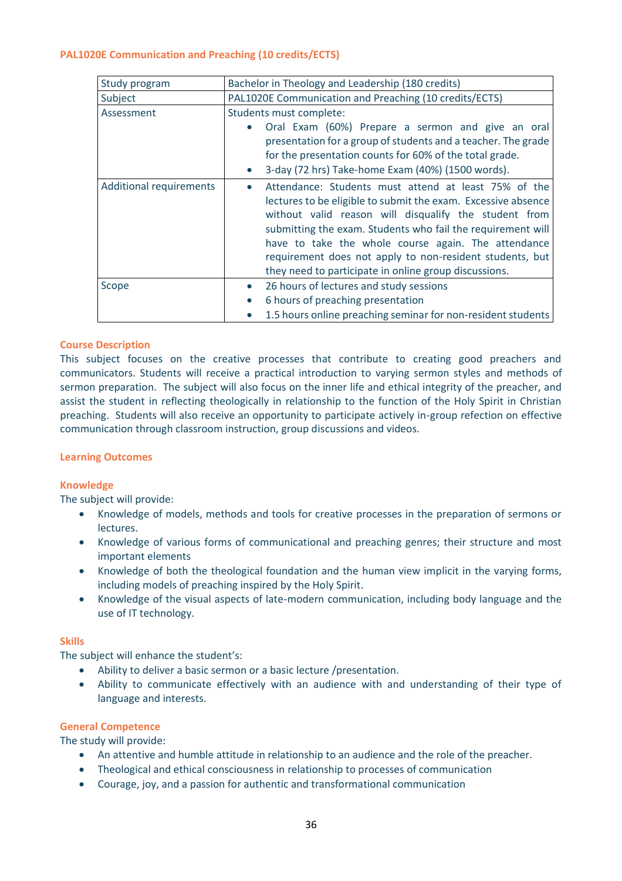### PAL1020E Communication and Preaching (10 credits/ECTS)

| Study program | Bachelor in Theology and Leadership (180 credits) |
|---|---|
| Subject | PAL1020E Communication and Preaching (10 credits/ECTS) |
| Assessment | Students must complete:<br>• Oral Exam (60%) Prepare a sermon and give an oral presentation for a group of students and a teacher. The grade for the presentation counts for 60% of the total grade.<br>• 3-day (72 hrs) Take-home Exam (40%) (1500 words). |
| Additional requirements | • Attendance: Students must attend at least 75% of the lectures to be eligible to submit the exam. Excessive absence without valid reason will disqualify the student from submitting the exam. Students who fail the requirement will have to take the whole course again. The attendance requirement does not apply to non-resident students, but they need to participate in online group discussions. |
| Scope | • 26 hours of lectures and study sessions<br>• 6 hours of preaching presentation<br>• 1.5 hours online preaching seminar for non-resident students |

#### Course Description

This subject focuses on the creative processes that contribute to creating good preachers and communicators. Students will receive a practical introduction to varying sermon styles and methods of sermon preparation. The subject will also focus on the inner life and ethical integrity of the preacher, and assist the student in reflecting theologically in relationship to the function of the Holy Spirit in Christian preaching. Students will also receive an opportunity to participate actively in-group refection on effective communication through classroom instruction, group discussions and videos.

#### Learning Outcomes

#### Knowledge

The subject will provide:

- Knowledge of models, methods and tools for creative processes in the preparation of sermons or lectures.
- Knowledge of various forms of communicational and preaching genres; their structure and most important elements
- Knowledge of both the theological foundation and the human view implicit in the varying forms, including models of preaching inspired by the Holy Spirit.
- Knowledge of the visual aspects of late-modern communication, including body language and the use of IT technology.

#### Skills

The subject will enhance the student's:

- Ability to deliver a basic sermon or a basic lecture /presentation.
- Ability to communicate effectively with an audience with and understanding of their type of language and interests.

#### General Competence

The study will provide:

- An attentive and humble attitude in relationship to an audience and the role of the preacher.
- Theological and ethical consciousness in relationship to processes of communication
- Courage, joy, and a passion for authentic and transformational communication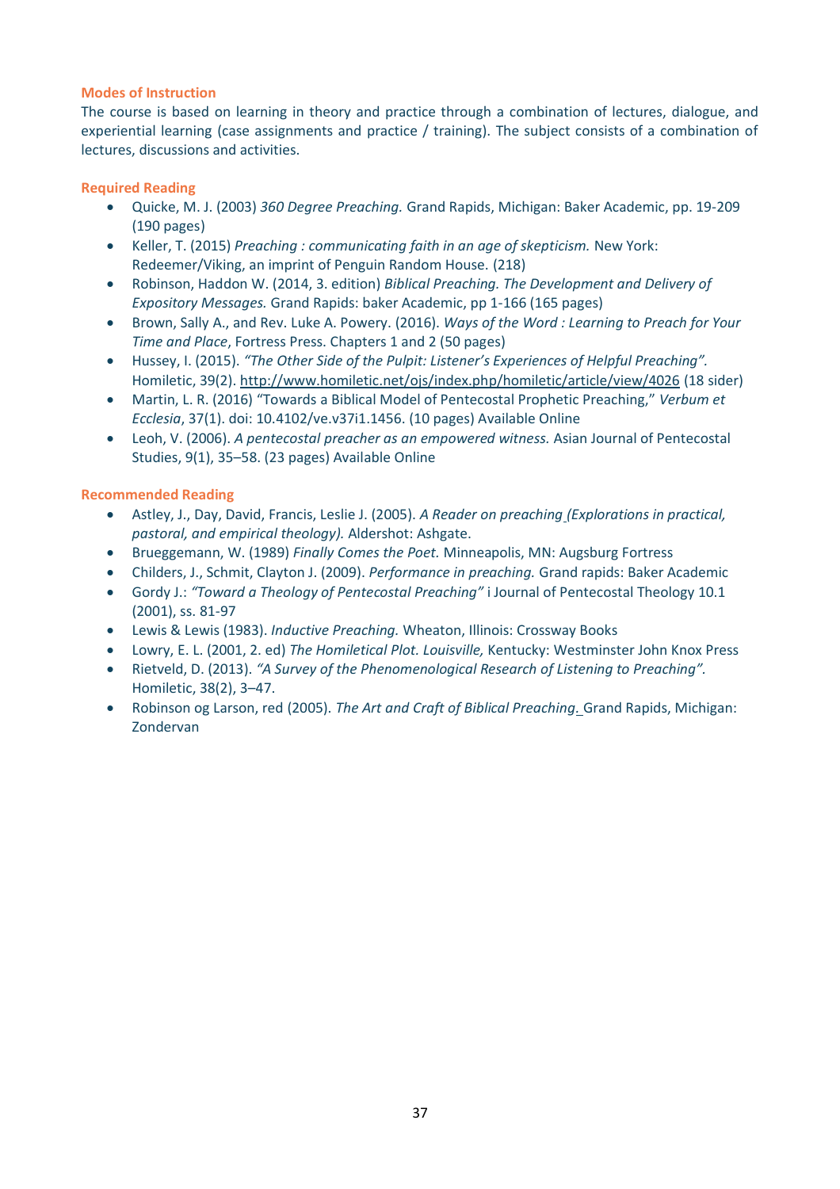### Modes of Instruction

The course is based on learning in theory and practice through a combination of lectures, dialogue, and experiential learning (case assignments and practice / training). The subject consists of a combination of lectures, discussions and activities.

### Required Reading

- Quicke, M. J. (2003) *360 Degree Preaching.* Grand Rapids, Michigan: Baker Academic, pp. 19-209 (190 pages)
- Keller, T. (2015) *Preaching : communicating faith in an age of skepticism.* New York: Redeemer/Viking, an imprint of Penguin Random House. (218)
- Robinson, Haddon W. (2014, 3. edition) *Biblical Preaching. The Development and Delivery of Expository Messages.* Grand Rapids: baker Academic, pp 1-166 (165 pages)
- Brown, Sally A., and Rev. Luke A. Powery. (2016). *Ways of the Word : Learning to Preach for Your Time and Place*, Fortress Press. Chapters 1 and 2 (50 pages)
- Hussey, I. (2015). *"The Other Side of the Pulpit: Listener's Experiences of Helpful Preaching".* Homiletic, 39(2). http://www.homiletic.net/ojs/index.php/homiletic/article/view/4026 (18 sider)
- Martin, L. R. (2016) "Towards a Biblical Model of Pentecostal Prophetic Preaching," *Verbum et Ecclesia*, 37(1). doi: 10.4102/ve.v37i1.1456. (10 pages) Available Online
- Leoh, V. (2006). *A pentecostal preacher as an empowered witness.* Asian Journal of Pentecostal Studies, 9(1), 35–58. (23 pages) Available Online

### Recommended Reading

- Astley, J., Day, David, Francis, Leslie J. (2005). *A Reader on preaching (Explorations in practical, pastoral, and empirical theology).* Aldershot: Ashgate.
- Brueggemann, W. (1989) *Finally Comes the Poet.* Minneapolis, MN: Augsburg Fortress
- Childers, J., Schmit, Clayton J. (2009). *Performance in preaching.* Grand rapids: Baker Academic
- Gordy J.: *"Toward a Theology of Pentecostal Preaching"* i Journal of Pentecostal Theology 10.1 (2001), ss. 81-97
- Lewis & Lewis (1983). *Inductive Preaching.* Wheaton, Illinois: Crossway Books
- Lowry, E. L. (2001, 2. ed) *The Homiletical Plot. Louisville,* Kentucky: Westminster John Knox Press
- Rietveld, D. (2013). *"A Survey of the Phenomenological Research of Listening to Preaching".* Homiletic, 38(2), 3–47.
- Robinson og Larson, red (2005). *The Art and Craft of Biblical Preaching*. Grand Rapids, Michigan: Zondervan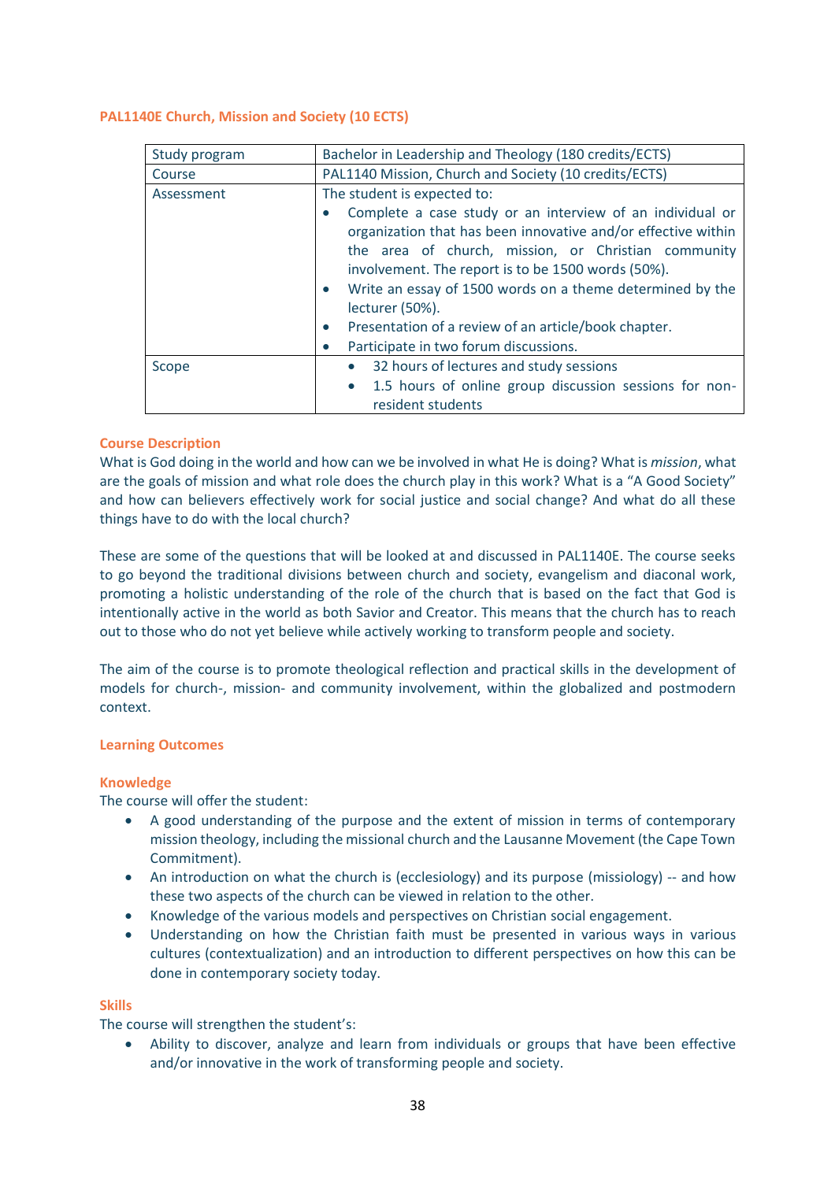### PAL1140E Church, Mission and Society (10 ECTS)

| Study program | Bachelor in Leadership and Theology (180 credits/ECTS) |
| --- | --- |
| Course | PAL1140 Mission, Church and Society (10 credits/ECTS) |
| Assessment | The student is expected to:<br>• Complete a case study or an interview of an individual or organization that has been innovative and/or effective within the area of church, mission, or Christian community involvement. The report is to be 1500 words (50%).<br>• Write an essay of 1500 words on a theme determined by the lecturer (50%).<br>• Presentation of a review of an article/book chapter.<br>• Participate in two forum discussions. |
| Scope | • 32 hours of lectures and study sessions<br>• 1.5 hours of online group discussion sessions for non-resident students |

#### Course Description

What is God doing in the world and how can we be involved in what He is doing? What is *mission*, what are the goals of mission and what role does the church play in this work? What is a "A Good Society" and how can believers effectively work for social justice and social change? And what do all these things have to do with the local church?

These are some of the questions that will be looked at and discussed in PAL1140E. The course seeks to go beyond the traditional divisions between church and society, evangelism and diaconal work, promoting a holistic understanding of the role of the church that is based on the fact that God is intentionally active in the world as both Savior and Creator. This means that the church has to reach out to those who do not yet believe while actively working to transform people and society.

The aim of the course is to promote theological reflection and practical skills in the development of models for church-, mission- and community involvement, within the globalized and postmodern context.

#### Learning Outcomes

#### Knowledge

The course will offer the student:

- A good understanding of the purpose and the extent of mission in terms of contemporary mission theology, including the missional church and the Lausanne Movement (the Cape Town Commitment).
- An introduction on what the church is (ecclesiology) and its purpose (missiology) -- and how these two aspects of the church can be viewed in relation to the other.
- Knowledge of the various models and perspectives on Christian social engagement.
- Understanding on how the Christian faith must be presented in various ways in various cultures (contextualization) and an introduction to different perspectives on how this can be done in contemporary society today.

#### Skills

The course will strengthen the student's:

- Ability to discover, analyze and learn from individuals or groups that have been effective and/or innovative in the work of transforming people and society.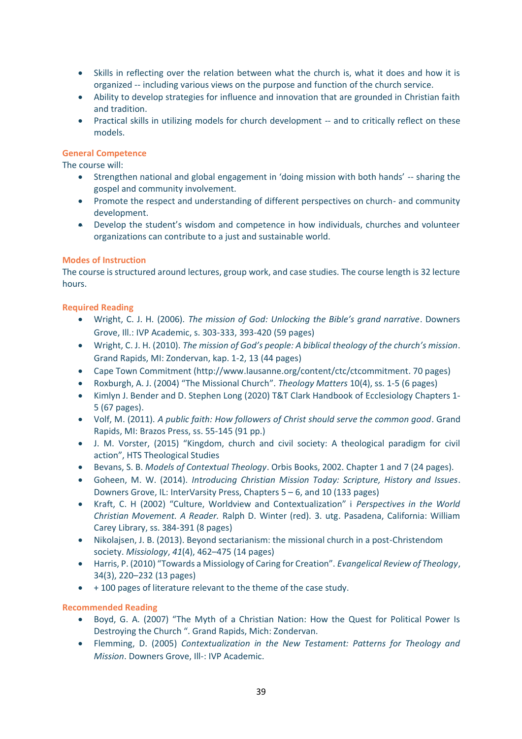- Skills in reflecting over the relation between what the church is, what it does and how it is organized -- including various views on the purpose and function of the church service.
- Ability to develop strategies for influence and innovation that are grounded in Christian faith and tradition.
- Practical skills in utilizing models for church development -- and to critically reflect on these models.

### General Competence

The course will:

- Strengthen national and global engagement in 'doing mission with both hands' -- sharing the gospel and community involvement.
- Promote the respect and understanding of different perspectives on church- and community development.
- Develop the student's wisdom and competence in how individuals, churches and volunteer organizations can contribute to a just and sustainable world.

### Modes of Instruction

The course is structured around lectures, group work, and case studies. The course length is 32 lecture hours.

### Required Reading

- Wright, C. J. H. (2006). *The mission of God: Unlocking the Bible's grand narrative*. Downers Grove, Ill.: IVP Academic, s. 303-333, 393-420 (59 pages)
- Wright, C. J. H. (2010). *The mission of God's people: A biblical theology of the church's mission*. Grand Rapids, MI: Zondervan, kap. 1-2, 13 (44 pages)
- Cape Town Commitment (http://www.lausanne.org/content/ctc/ctcommitment. 70 pages)
- Roxburgh, A. J. (2004) "The Missional Church". *Theology Matters* 10(4), ss. 1-5 (6 pages)
- Kimlyn J. Bender and D. Stephen Long (2020) T&T Clark Handbook of Ecclesiology Chapters 1-5 (67 pages).
- Volf, M. (2011). *A public faith: How followers of Christ should serve the common good*. Grand Rapids, MI: Brazos Press, ss. 55-145 (91 pp.)
- J. M. Vorster, (2015) "Kingdom, church and civil society: A theological paradigm for civil action", HTS Theological Studies
- Bevans, S. B. *Models of Contextual Theology*. Orbis Books, 2002. Chapter 1 and 7 (24 pages).
- Goheen, M. W. (2014). *Introducing Christian Mission Today: Scripture, History and Issues*. Downers Grove, IL: InterVarsity Press, Chapters 5 – 6, and 10 (133 pages)
- Kraft, C. H (2002) "Culture, Worldview and Contextualization" i *Perspectives in the World Christian Movement. A Reader.* Ralph D. Winter (red). 3. utg. Pasadena, California: William Carey Library, ss. 384-391 (8 pages)
- Nikolajsen, J. B. (2013). Beyond sectarianism: the missional church in a post-Christendom society. *Missiology*, *41*(4), 462–475 (14 pages)
- Harris, P. (2010) "Towards a Missiology of Caring for Creation". *Evangelical Review of Theology*, 34(3), 220–232 (13 pages)
- + 100 pages of literature relevant to the theme of the case study.

### Recommended Reading

- Boyd, G. A. (2007) "The Myth of a Christian Nation: How the Quest for Political Power Is Destroying the Church ". Grand Rapids, Mich: Zondervan.
- Flemming, D. (2005) *Contextualization in the New Testament: Patterns for Theology and Mission*. Downers Grove, Ill-: IVP Academic.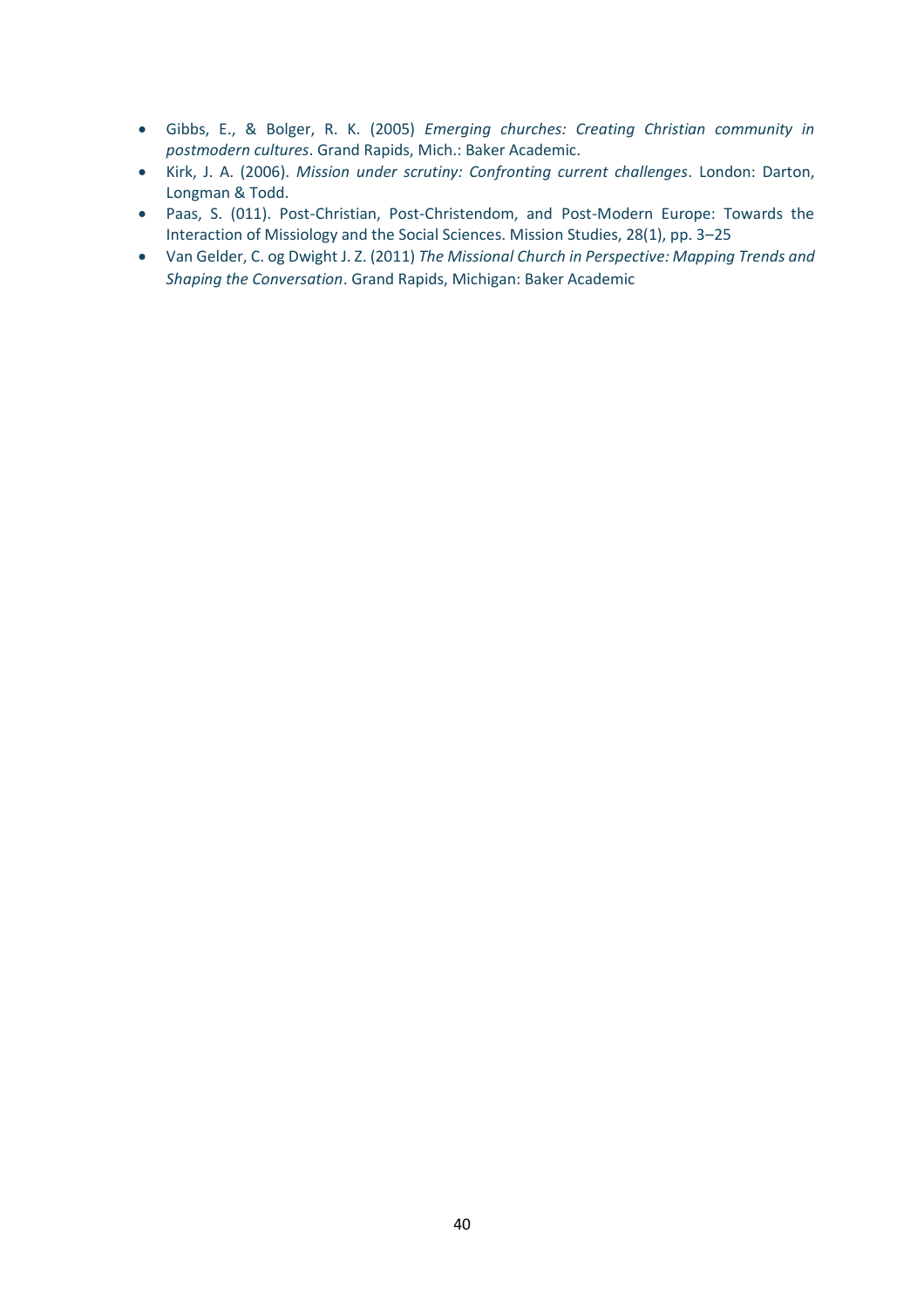- Gibbs, E., & Bolger, R. K. (2005) *Emerging churches: Creating Christian community in postmodern cultures*. Grand Rapids, Mich.: Baker Academic.
- Kirk, J. A. (2006). *Mission under scrutiny: Confronting current challenges*. London: Darton, Longman & Todd.
- Paas, S. (011). Post-Christian, Post-Christendom, and Post-Modern Europe: Towards the Interaction of Missiology and the Social Sciences. Mission Studies, 28(1), pp. 3–25
- Van Gelder, C. og Dwight J. Z. (2011) *The Missional Church in Perspective: Mapping Trends and Shaping the Conversation*. Grand Rapids, Michigan: Baker Academic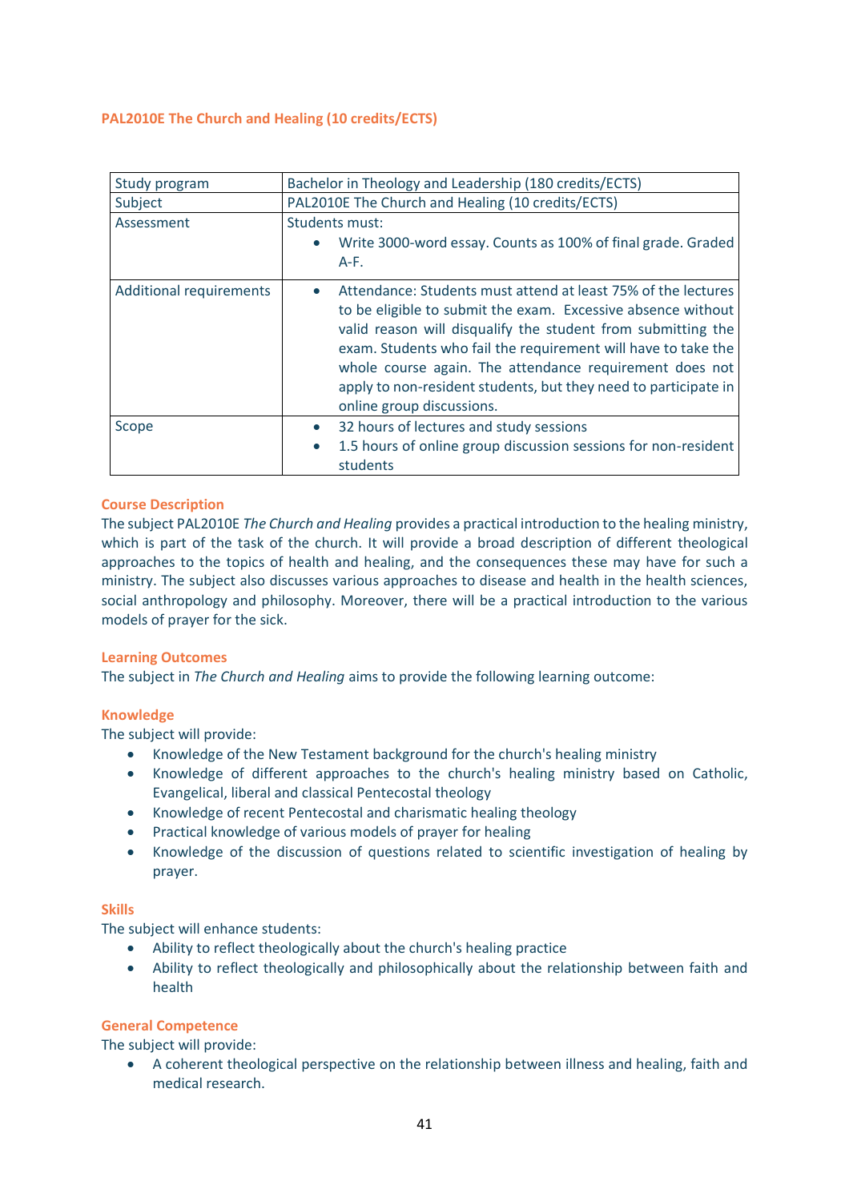## PAL2010E The Church and Healing (10 credits/ECTS)

| Study program | Bachelor in Theology and Leadership (180 credits/ECTS) |
|---|---|
| Subject | PAL2010E The Church and Healing (10 credits/ECTS) |
| Assessment | Students must:<br>• Write 3000-word essay. Counts as 100% of final grade. Graded A-F. |
| Additional requirements | • Attendance: Students must attend at least 75% of the lectures to be eligible to submit the exam. Excessive absence without valid reason will disqualify the student from submitting the exam. Students who fail the requirement will have to take the whole course again. The attendance requirement does not apply to non-resident students, but they need to participate in online group discussions. |
| Scope | • 32 hours of lectures and study sessions<br>• 1.5 hours of online group discussion sessions for non-resident students |

### Course Description

The subject PAL2010E *The Church and Healing* provides a practical introduction to the healing ministry, which is part of the task of the church. It will provide a broad description of different theological approaches to the topics of health and healing, and the consequences these may have for such a ministry. The subject also discusses various approaches to disease and health in the health sciences, social anthropology and philosophy. Moreover, there will be a practical introduction to the various models of prayer for the sick.

### Learning Outcomes

The subject in *The Church and Healing* aims to provide the following learning outcome:

### Knowledge

The subject will provide:

- Knowledge of the New Testament background for the church's healing ministry
- Knowledge of different approaches to the church's healing ministry based on Catholic, Evangelical, liberal and classical Pentecostal theology
- Knowledge of recent Pentecostal and charismatic healing theology
- Practical knowledge of various models of prayer for healing
- Knowledge of the discussion of questions related to scientific investigation of healing by prayer.

### Skills

The subject will enhance students:

- Ability to reflect theologically about the church's healing practice
- Ability to reflect theologically and philosophically about the relationship between faith and health

### General Competence

The subject will provide:

- A coherent theological perspective on the relationship between illness and healing, faith and medical research.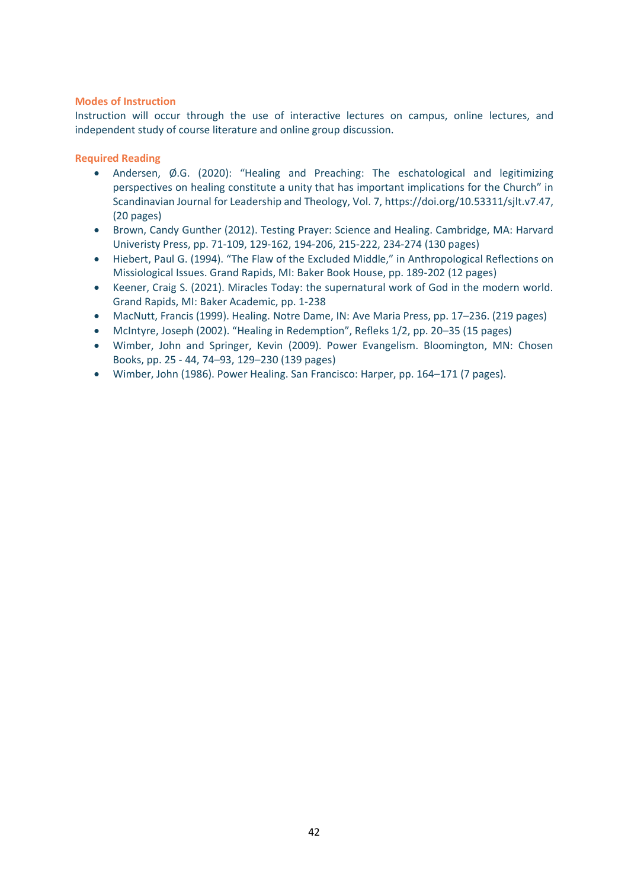### Modes of Instruction

Instruction will occur through the use of interactive lectures on campus, online lectures, and independent study of course literature and online group discussion.

### Required Reading

- Andersen, Ø.G. (2020): "Healing and Preaching: The eschatological and legitimizing perspectives on healing constitute a unity that has important implications for the Church" in Scandinavian Journal for Leadership and Theology, Vol. 7, https://doi.org/10.53311/sjlt.v7.47, (20 pages)
- Brown, Candy Gunther (2012). Testing Prayer: Science and Healing. Cambridge, MA: Harvard Univeristy Press, pp. 71-109, 129-162, 194-206, 215-222, 234-274 (130 pages)
- Hiebert, Paul G. (1994). "The Flaw of the Excluded Middle," in Anthropological Reflections on Missiological Issues. Grand Rapids, MI: Baker Book House, pp. 189-202 (12 pages)
- Keener, Craig S. (2021). Miracles Today: the supernatural work of God in the modern world. Grand Rapids, MI: Baker Academic, pp. 1-238
- MacNutt, Francis (1999). Healing. Notre Dame, IN: Ave Maria Press, pp. 17–236. (219 pages)
- McIntyre, Joseph (2002). "Healing in Redemption", Refleks 1/2, pp. 20–35 (15 pages)
- Wimber, John and Springer, Kevin (2009). Power Evangelism. Bloomington, MN: Chosen Books, pp. 25 - 44, 74–93, 129–230 (139 pages)
- Wimber, John (1986). Power Healing. San Francisco: Harper, pp. 164–171 (7 pages).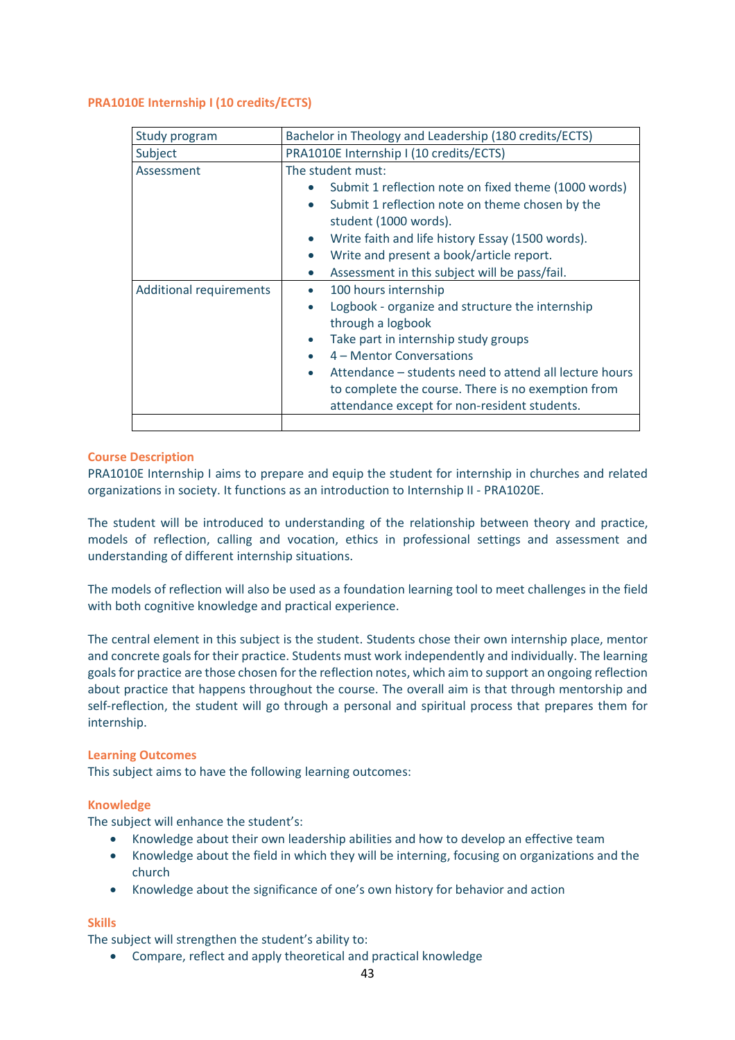## PRA1010E Internship I (10 credits/ECTS)

| Study program | Bachelor in Theology and Leadership (180 credits/ECTS) |
|---|---|
| Subject | PRA1010E Internship I (10 credits/ECTS) |
| Assessment | The student must:<br>• Submit 1 reflection note on fixed theme (1000 words)<br>• Submit 1 reflection note on theme chosen by the student (1000 words).<br>• Write faith and life history Essay (1500 words).<br>• Write and present a book/article report.<br>• Assessment in this subject will be pass/fail. |
| Additional requirements | • 100 hours internship<br>• Logbook - organize and structure the internship through a logbook<br>• Take part in internship study groups<br>• 4 – Mentor Conversations<br>• Attendance – students need to attend all lecture hours to complete the course. There is no exemption from attendance except for non-resident students. |
| | |

### Course Description

PRA1010E Internship I aims to prepare and equip the student for internship in churches and related organizations in society. It functions as an introduction to Internship II - PRA1020E.

The student will be introduced to understanding of the relationship between theory and practice, models of reflection, calling and vocation, ethics in professional settings and assessment and understanding of different internship situations.

The models of reflection will also be used as a foundation learning tool to meet challenges in the field with both cognitive knowledge and practical experience.

The central element in this subject is the student. Students chose their own internship place, mentor and concrete goals for their practice. Students must work independently and individually. The learning goals for practice are those chosen for the reflection notes, which aim to support an ongoing reflection about practice that happens throughout the course. The overall aim is that through mentorship and self-reflection, the student will go through a personal and spiritual process that prepares them for internship.

### Learning Outcomes

This subject aims to have the following learning outcomes:

### Knowledge

The subject will enhance the student's:

- Knowledge about their own leadership abilities and how to develop an effective team
- Knowledge about the field in which they will be interning, focusing on organizations and the church
- Knowledge about the significance of one's own history for behavior and action

### Skills

The subject will strengthen the student's ability to:

- Compare, reflect and apply theoretical and practical knowledge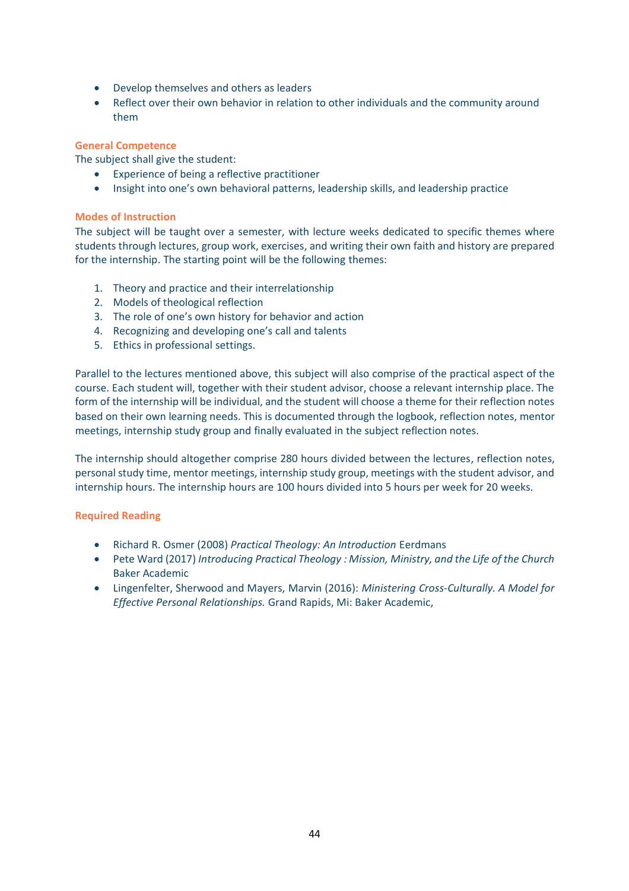- Develop themselves and others as leaders
- Reflect over their own behavior in relation to other individuals and the community around them

### General Competence

The subject shall give the student:

- Experience of being a reflective practitioner
- Insight into one's own behavioral patterns, leadership skills, and leadership practice

### Modes of Instruction

The subject will be taught over a semester, with lecture weeks dedicated to specific themes where students through lectures, group work, exercises, and writing their own faith and history are prepared for the internship. The starting point will be the following themes:

1. Theory and practice and their interrelationship
2. Models of theological reflection
3. The role of one's own history for behavior and action
4. Recognizing and developing one's call and talents
5. Ethics in professional settings.

Parallel to the lectures mentioned above, this subject will also comprise of the practical aspect of the course. Each student will, together with their student advisor, choose a relevant internship place. The form of the internship will be individual, and the student will choose a theme for their reflection notes based on their own learning needs. This is documented through the logbook, reflection notes, mentor meetings, internship study group and finally evaluated in the subject reflection notes.

The internship should altogether comprise 280 hours divided between the lectures, reflection notes, personal study time, mentor meetings, internship study group, meetings with the student advisor, and internship hours. The internship hours are 100 hours divided into 5 hours per week for 20 weeks.

### Required Reading

- Richard R. Osmer (2008) *Practical Theology: An Introduction* Eerdmans
- Pete Ward (2017) *Introducing Practical Theology : Mission, Ministry, and the Life of the Church* Baker Academic
- Lingenfelter, Sherwood and Mayers, Marvin (2016): *Ministering Cross-Culturally. A Model for Effective Personal Relationships.* Grand Rapids, Mi: Baker Academic,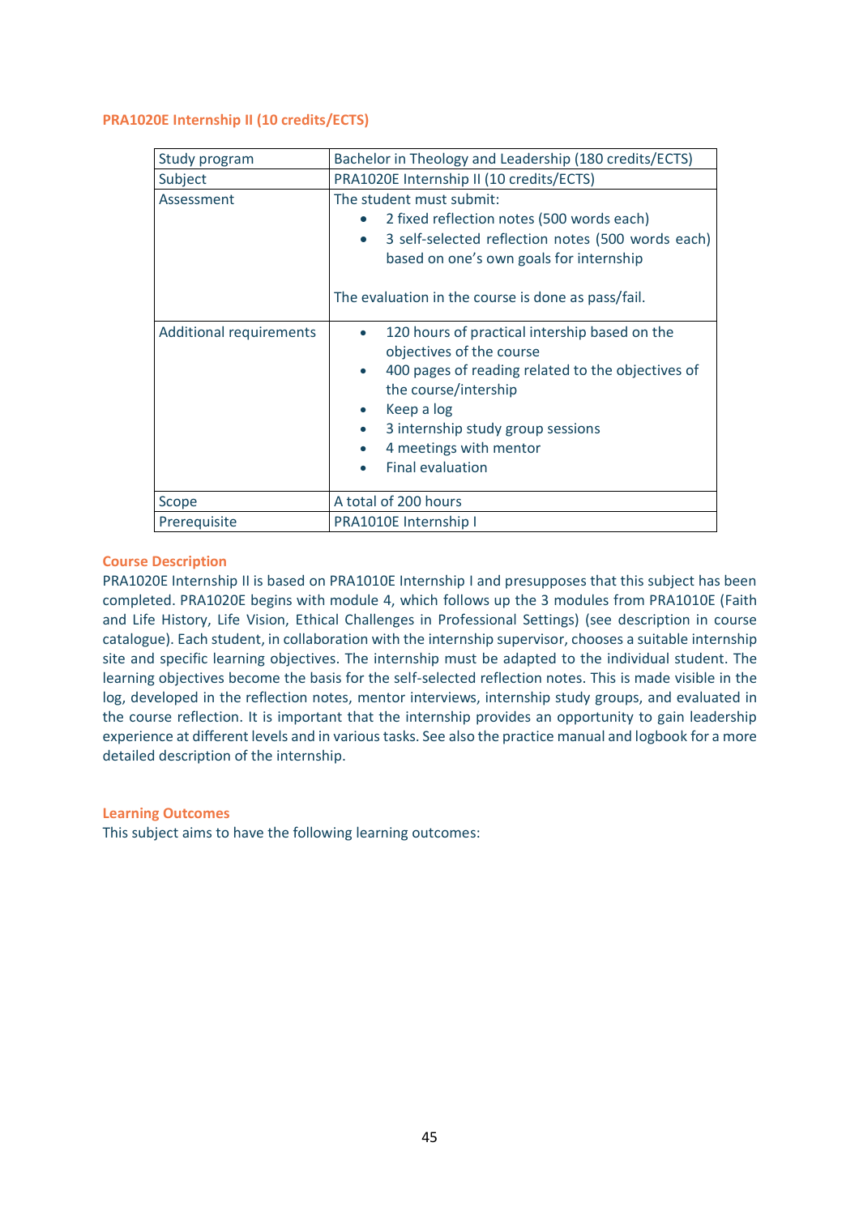### PRA1020E Internship II (10 credits/ECTS)

| Study program | Bachelor in Theology and Leadership (180 credits/ECTS) |
|---|---|
| Subject | PRA1020E Internship II (10 credits/ECTS) |
| Assessment | The student must submit:<br>• 2 fixed reflection notes (500 words each)<br>• 3 self-selected reflection notes (500 words each) based on one's own goals for internship<br><br>The evaluation in the course is done as pass/fail. |
| Additional requirements | • 120 hours of practical intership based on the objectives of the course<br>• 400 pages of reading related to the objectives of the course/intership<br>• Keep a log<br>• 3 internship study group sessions<br>• 4 meetings with mentor<br>• Final evaluation |
| Scope | A total of 200 hours |
| Prerequisite | PRA1010E Internship I |

#### Course Description

PRA1020E Internship II is based on PRA1010E Internship I and presupposes that this subject has been completed. PRA1020E begins with module 4, which follows up the 3 modules from PRA1010E (Faith and Life History, Life Vision, Ethical Challenges in Professional Settings) (see description in course catalogue). Each student, in collaboration with the internship supervisor, chooses a suitable internship site and specific learning objectives. The internship must be adapted to the individual student. The learning objectives become the basis for the self-selected reflection notes. This is made visible in the log, developed in the reflection notes, mentor interviews, internship study groups, and evaluated in the course reflection. It is important that the internship provides an opportunity to gain leadership experience at different levels and in various tasks. See also the practice manual and logbook for a more detailed description of the internship.

#### Learning Outcomes

This subject aims to have the following learning outcomes: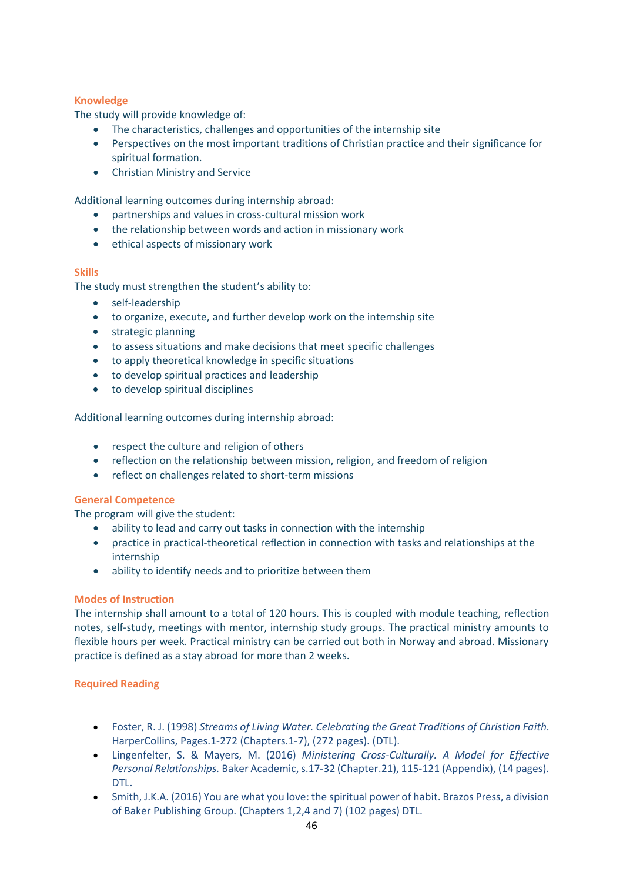### Knowledge

The study will provide knowledge of:

- The characteristics, challenges and opportunities of the internship site
- Perspectives on the most important traditions of Christian practice and their significance for spiritual formation.
- Christian Ministry and Service

Additional learning outcomes during internship abroad:

- partnerships and values in cross-cultural mission work
- the relationship between words and action in missionary work
- ethical aspects of missionary work

### Skills

The study must strengthen the student's ability to:

- self-leadership
- to organize, execute, and further develop work on the internship site
- strategic planning
- to assess situations and make decisions that meet specific challenges
- to apply theoretical knowledge in specific situations
- to develop spiritual practices and leadership
- to develop spiritual disciplines

Additional learning outcomes during internship abroad:

- respect the culture and religion of others
- reflection on the relationship between mission, religion, and freedom of religion
- reflect on challenges related to short-term missions

### General Competence

The program will give the student:

- ability to lead and carry out tasks in connection with the internship
- practice in practical-theoretical reflection in connection with tasks and relationships at the internship
- ability to identify needs and to prioritize between them

### Modes of Instruction

The internship shall amount to a total of 120 hours. This is coupled with module teaching, reflection notes, self-study, meetings with mentor, internship study groups. The practical ministry amounts to flexible hours per week. Practical ministry can be carried out both in Norway and abroad. Missionary practice is defined as a stay abroad for more than 2 weeks.

### Required Reading

- Foster, R. J. (1998) *Streams of Living Water. Celebrating the Great Traditions of Christian Faith.* HarperCollins, Pages.1-272 (Chapters.1-7), (272 pages). (DTL).
- Lingenfelter, S. & Mayers, M. (2016) *Ministering Cross-Culturally. A Model for Effective Personal Relationships.* Baker Academic, s.17-32 (Chapter.21), 115-121 (Appendix), (14 pages). DTL.
- Smith, J.K.A. (2016) You are what you love: the spiritual power of habit. Brazos Press, a division of Baker Publishing Group. (Chapters 1,2,4 and 7) (102 pages) DTL.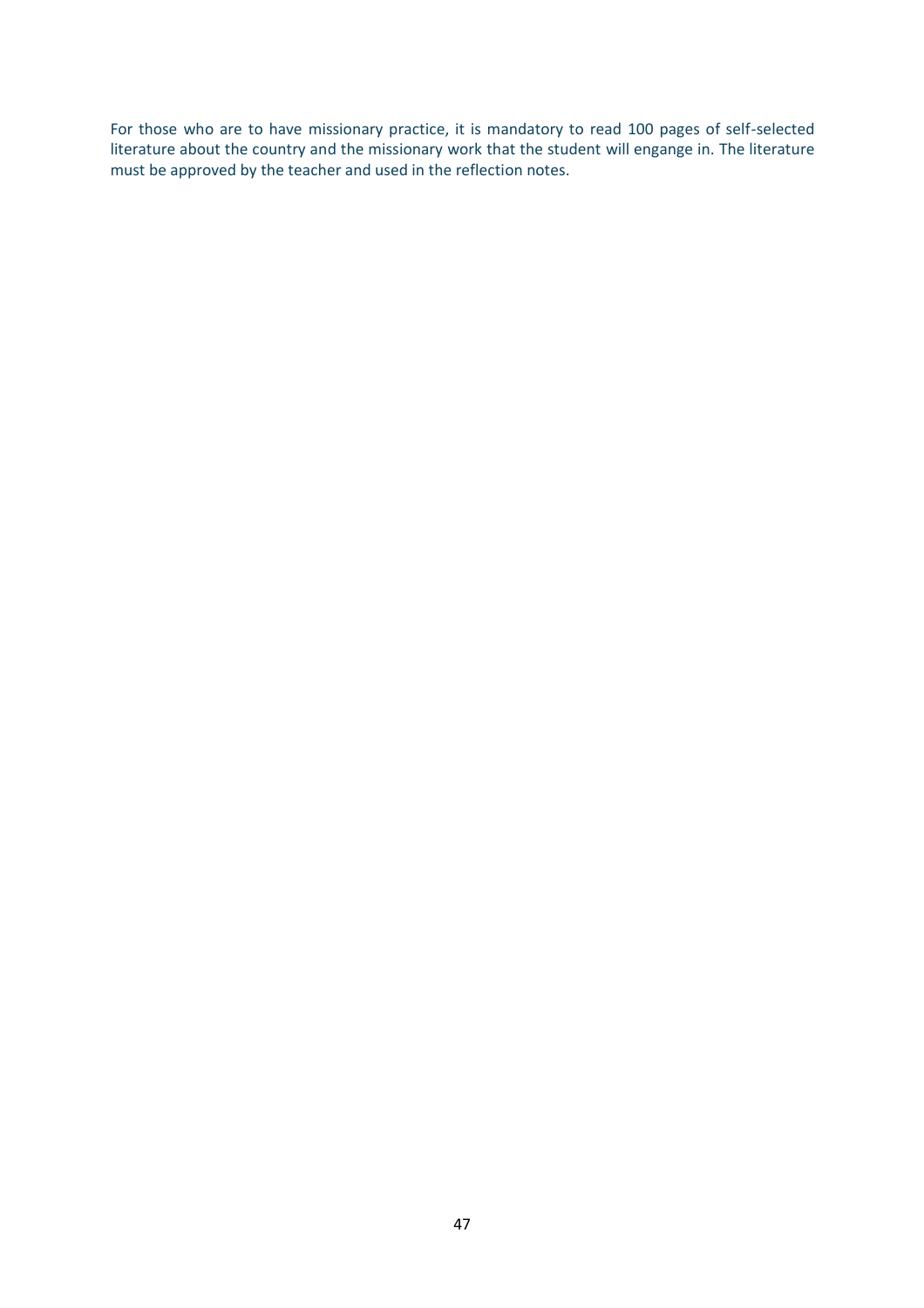For those who are to have missionary practice, it is mandatory to read 100 pages of self-selected literature about the country and the missionary work that the student will engange in. The literature must be approved by the teacher and used in the reflection notes.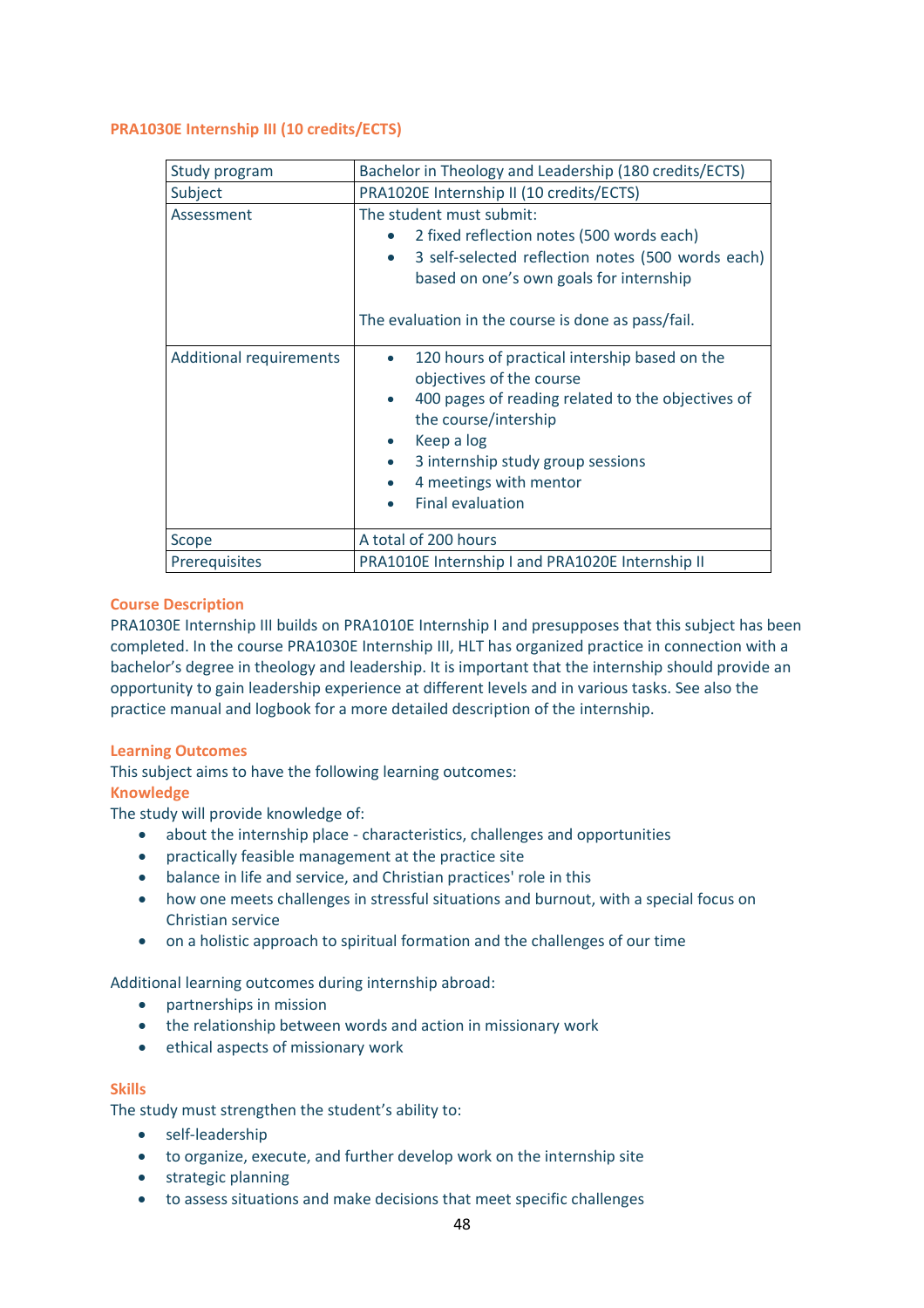## PRA1030E Internship III (10 credits/ECTS)

| Study program | Bachelor in Theology and Leadership (180 credits/ECTS) |
|---|---|
| Subject | PRA1020E Internship II (10 credits/ECTS) |
| Assessment | The student must submit:<br>• 2 fixed reflection notes (500 words each)<br>• 3 self-selected reflection notes (500 words each) based on one's own goals for internship<br><br>The evaluation in the course is done as pass/fail. |
| Additional requirements | • 120 hours of practical intership based on the objectives of the course<br>• 400 pages of reading related to the objectives of the course/intership<br>• Keep a log<br>• 3 internship study group sessions<br>• 4 meetings with mentor<br>• Final evaluation |
| Scope | A total of 200 hours |
| Prerequisites | PRA1010E Internship I and PRA1020E Internship II |

### Course Description

PRA1030E Internship III builds on PRA1010E Internship I and presupposes that this subject has been completed. In the course PRA1030E Internship III, HLT has organized practice in connection with a bachelor's degree in theology and leadership. It is important that the internship should provide an opportunity to gain leadership experience at different levels and in various tasks. See also the practice manual and logbook for a more detailed description of the internship.

### Learning Outcomes

This subject aims to have the following learning outcomes:

#### Knowledge

The study will provide knowledge of:

- about the internship place - characteristics, challenges and opportunities
- practically feasible management at the practice site
- balance in life and service, and Christian practices' role in this
- how one meets challenges in stressful situations and burnout, with a special focus on Christian service
- on a holistic approach to spiritual formation and the challenges of our time

Additional learning outcomes during internship abroad:

- partnerships in mission
- the relationship between words and action in missionary work
- ethical aspects of missionary work

#### Skills

The study must strengthen the student's ability to:

- self-leadership
- to organize, execute, and further develop work on the internship site
- strategic planning
- to assess situations and make decisions that meet specific challenges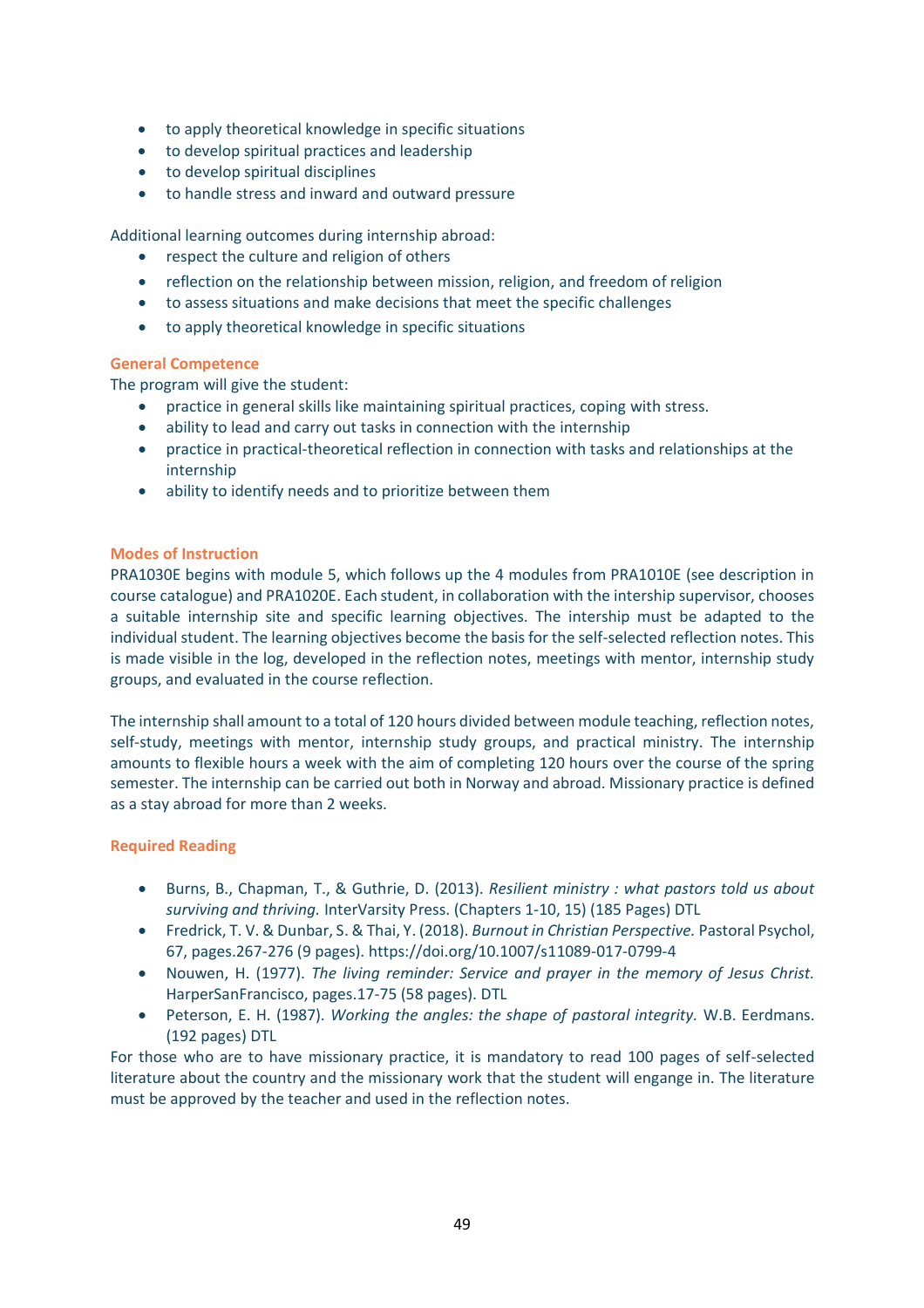- to apply theoretical knowledge in specific situations
- to develop spiritual practices and leadership
- to develop spiritual disciplines
- to handle stress and inward and outward pressure

Additional learning outcomes during internship abroad:

- respect the culture and religion of others
- reflection on the relationship between mission, religion, and freedom of religion
- to assess situations and make decisions that meet the specific challenges
- to apply theoretical knowledge in specific situations

### General Competence

The program will give the student:

- practice in general skills like maintaining spiritual practices, coping with stress.
- ability to lead and carry out tasks in connection with the internship
- practice in practical-theoretical reflection in connection with tasks and relationships at the internship
- ability to identify needs and to prioritize between them

### Modes of Instruction

PRA1030E begins with module 5, which follows up the 4 modules from PRA1010E (see description in course catalogue) and PRA1020E. Each student, in collaboration with the intership supervisor, chooses a suitable internship site and specific learning objectives. The intership must be adapted to the individual student. The learning objectives become the basis for the self-selected reflection notes. This is made visible in the log, developed in the reflection notes, meetings with mentor, internship study groups, and evaluated in the course reflection.

The internship shall amount to a total of 120 hours divided between module teaching, reflection notes, self-study, meetings with mentor, internship study groups, and practical ministry. The internship amounts to flexible hours a week with the aim of completing 120 hours over the course of the spring semester. The internship can be carried out both in Norway and abroad. Missionary practice is defined as a stay abroad for more than 2 weeks.

### Required Reading

- Burns, B., Chapman, T., & Guthrie, D. (2013). *Resilient ministry : what pastors told us about surviving and thriving.* InterVarsity Press. (Chapters 1-10, 15) (185 Pages) DTL
- Fredrick, T. V. & Dunbar, S. & Thai, Y. (2018). *Burnout in Christian Perspective.* Pastoral Psychol, 67, pages.267-276 (9 pages). https://doi.org/10.1007/s11089-017-0799-4
- Nouwen, H. (1977). *The living reminder: Service and prayer in the memory of Jesus Christ.* HarperSanFrancisco, pages.17-75 (58 pages). DTL
- Peterson, E. H. (1987). *Working the angles: the shape of pastoral integrity.* W.B. Eerdmans. (192 pages) DTL

For those who are to have missionary practice, it is mandatory to read 100 pages of self-selected literature about the country and the missionary work that the student will engage in. The literature must be approved by the teacher and used in the reflection notes.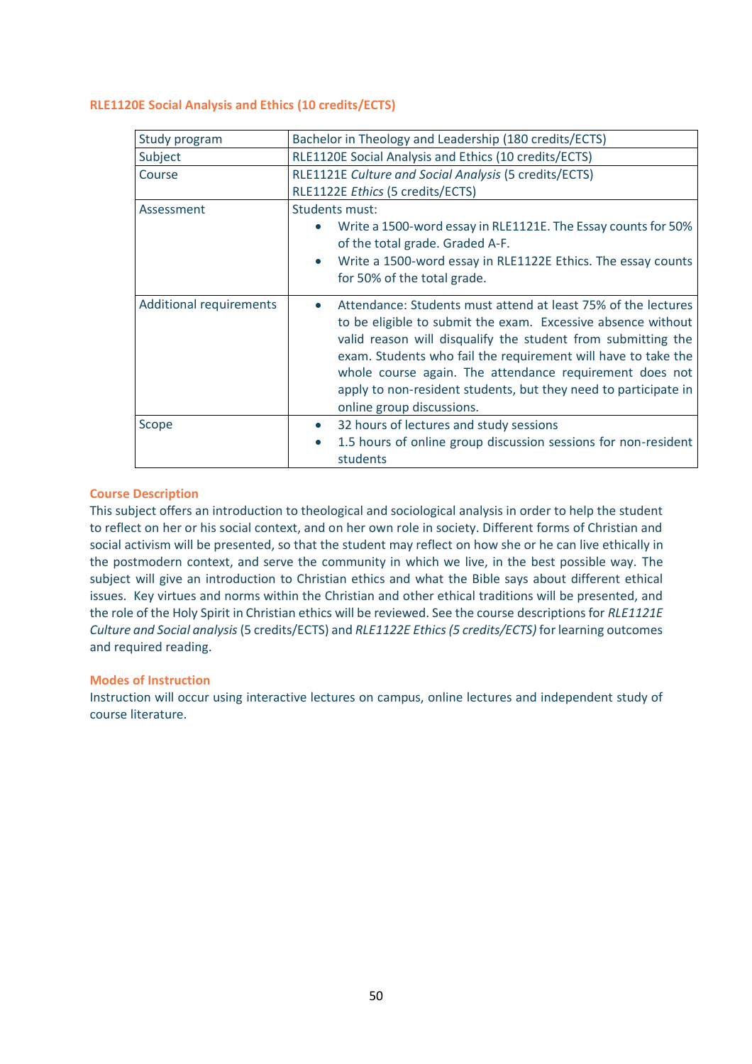### RLE1120E Social Analysis and Ethics (10 credits/ECTS)

| Study program | Bachelor in Theology and Leadership (180 credits/ECTS) |
|---|---|
| Subject | RLE1120E Social Analysis and Ethics (10 credits/ECTS) |
| Course | RLE1121E *Culture and Social Analysis* (5 credits/ECTS)<br>RLE1122E *Ethics* (5 credits/ECTS) |
| Assessment | Students must:<br>• Write a 1500-word essay in RLE1121E. The Essay counts for 50% of the total grade. Graded A-F.<br>• Write a 1500-word essay in RLE1122E Ethics. The essay counts for 50% of the total grade. |
| Additional requirements | • Attendance: Students must attend at least 75% of the lectures to be eligible to submit the exam. Excessive absence without valid reason will disqualify the student from submitting the exam. Students who fail the requirement will have to take the whole course again. The attendance requirement does not apply to non-resident students, but they need to participate in online group discussions. |
| Scope | • 32 hours of lectures and study sessions<br>• 1.5 hours of online group discussion sessions for non-resident students |

#### Course Description

This subject offers an introduction to theological and sociological analysis in order to help the student to reflect on her or his social context, and on her own role in society. Different forms of Christian and social activism will be presented, so that the student may reflect on how she or he can live ethically in the postmodern context, and serve the community in which we live, in the best possible way. The subject will give an introduction to Christian ethics and what the Bible says about different ethical issues. Key virtues and norms within the Christian and other ethical traditions will be presented, and the role of the Holy Spirit in Christian ethics will be reviewed. See the course descriptions for *RLE1121E Culture and Social analysis* (5 credits/ECTS) and *RLE1122E Ethics (5 credits/ECTS)* for learning outcomes and required reading.

#### Modes of Instruction

Instruction will occur using interactive lectures on campus, online lectures and independent study of course literature.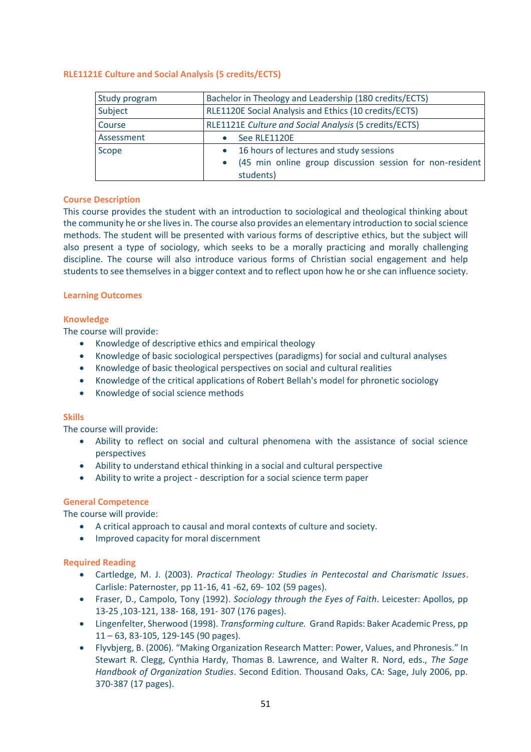### RLE1121E Culture and Social Analysis (5 credits/ECTS)

| Study program | Bachelor in Theology and Leadership (180 credits/ECTS) |
|---|---|
| Subject | RLE1120E Social Analysis and Ethics (10 credits/ECTS) |
| Course | RLE1121E *Culture and Social Analysis* (5 credits/ECTS) |
| Assessment | • See RLE1120E |
| Scope | • 16 hours of lectures and study sessions<br>• (45 min online group discussion session for non-resident students) |

#### Course Description

This course provides the student with an introduction to sociological and theological thinking about the community he or she lives in. The course also provides an elementary introduction to social science methods. The student will be presented with various forms of descriptive ethics, but the subject will also present a type of sociology, which seeks to be a morally practicing and morally challenging discipline. The course will also introduce various forms of Christian social engagement and help students to see themselves in a bigger context and to reflect upon how he or she can influence society.

#### Learning Outcomes

#### Knowledge

The course will provide:

- Knowledge of descriptive ethics and empirical theology
- Knowledge of basic sociological perspectives (paradigms) for social and cultural analyses
- Knowledge of basic theological perspectives on social and cultural realities
- Knowledge of the critical applications of Robert Bellah's model for phronetic sociology
- Knowledge of social science methods

#### Skills

The course will provide:

- Ability to reflect on social and cultural phenomena with the assistance of social science perspectives
- Ability to understand ethical thinking in a social and cultural perspective
- Ability to write a project - description for a social science term paper

#### General Competence

The course will provide:

- A critical approach to causal and moral contexts of culture and society.
- Improved capacity for moral discernment

#### Required Reading

- Cartledge, M. J. (2003). *Practical Theology: Studies in Pentecostal and Charismatic Issues*. Carlisle: Paternoster, pp 11-16, 41 -62, 69- 102 (59 pages).
- Fraser, D., Campolo, Tony (1992). *Sociology through the Eyes of Faith*. Leicester: Apollos, pp 13-25 ,103-121, 138- 168, 191- 307 (176 pages).
- Lingenfelter, Sherwood (1998). *Transforming culture.* Grand Rapids: Baker Academic Press, pp 11 – 63, 83-105, 129-145 (90 pages).
- Flyvbjerg, B. (2006). "Making Organization Research Matter: Power, Values, and Phronesis." In Stewart R. Clegg, Cynthia Hardy, Thomas B. Lawrence, and Walter R. Nord, eds., *The Sage Handbook of Organization Studies*. Second Edition. Thousand Oaks, CA: Sage, July 2006, pp. 370-387 (17 pages).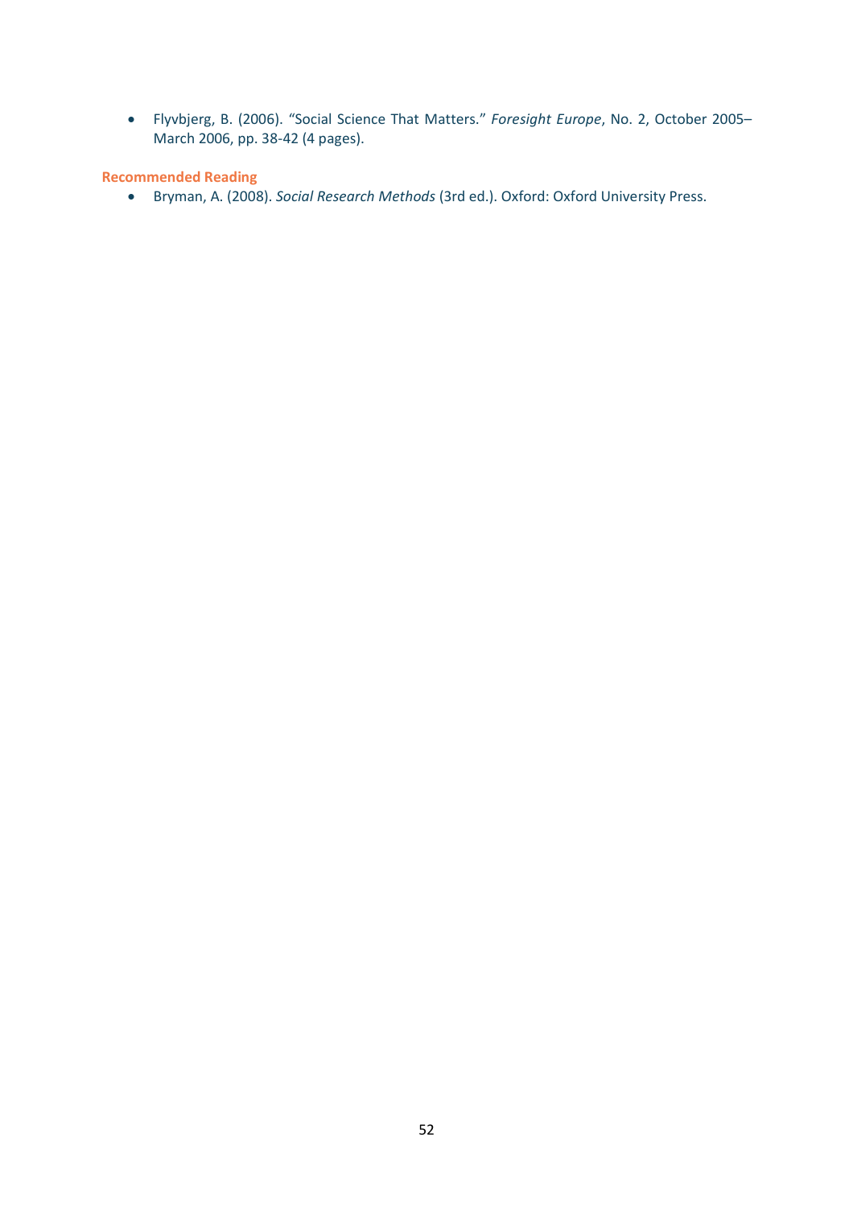- Flyvbjerg, B. (2006). "Social Science That Matters." *Foresight Europe*, No. 2, October 2005–March 2006, pp. 38-42 (4 pages).

**Recommended Reading**

- Bryman, A. (2008). *Social Research Methods* (3rd ed.). Oxford: Oxford University Press.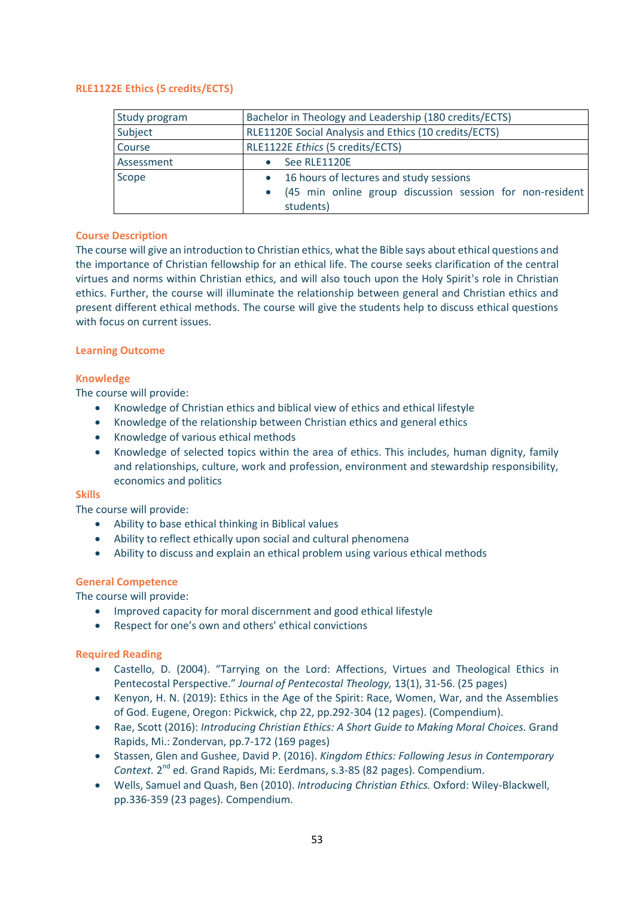## RLE1122E Ethics (5 credits/ECTS)

| Study program | Bachelor in Theology and Leadership (180 credits/ECTS) |
|---|---|
| Subject | RLE1120E Social Analysis and Ethics (10 credits/ECTS) |
| Course | RLE1122E *Ethics* (5 credits/ECTS) |
| Assessment | • See RLE1120E |
| Scope | • 16 hours of lectures and study sessions<br>• (45 min online group discussion session for non-resident students) |

### Course Description

The course will give an introduction to Christian ethics, what the Bible says about ethical questions and the importance of Christian fellowship for an ethical life. The course seeks clarification of the central virtues and norms within Christian ethics, and will also touch upon the Holy Spirit's role in Christian ethics. Further, the course will illuminate the relationship between general and Christian ethics and present different ethical methods. The course will give the students help to discuss ethical questions with focus on current issues.

### Learning Outcome

#### Knowledge

The course will provide:

- Knowledge of Christian ethics and biblical view of ethics and ethical lifestyle
- Knowledge of the relationship between Christian ethics and general ethics
- Knowledge of various ethical methods
- Knowledge of selected topics within the area of ethics. This includes, human dignity, family and relationships, culture, work and profession, environment and stewardship responsibility, economics and politics

#### Skills

The course will provide:

- Ability to base ethical thinking in Biblical values
- Ability to reflect ethically upon social and cultural phenomena
- Ability to discuss and explain an ethical problem using various ethical methods

#### General Competence

The course will provide:

- Improved capacity for moral discernment and good ethical lifestyle
- Respect for one's own and others' ethical convictions

### Required Reading

- Castello, D. (2004). "Tarrying on the Lord: Affections, Virtues and Theological Ethics in Pentecostal Perspective." *Journal of Pentecostal Theology,* 13(1), 31-56. (25 pages)
- Kenyon, H. N. (2019): Ethics in the Age of the Spirit: Race, Women, War, and the Assemblies of God. Eugene, Oregon: Pickwick, chp 22, pp.292-304 (12 pages). (Compendium).
- Rae, Scott (2016): *Introducing Christian Ethics: A Short Guide to Making Moral Choices.* Grand Rapids, Mi.: Zondervan, pp.7-172 (169 pages)
- Stassen, Glen and Gushee, David P. (2016). *Kingdom Ethics: Following Jesus in Contemporary Context.* 2nd ed. Grand Rapids, Mi: Eerdmans, s.3-85 (82 pages). Compendium.
- Wells, Samuel and Quash, Ben (2010). *Introducing Christian Ethics.* Oxford: Wiley-Blackwell, pp.336-359 (23 pages). Compendium.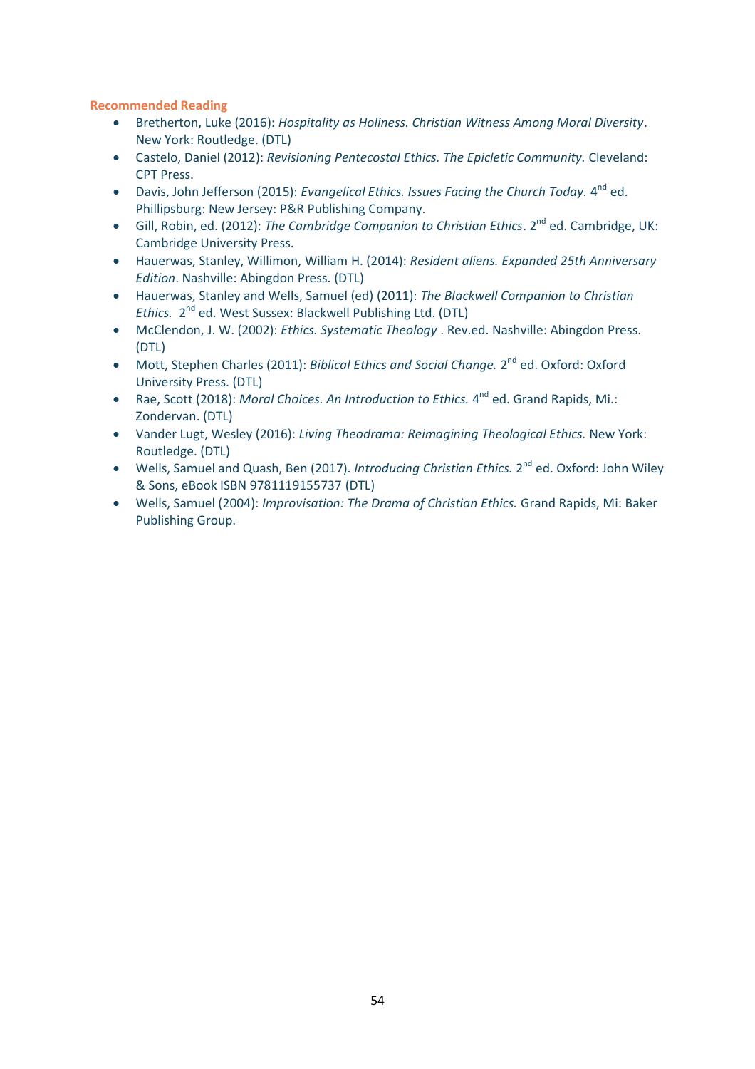**Recommended Reading**

- Bretherton, Luke (2016): *Hospitality as Holiness. Christian Witness Among Moral Diversity*. New York: Routledge. (DTL)
- Castelo, Daniel (2012): *Revisioning Pentecostal Ethics. The Epicletic Community.* Cleveland: CPT Press.
- Davis, John Jefferson (2015): *Evangelical Ethics. Issues Facing the Church Today.* 4nd ed. Phillipsburg: New Jersey: P&R Publishing Company.
- Gill, Robin, ed. (2012): *The Cambridge Companion to Christian Ethics*. 2nd ed. Cambridge, UK: Cambridge University Press.
- Hauerwas, Stanley, Willimon, William H. (2014): *Resident aliens. Expanded 25th Anniversary Edition*. Nashville: Abingdon Press. (DTL)
- Hauerwas, Stanley and Wells, Samuel (ed) (2011): *The Blackwell Companion to Christian Ethics.* 2nd ed. West Sussex: Blackwell Publishing Ltd. (DTL)
- McClendon, J. W. (2002): *Ethics. Systematic Theology* . Rev.ed. Nashville: Abingdon Press. (DTL)
- Mott, Stephen Charles (2011): *Biblical Ethics and Social Change.* 2nd ed. Oxford: Oxford University Press. (DTL)
- Rae, Scott (2018): *Moral Choices. An Introduction to Ethics.* 4nd ed. Grand Rapids, Mi.: Zondervan. (DTL)
- Vander Lugt, Wesley (2016): *Living Theodrama: Reimagining Theological Ethics.* New York: Routledge. (DTL)
- Wells, Samuel and Quash, Ben (2017). *Introducing Christian Ethics.* 2nd ed. Oxford: John Wiley & Sons, eBook ISBN 9781119155737 (DTL)
- Wells, Samuel (2004): *Improvisation: The Drama of Christian Ethics.* Grand Rapids, Mi: Baker Publishing Group.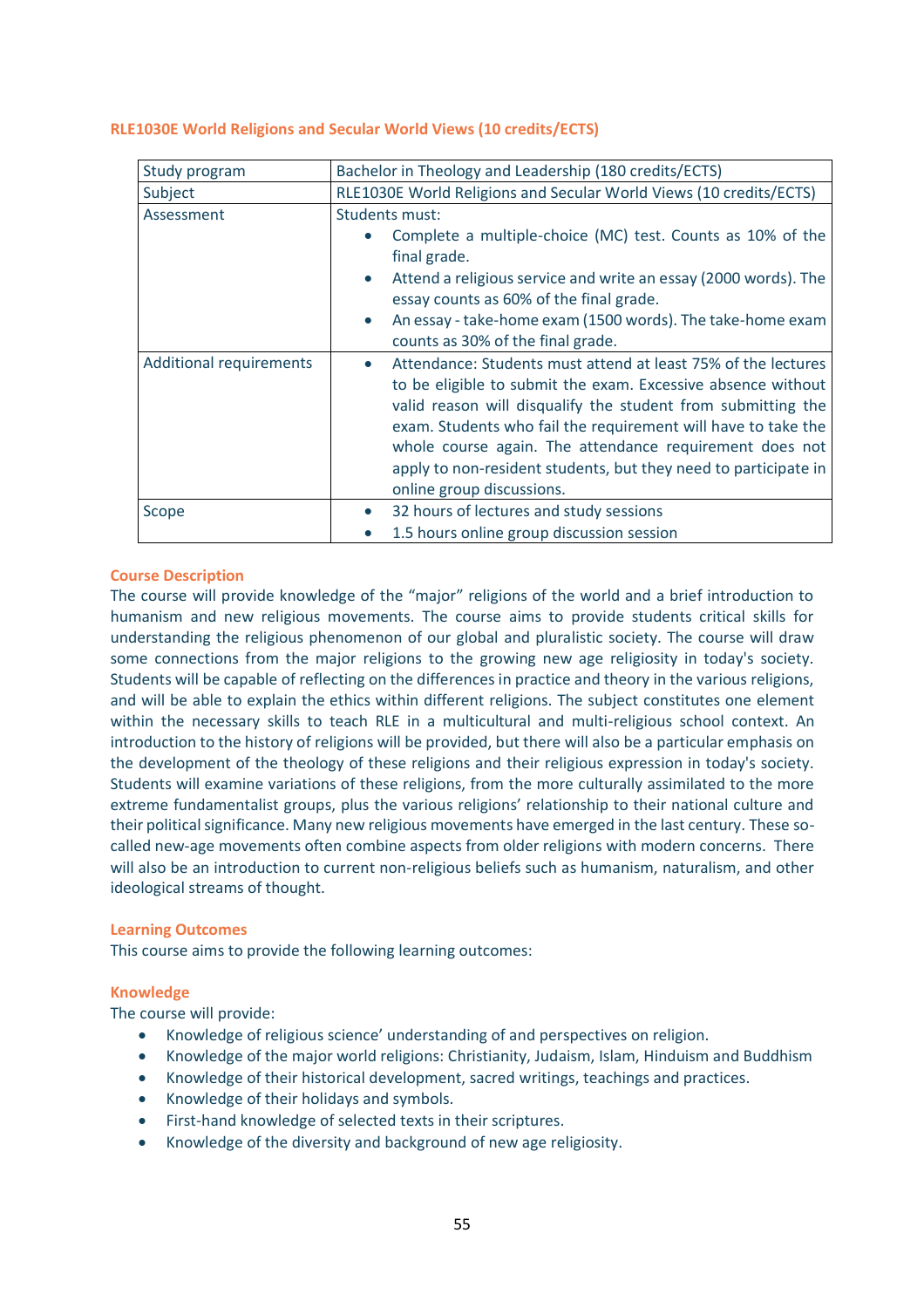### RLE1030E World Religions and Secular World Views (10 credits/ECTS)

| Study program | Bachelor in Theology and Leadership (180 credits/ECTS) |
| --- | --- |
| Subject | RLE1030E World Religions and Secular World Views (10 credits/ECTS) |
| Assessment | Students must:<br>• Complete a multiple-choice (MC) test. Counts as 10% of the final grade.<br>• Attend a religious service and write an essay (2000 words). The essay counts as 60% of the final grade.<br>• An essay - take-home exam (1500 words). The take-home exam counts as 30% of the final grade. |
| Additional requirements | • Attendance: Students must attend at least 75% of the lectures to be eligible to submit the exam. Excessive absence without valid reason will disqualify the student from submitting the exam. Students who fail the requirement will have to take the whole course again. The attendance requirement does not apply to non-resident students, but they need to participate in online group discussions. |
| Scope | • 32 hours of lectures and study sessions<br>• 1.5 hours online group discussion session |

#### Course Description

The course will provide knowledge of the "major" religions of the world and a brief introduction to humanism and new religious movements. The course aims to provide students critical skills for understanding the religious phenomenon of our global and pluralistic society. The course will draw some connections from the major religions to the growing new age religiosity in today's society. Students will be capable of reflecting on the differences in practice and theory in the various religions, and will be able to explain the ethics within different religions. The subject constitutes one element within the necessary skills to teach RLE in a multicultural and multi-religious school context. An introduction to the history of religions will be provided, but there will also be a particular emphasis on the development of the theology of these religions and their religious expression in today's society. Students will examine variations of these religions, from the more culturally assimilated to the more extreme fundamentalist groups, plus the various religions' relationship to their national culture and their political significance. Many new religious movements have emerged in the last century. These so-called new-age movements often combine aspects from older religions with modern concerns. There will also be an introduction to current non-religious beliefs such as humanism, naturalism, and other ideological streams of thought.

#### Learning Outcomes

This course aims to provide the following learning outcomes:

#### Knowledge

The course will provide:

- Knowledge of religious science' understanding of and perspectives on religion.
- Knowledge of the major world religions: Christianity, Judaism, Islam, Hinduism and Buddhism
- Knowledge of their historical development, sacred writings, teachings and practices.
- Knowledge of their holidays and symbols.
- First-hand knowledge of selected texts in their scriptures.
- Knowledge of the diversity and background of new age religiosity.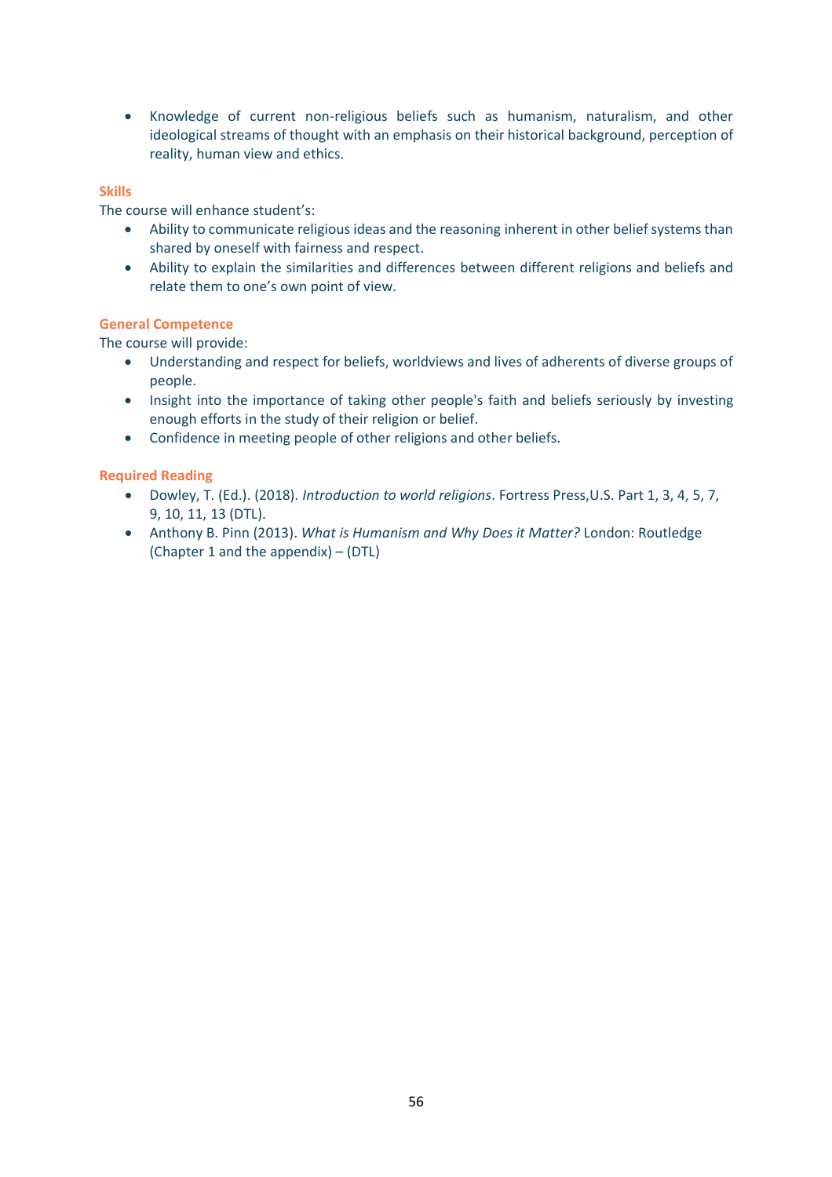- Knowledge of current non-religious beliefs such as humanism, naturalism, and other ideological streams of thought with an emphasis on their historical background, perception of reality, human view and ethics.

### Skills

The course will enhance student's:

- Ability to communicate religious ideas and the reasoning inherent in other belief systems than shared by oneself with fairness and respect.
- Ability to explain the similarities and differences between different religions and beliefs and relate them to one's own point of view.

### General Competence

The course will provide:

- Understanding and respect for beliefs, worldviews and lives of adherents of diverse groups of people.
- Insight into the importance of taking other people's faith and beliefs seriously by investing enough efforts in the study of their religion or belief.
- Confidence in meeting people of other religions and other beliefs.

### Required Reading

- Dowley, T. (Ed.). (2018). *Introduction to world religions*. Fortress Press,U.S. Part 1, 3, 4, 5, 7, 9, 10, 11, 13 (DTL).
- Anthony B. Pinn (2013). *What is Humanism and Why Does it Matter?* London: Routledge (Chapter 1 and the appendix) – (DTL)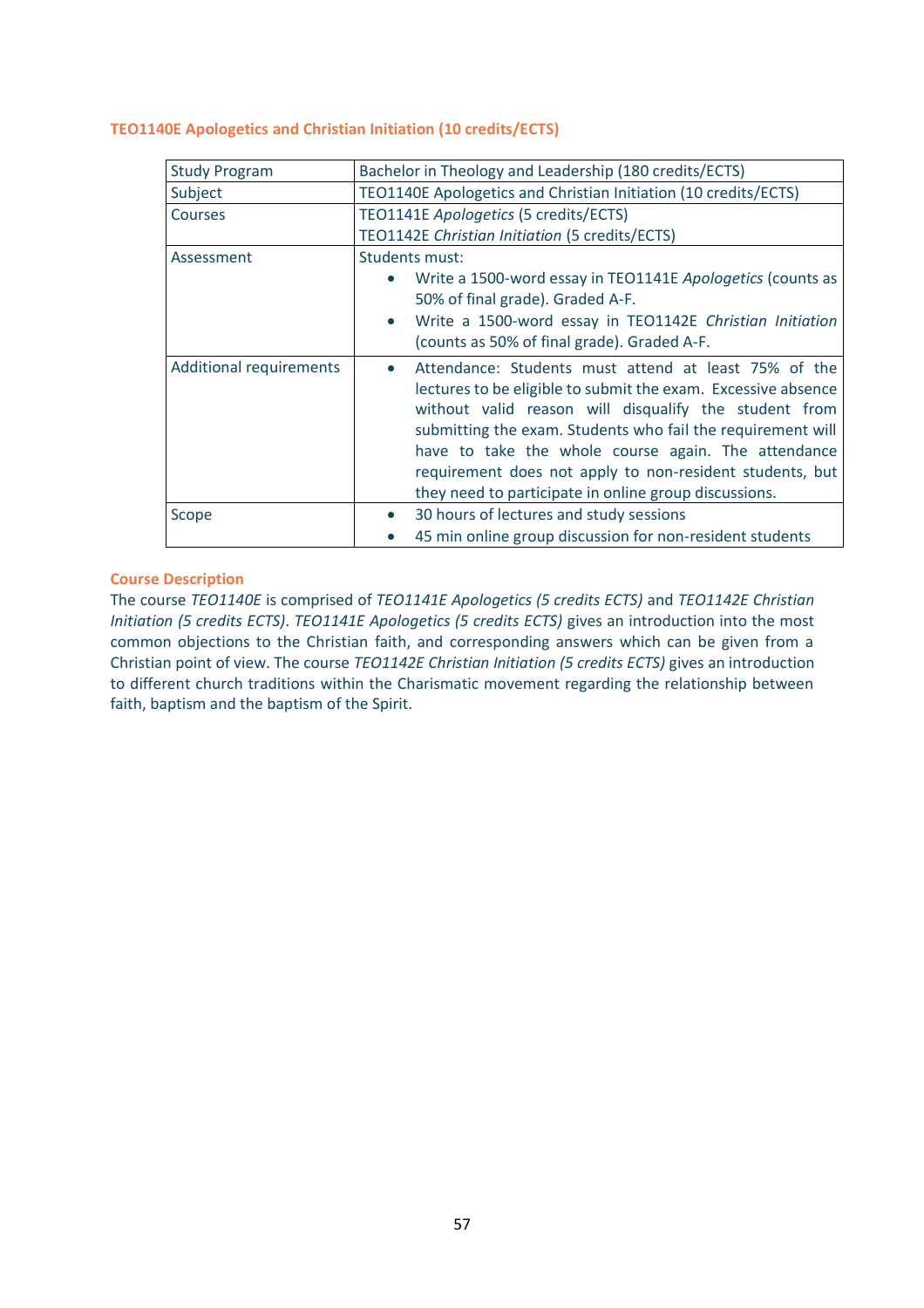### TEO1140E Apologetics and Christian Initiation (10 credits/ECTS)

| Study Program | Bachelor in Theology and Leadership (180 credits/ECTS) |
|---|---|
| Subject | TEO1140E Apologetics and Christian Initiation (10 credits/ECTS) |
| Courses | TEO1141E *Apologetics* (5 credits/ECTS)<br>TEO1142E *Christian Initiation* (5 credits/ECTS) |
| Assessment | Students must:<br>• Write a 1500-word essay in TEO1141E *Apologetics* (counts as 50% of final grade). Graded A-F.<br>• Write a 1500-word essay in TEO1142E *Christian Initiation* (counts as 50% of final grade). Graded A-F. |
| Additional requirements | • Attendance: Students must attend at least 75% of the lectures to be eligible to submit the exam. Excessive absence without valid reason will disqualify the student from submitting the exam. Students who fail the requirement will have to take the whole course again. The attendance requirement does not apply to non-resident students, but they need to participate in online group discussions. |
| Scope | • 30 hours of lectures and study sessions<br>• 45 min online group discussion for non-resident students |

#### Course Description

The course *TEO1140E* is comprised of *TEO1141E Apologetics (5 credits ECTS)* and *TEO1142E Christian Initiation (5 credits ECTS)*. *TEO1141E Apologetics (5 credits ECTS)* gives an introduction into the most common objections to the Christian faith, and corresponding answers which can be given from a Christian point of view. The course *TEO1142E Christian Initiation (5 credits ECTS)* gives an introduction to different church traditions within the Charismatic movement regarding the relationship between faith, baptism and the baptism of the Spirit.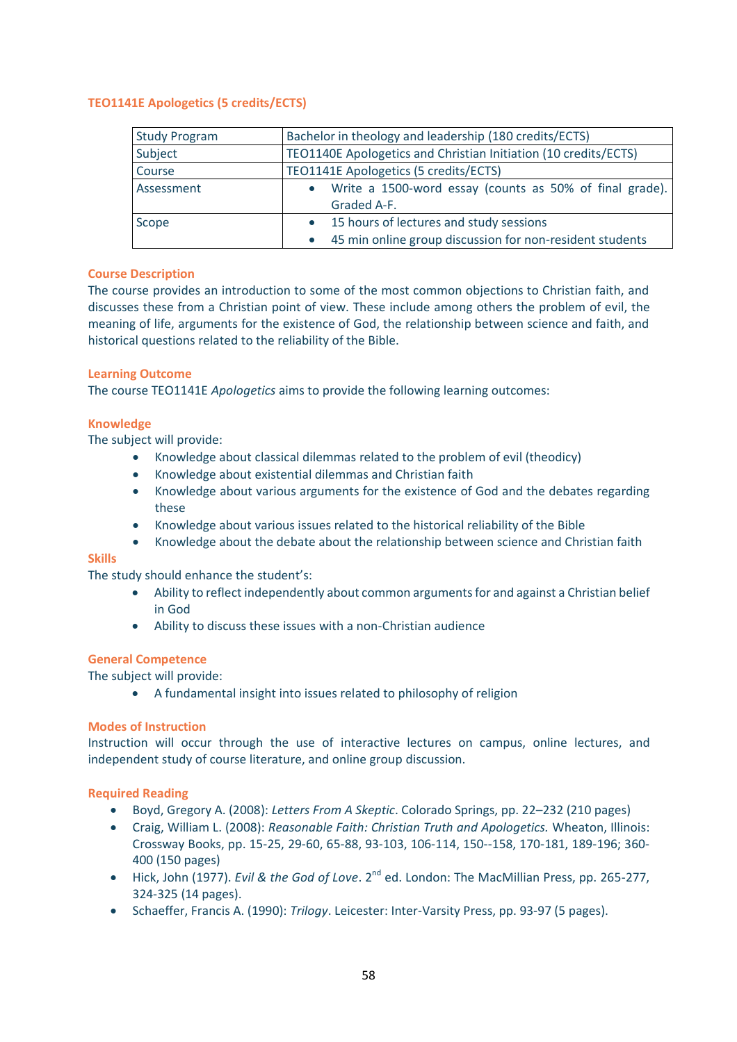## TEO1141E Apologetics (5 credits/ECTS)

| | |
|---|---|
| Study Program | Bachelor in theology and leadership (180 credits/ECTS) |
| Subject | TEO1140E Apologetics and Christian Initiation (10 credits/ECTS) |
| Course | TEO1141E Apologetics (5 credits/ECTS) |
| Assessment | • Write a 1500-word essay (counts as 50% of final grade). Graded A-F. |
| Scope | • 15 hours of lectures and study sessions<br>• 45 min online group discussion for non-resident students |

### Course Description

The course provides an introduction to some of the most common objections to Christian faith, and discusses these from a Christian point of view. These include among others the problem of evil, the meaning of life, arguments for the existence of God, the relationship between science and faith, and historical questions related to the reliability of the Bible.

### Learning Outcome

The course TEO1141E *Apologetics* aims to provide the following learning outcomes:

### Knowledge

The subject will provide:

- Knowledge about classical dilemmas related to the problem of evil (theodicy)
- Knowledge about existential dilemmas and Christian faith
- Knowledge about various arguments for the existence of God and the debates regarding these
- Knowledge about various issues related to the historical reliability of the Bible
- Knowledge about the debate about the relationship between science and Christian faith

### Skills

The study should enhance the student's:

- Ability to reflect independently about common arguments for and against a Christian belief in God
- Ability to discuss these issues with a non-Christian audience

### General Competence

The subject will provide:

- A fundamental insight into issues related to philosophy of religion

### Modes of Instruction

Instruction will occur through the use of interactive lectures on campus, online lectures, and independent study of course literature, and online group discussion.

### Required Reading

- Boyd, Gregory A. (2008): *Letters From A Skeptic*. Colorado Springs, pp. 22–232 (210 pages)
- Craig, William L. (2008): *Reasonable Faith: Christian Truth and Apologetics.* Wheaton, Illinois: Crossway Books, pp. 15-25, 29-60, 65-88, 93-103, 106-114, 150--158, 170-181, 189-196; 360-400 (150 pages)
- Hick, John (1977). *Evil & the God of Love*. 2nd ed. London: The MacMillian Press, pp. 265-277, 324-325 (14 pages).
- Schaeffer, Francis A. (1990): *Trilogy*. Leicester: Inter-Varsity Press, pp. 93-97 (5 pages).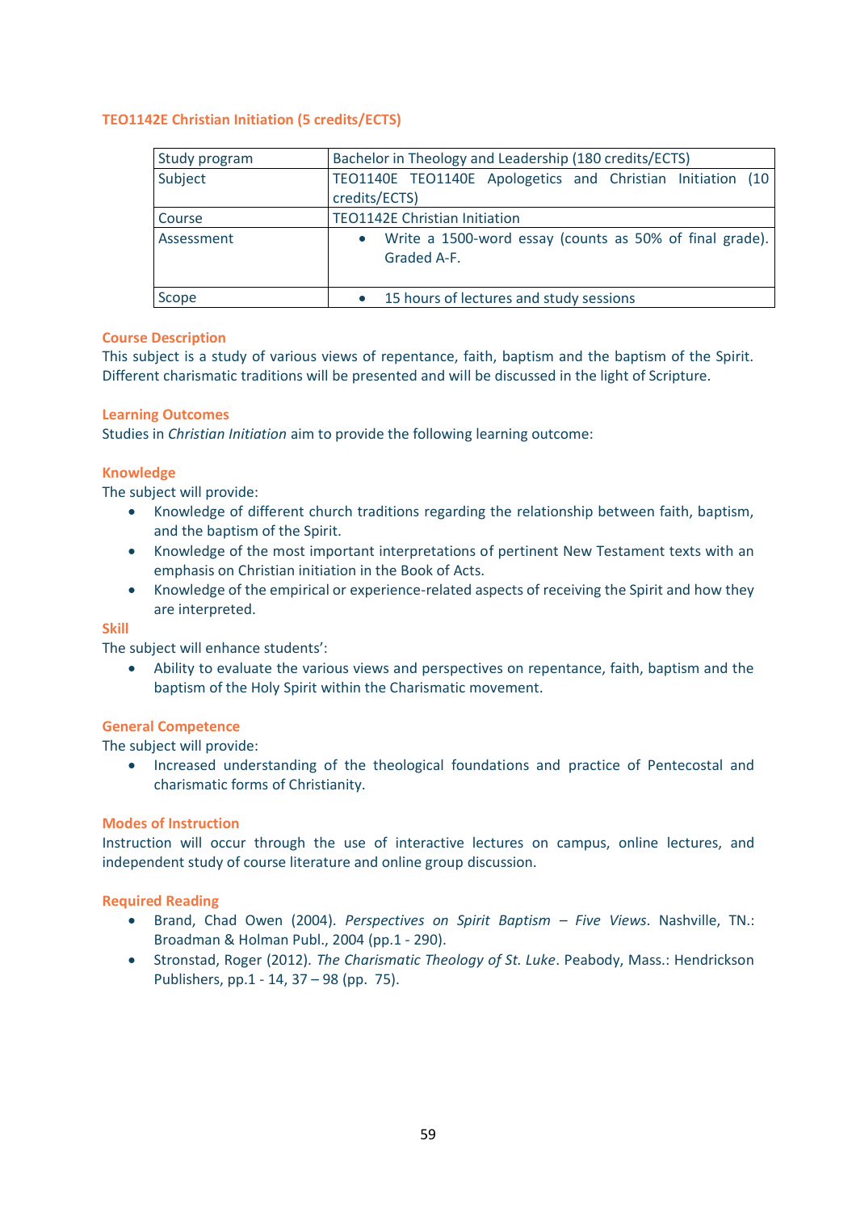## TEO1142E Christian Initiation (5 credits/ECTS)

| Study program | Bachelor in Theology and Leadership (180 credits/ECTS) |
|---|---|
| Subject | TEO1140E TEO1140E Apologetics and Christian Initiation (10 credits/ECTS) |
| Course | TEO1142E Christian Initiation |
| Assessment | • Write a 1500-word essay (counts as 50% of final grade). Graded A-F. |
| Scope | • 15 hours of lectures and study sessions |

### Course Description

This subject is a study of various views of repentance, faith, baptism and the baptism of the Spirit. Different charismatic traditions will be presented and will be discussed in the light of Scripture.

### Learning Outcomes

Studies in *Christian Initiation* aim to provide the following learning outcome:

### Knowledge

The subject will provide:

- Knowledge of different church traditions regarding the relationship between faith, baptism, and the baptism of the Spirit.
- Knowledge of the most important interpretations of pertinent New Testament texts with an emphasis on Christian initiation in the Book of Acts.
- Knowledge of the empirical or experience-related aspects of receiving the Spirit and how they are interpreted.

### Skill

The subject will enhance students':

- Ability to evaluate the various views and perspectives on repentance, faith, baptism and the baptism of the Holy Spirit within the Charismatic movement.

### General Competence

The subject will provide:

- Increased understanding of the theological foundations and practice of Pentecostal and charismatic forms of Christianity.

### Modes of Instruction

Instruction will occur through the use of interactive lectures on campus, online lectures, and independent study of course literature and online group discussion.

### Required Reading

- Brand, Chad Owen (2004). *Perspectives on Spirit Baptism – Five Views*. Nashville, TN.: Broadman & Holman Publ., 2004 (pp.1 - 290).
- Stronstad, Roger (2012). *The Charismatic Theology of St. Luke*. Peabody, Mass.: Hendrickson Publishers, pp.1 - 14, 37 – 98 (pp. 75).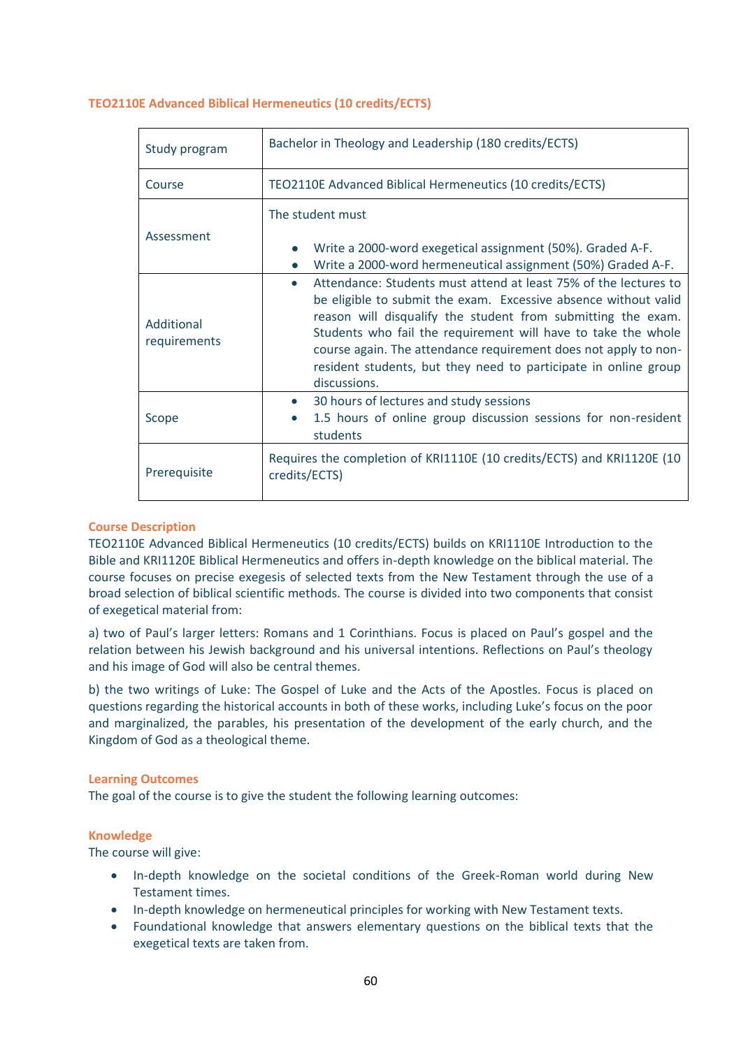### TEO2110E Advanced Biblical Hermeneutics (10 credits/ECTS)

| Study program | Bachelor in Theology and Leadership (180 credits/ECTS) |
|---|---|
| Course | TEO2110E Advanced Biblical Hermeneutics (10 credits/ECTS) |
| Assessment | The student must<br><br>• Write a 2000-word exegetical assignment (50%). Graded A-F.<br>• Write a 2000-word hermeneutical assignment (50%) Graded A-F. |
| Additional requirements | • Attendance: Students must attend at least 75% of the lectures to be eligible to submit the exam. Excessive absence without valid reason will disqualify the student from submitting the exam. Students who fail the requirement will have to take the whole course again. The attendance requirement does not apply to non-resident students, but they need to participate in online group discussions. |
| Scope | • 30 hours of lectures and study sessions<br>• 1.5 hours of online group discussion sessions for non-resident students |
| Prerequisite | Requires the completion of KRI1110E (10 credits/ECTS) and KRI1120E (10 credits/ECTS) |

#### Course Description

TEO2110E Advanced Biblical Hermeneutics (10 credits/ECTS) builds on KRI1110E Introduction to the Bible and KRI1120E Biblical Hermeneutics and offers in-depth knowledge on the biblical material. The course focuses on precise exegesis of selected texts from the New Testament through the use of a broad selection of biblical scientific methods. The course is divided into two components that consist of exegetical material from:

a) two of Paul's larger letters: Romans and 1 Corinthians. Focus is placed on Paul's gospel and the relation between his Jewish background and his universal intentions. Reflections on Paul's theology and his image of God will also be central themes.

b) the two writings of Luke: The Gospel of Luke and the Acts of the Apostles. Focus is placed on questions regarding the historical accounts in both of these works, including Luke's focus on the poor and marginalized, the parables, his presentation of the development of the early church, and the Kingdom of God as a theological theme.

#### Learning Outcomes

The goal of the course is to give the student the following learning outcomes:

#### Knowledge

The course will give:

- In-depth knowledge on the societal conditions of the Greek-Roman world during New Testament times.
- In-depth knowledge on hermeneutical principles for working with New Testament texts.
- Foundational knowledge that answers elementary questions on the biblical texts that the exegetical texts are taken from.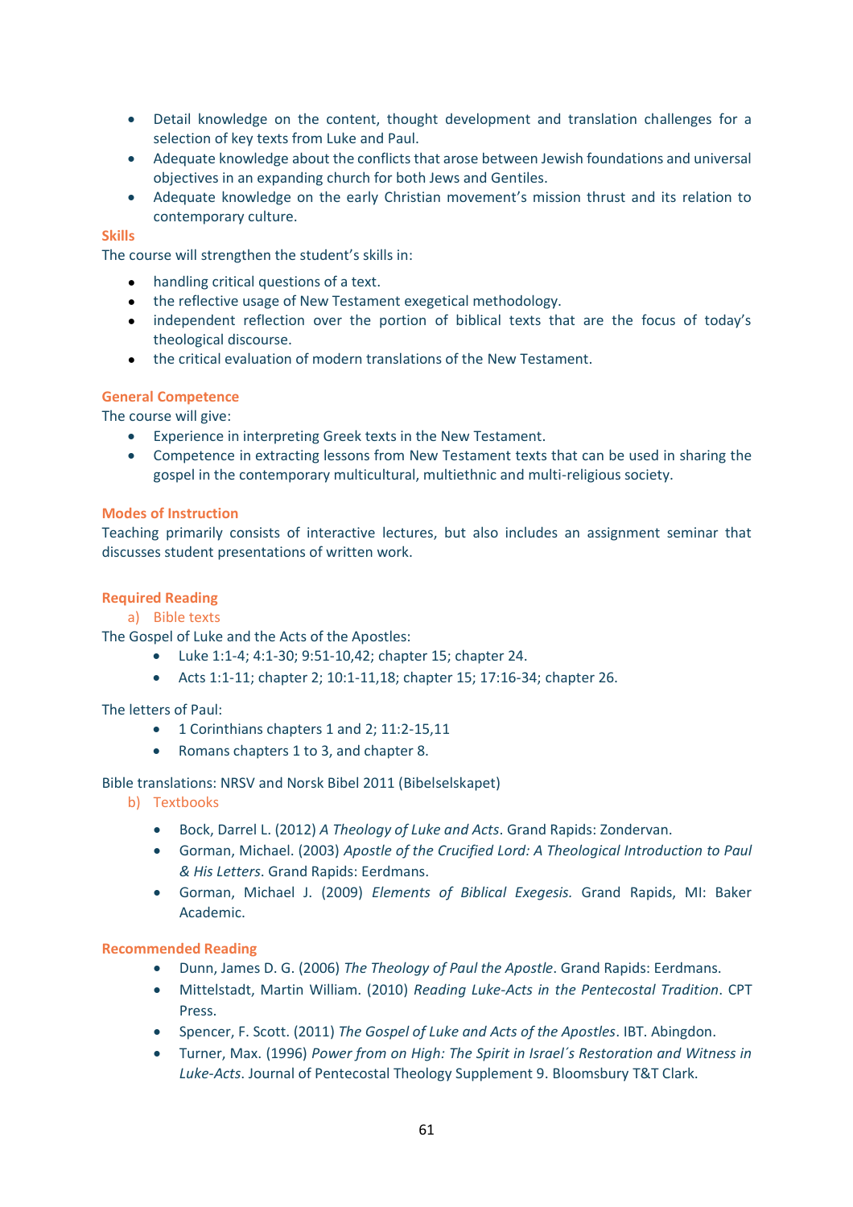- Detail knowledge on the content, thought development and translation challenges for a selection of key texts from Luke and Paul.
- Adequate knowledge about the conflicts that arose between Jewish foundations and universal objectives in an expanding church for both Jews and Gentiles.
- Adequate knowledge on the early Christian movement's mission thrust and its relation to contemporary culture.

### Skills

The course will strengthen the student's skills in:

- handling critical questions of a text.
- the reflective usage of New Testament exegetical methodology.
- independent reflection over the portion of biblical texts that are the focus of today's theological discourse.
- the critical evaluation of modern translations of the New Testament.

### General Competence

The course will give:

- Experience in interpreting Greek texts in the New Testament.
- Competence in extracting lessons from New Testament texts that can be used in sharing the gospel in the contemporary multicultural, multiethnic and multi-religious society.

### Modes of Instruction

Teaching primarily consists of interactive lectures, but also includes an assignment seminar that discusses student presentations of written work.

### Required Reading

a) Bible texts

The Gospel of Luke and the Acts of the Apostles:

- Luke 1:1-4; 4:1-30; 9:51-10,42; chapter 15; chapter 24.
- Acts 1:1-11; chapter 2; 10:1-11,18; chapter 15; 17:16-34; chapter 26.

The letters of Paul:

- 1 Corinthians chapters 1 and 2; 11:2-15,11
- Romans chapters 1 to 3, and chapter 8.

Bible translations: NRSV and Norsk Bibel 2011 (Bibelselskapet)

b) Textbooks

- Bock, Darrel L. (2012) *A Theology of Luke and Acts*. Grand Rapids: Zondervan.
- Gorman, Michael. (2003) *Apostle of the Crucified Lord: A Theological Introduction to Paul & His Letters*. Grand Rapids: Eerdmans.
- Gorman, Michael J. (2009) *Elements of Biblical Exegesis.* Grand Rapids, MI: Baker Academic.

### Recommended Reading

- Dunn, James D. G. (2006) *The Theology of Paul the Apostle*. Grand Rapids: Eerdmans.
- Mittelstadt, Martin William. (2010) *Reading Luke-Acts in the Pentecostal Tradition*. CPT Press.
- Spencer, F. Scott. (2011) *The Gospel of Luke and Acts of the Apostles*. IBT. Abingdon.
- Turner, Max. (1996) *Power from on High: The Spirit in Israel´s Restoration and Witness in Luke-Acts*. Journal of Pentecostal Theology Supplement 9. Bloomsbury T&T Clark.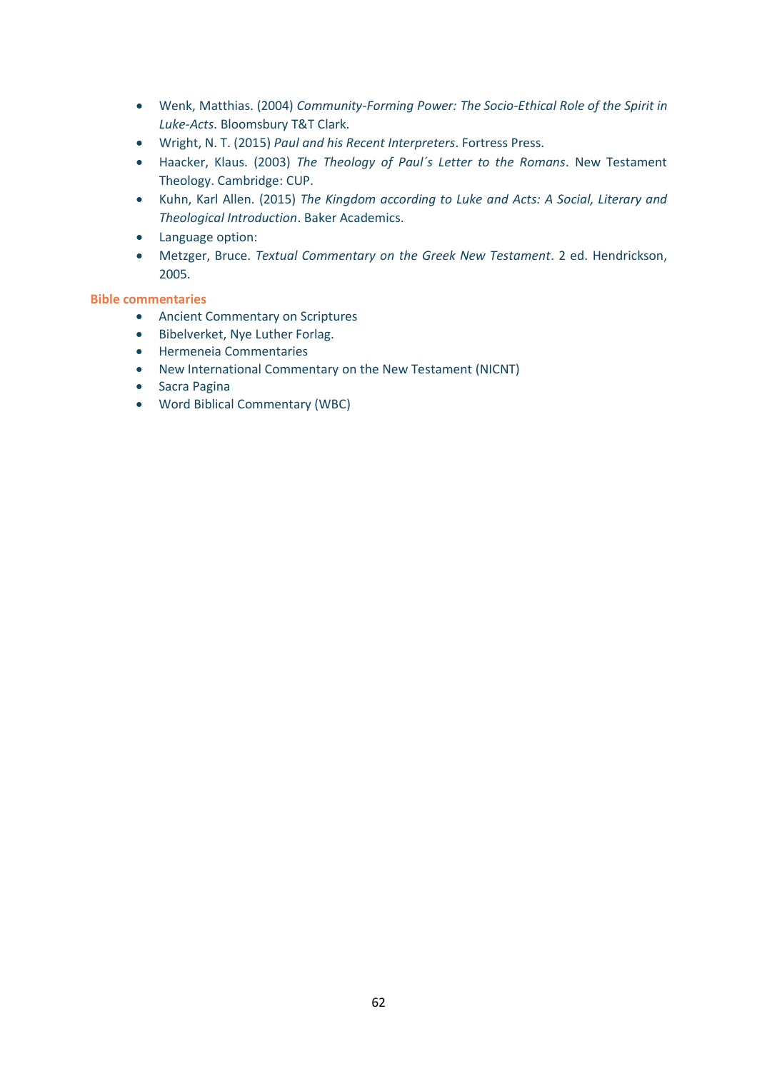- Wenk, Matthias. (2004) *Community-Forming Power: The Socio-Ethical Role of the Spirit in Luke-Acts*. Bloomsbury T&T Clark.
- Wright, N. T. (2015) *Paul and his Recent Interpreters*. Fortress Press.
- Haacker, Klaus. (2003) *The Theology of Paul´s Letter to the Romans*. New Testament Theology. Cambridge: CUP.
- Kuhn, Karl Allen. (2015) *The Kingdom according to Luke and Acts: A Social, Literary and Theological Introduction*. Baker Academics.
- Language option:
- Metzger, Bruce. *Textual Commentary on the Greek New Testament*. 2 ed. Hendrickson, 2005.

**Bible commentaries**

- Ancient Commentary on Scriptures
- Bibelverket, Nye Luther Forlag.
- Hermeneia Commentaries
- New International Commentary on the New Testament (NICNT)
- Sacra Pagina
- Word Biblical Commentary (WBC)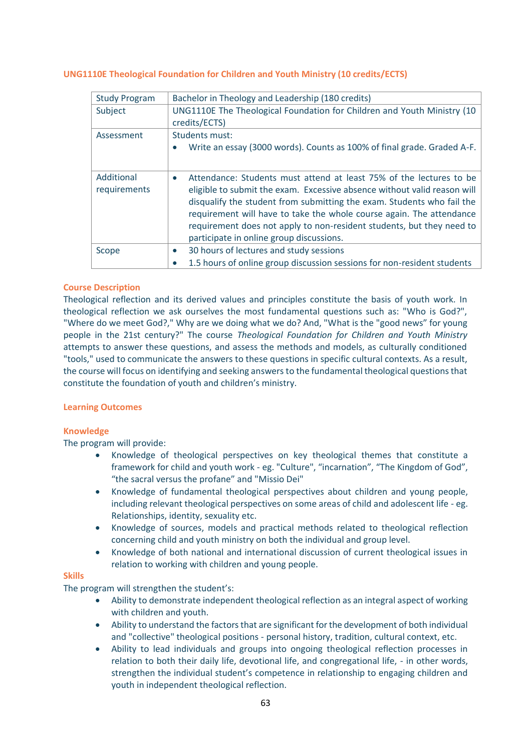### UNG1110E Theological Foundation for Children and Youth Ministry (10 credits/ECTS)

| Study Program | Bachelor in Theology and Leadership (180 credits) |
|---|---|
| Subject | UNG1110E The Theological Foundation for Children and Youth Ministry (10 credits/ECTS) |
| Assessment | Students must:<br>• Write an essay (3000 words). Counts as 100% of final grade. Graded A-F. |
| Additional requirements | • Attendance: Students must attend at least 75% of the lectures to be eligible to submit the exam. Excessive absence without valid reason will disqualify the student from submitting the exam. Students who fail the requirement will have to take the whole course again. The attendance requirement does not apply to non-resident students, but they need to participate in online group discussions. |
| Scope | • 30 hours of lectures and study sessions<br>• 1.5 hours of online group discussion sessions for non-resident students |

#### Course Description

Theological reflection and its derived values and principles constitute the basis of youth work. In theological reflection we ask ourselves the most fundamental questions such as: "Who is God?", "Where do we meet God?," Why are we doing what we do? And, "What is the "good news" for young people in the 21st century?" The course *Theological Foundation for Children and Youth Ministry* attempts to answer these questions, and assess the methods and models, as culturally conditioned "tools," used to communicate the answers to these questions in specific cultural contexts. As a result, the course will focus on identifying and seeking answers to the fundamental theological questions that constitute the foundation of youth and children's ministry.

#### Learning Outcomes

#### Knowledge

The program will provide:

- Knowledge of theological perspectives on key theological themes that constitute a framework for child and youth work - eg. "Culture", "incarnation", "The Kingdom of God", "the sacral versus the profane" and "Missio Dei"
- Knowledge of fundamental theological perspectives about children and young people, including relevant theological perspectives on some areas of child and adolescent life - eg. Relationships, identity, sexuality etc.
- Knowledge of sources, models and practical methods related to theological reflection concerning child and youth ministry on both the individual and group level.
- Knowledge of both national and international discussion of current theological issues in relation to working with children and young people.

#### Skills

The program will strengthen the student's:

- Ability to demonstrate independent theological reflection as an integral aspect of working with children and youth.
- Ability to understand the factors that are significant for the development of both individual and "collective" theological positions - personal history, tradition, cultural context, etc.
- Ability to lead individuals and groups into ongoing theological reflection processes in relation to both their daily life, devotional life, and congregational life, - in other words, strengthen the individual student's competence in relationship to engaging children and youth in independent theological reflection.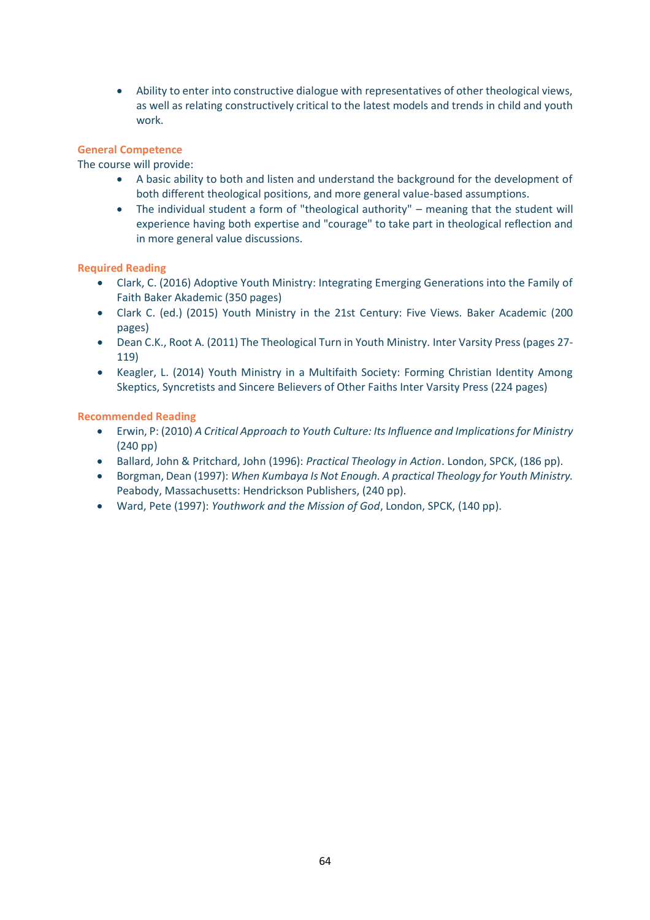- Ability to enter into constructive dialogue with representatives of other theological views, as well as relating constructively critical to the latest models and trends in child and youth work.

### General Competence

The course will provide:

- A basic ability to both and listen and understand the background for the development of both different theological positions, and more general value-based assumptions.
- The individual student a form of "theological authority" – meaning that the student will experience having both expertise and "courage" to take part in theological reflection and in more general value discussions.

### Required Reading

- Clark, C. (2016) Adoptive Youth Ministry: Integrating Emerging Generations into the Family of Faith Baker Akademic (350 pages)
- Clark C. (ed.) (2015) Youth Ministry in the 21st Century: Five Views. Baker Academic (200 pages)
- Dean C.K., Root A. (2011) The Theological Turn in Youth Ministry. Inter Varsity Press (pages 27-119)
- Keagler, L. (2014) Youth Ministry in a Multifaith Society: Forming Christian Identity Among Skeptics, Syncretists and Sincere Believers of Other Faiths Inter Varsity Press (224 pages)

### Recommended Reading

- Erwin, P: (2010) *A Critical Approach to Youth Culture: Its Influence and Implications for Ministry* (240 pp)
- Ballard, John & Pritchard, John (1996): *Practical Theology in Action*. London, SPCK, (186 pp).
- Borgman, Dean (1997): *When Kumbaya Is Not Enough. A practical Theology for Youth Ministry.* Peabody, Massachusetts: Hendrickson Publishers, (240 pp).
- Ward, Pete (1997): *Youthwork and the Mission of God*, London, SPCK, (140 pp).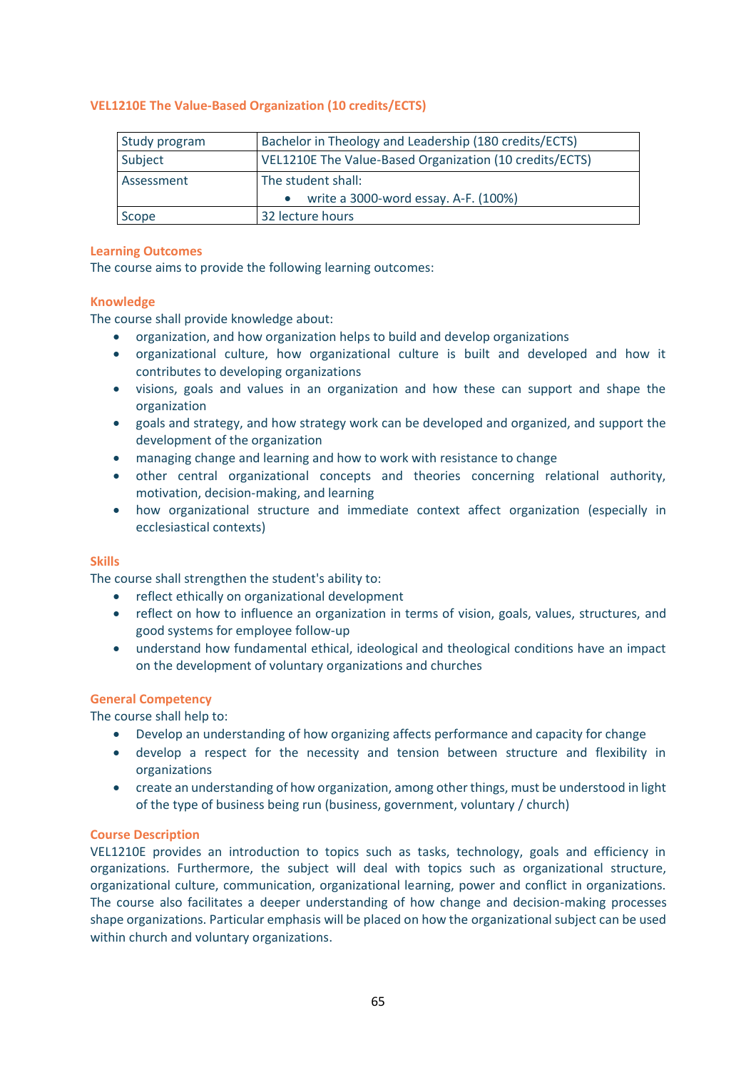### VEL1210E The Value-Based Organization (10 credits/ECTS)

| Study program | Bachelor in Theology and Leadership (180 credits/ECTS) |
|---|---|
| Subject | VEL1210E The Value-Based Organization (10 credits/ECTS) |
| Assessment | The student shall:<br>• write a 3000-word essay. A-F. (100%) |
| Scope | 32 lecture hours |

#### Learning Outcomes

The course aims to provide the following learning outcomes:

#### Knowledge

The course shall provide knowledge about:

- organization, and how organization helps to build and develop organizations
- organizational culture, how organizational culture is built and developed and how it contributes to developing organizations
- visions, goals and values in an organization and how these can support and shape the organization
- goals and strategy, and how strategy work can be developed and organized, and support the development of the organization
- managing change and learning and how to work with resistance to change
- other central organizational concepts and theories concerning relational authority, motivation, decision-making, and learning
- how organizational structure and immediate context affect organization (especially in ecclesiastical contexts)

#### Skills

The course shall strengthen the student's ability to:

- reflect ethically on organizational development
- reflect on how to influence an organization in terms of vision, goals, values, structures, and good systems for employee follow-up
- understand how fundamental ethical, ideological and theological conditions have an impact on the development of voluntary organizations and churches

#### General Competency

The course shall help to:

- Develop an understanding of how organizing affects performance and capacity for change
- develop a respect for the necessity and tension between structure and flexibility in organizations
- create an understanding of how organization, among other things, must be understood in light of the type of business being run (business, government, voluntary / church)

#### Course Description

VEL1210E provides an introduction to topics such as tasks, technology, goals and efficiency in organizations. Furthermore, the subject will deal with topics such as organizational structure, organizational culture, communication, organizational learning, power and conflict in organizations. The course also facilitates a deeper understanding of how change and decision-making processes shape organizations. Particular emphasis will be placed on how the organizational subject can be used within church and voluntary organizations.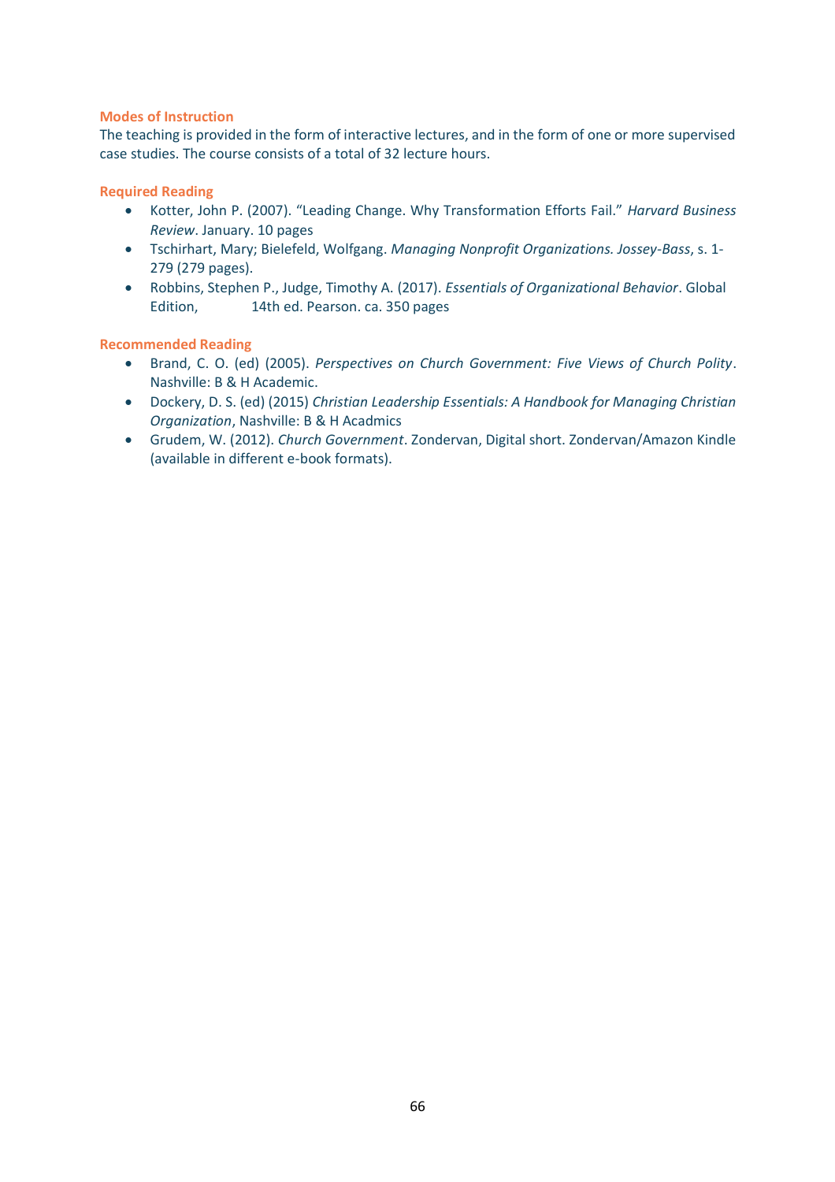### Modes of Instruction

The teaching is provided in the form of interactive lectures, and in the form of one or more supervised case studies. The course consists of a total of 32 lecture hours.

### Required Reading

- Kotter, John P. (2007). "Leading Change. Why Transformation Efforts Fail." *Harvard Business Review*. January. 10 pages
- Tschirhart, Mary; Bielefeld, Wolfgang. *Managing Nonprofit Organizations. Jossey-Bass*, s. 1-279 (279 pages).
- Robbins, Stephen P., Judge, Timothy A. (2017). *Essentials of Organizational Behavior*. Global Edition, 14th ed. Pearson. ca. 350 pages

### Recommended Reading

- Brand, C. O. (ed) (2005). *Perspectives on Church Government: Five Views of Church Polity*. Nashville: B & H Academic.
- Dockery, D. S. (ed) (2015) *Christian Leadership Essentials: A Handbook for Managing Christian Organization*, Nashville: B & H Acadmics
- Grudem, W. (2012). *Church Government*. Zondervan, Digital short. Zondervan/Amazon Kindle (available in different e-book formats).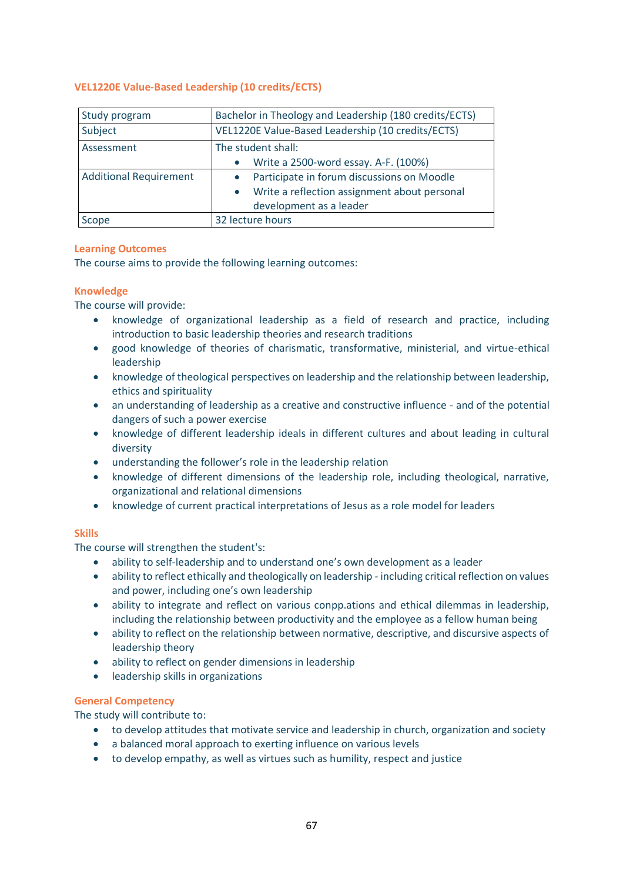### VEL1220E Value-Based Leadership (10 credits/ECTS)

| Study program | Bachelor in Theology and Leadership (180 credits/ECTS) |
|---|---|
| Subject | VEL1220E Value-Based Leadership (10 credits/ECTS) |
| Assessment | The student shall:<br>• Write a 2500-word essay. A-F. (100%) |
| Additional Requirement | • Participate in forum discussions on Moodle<br>• Write a reflection assignment about personal development as a leader |
| Scope | 32 lecture hours |

#### Learning Outcomes

The course aims to provide the following learning outcomes:

#### Knowledge

The course will provide:

- knowledge of organizational leadership as a field of research and practice, including introduction to basic leadership theories and research traditions
- good knowledge of theories of charismatic, transformative, ministerial, and virtue-ethical leadership
- knowledge of theological perspectives on leadership and the relationship between leadership, ethics and spirituality
- an understanding of leadership as a creative and constructive influence - and of the potential dangers of such a power exercise
- knowledge of different leadership ideals in different cultures and about leading in cultural diversity
- understanding the follower's role in the leadership relation
- knowledge of different dimensions of the leadership role, including theological, narrative, organizational and relational dimensions
- knowledge of current practical interpretations of Jesus as a role model for leaders

#### Skills

The course will strengthen the student's:

- ability to self-leadership and to understand one's own development as a leader
- ability to reflect ethically and theologically on leadership - including critical reflection on values and power, including one's own leadership
- ability to integrate and reflect on various conpp.ations and ethical dilemmas in leadership, including the relationship between productivity and the employee as a fellow human being
- ability to reflect on the relationship between normative, descriptive, and discursive aspects of leadership theory
- ability to reflect on gender dimensions in leadership
- leadership skills in organizations

#### General Competency

The study will contribute to:

- to develop attitudes that motivate service and leadership in church, organization and society
- a balanced moral approach to exerting influence on various levels
- to develop empathy, as well as virtues such as humility, respect and justice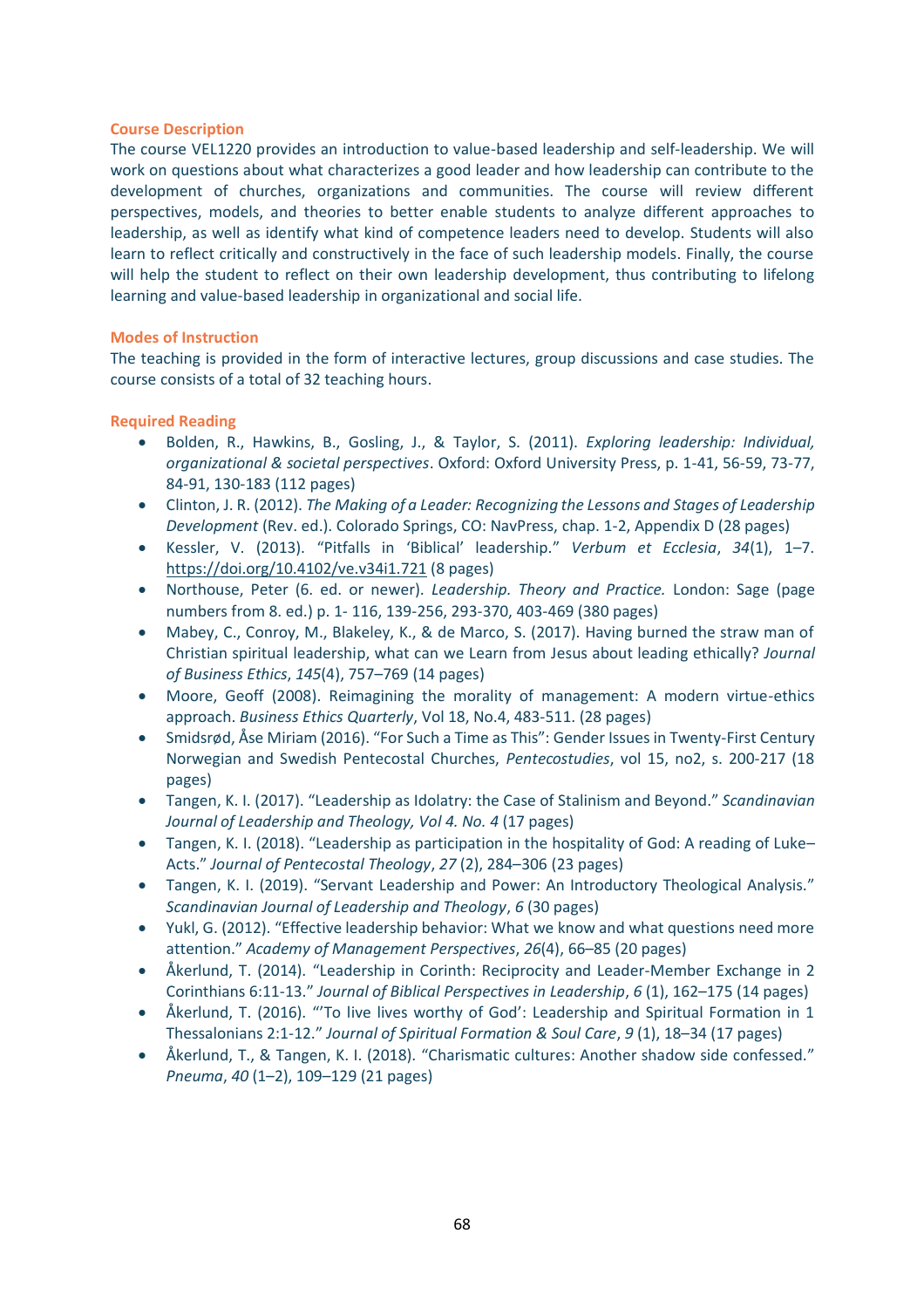### Course Description

The course VEL1220 provides an introduction to value-based leadership and self-leadership. We will work on questions about what characterizes a good leader and how leadership can contribute to the development of churches, organizations and communities. The course will review different perspectives, models, and theories to better enable students to analyze different approaches to leadership, as well as identify what kind of competence leaders need to develop. Students will also learn to reflect critically and constructively in the face of such leadership models. Finally, the course will help the student to reflect on their own leadership development, thus contributing to lifelong learning and value-based leadership in organizational and social life.

### Modes of Instruction

The teaching is provided in the form of interactive lectures, group discussions and case studies. The course consists of a total of 32 teaching hours.

### Required Reading

- Bolden, R., Hawkins, B., Gosling, J., & Taylor, S. (2011). *Exploring leadership: Individual, organizational & societal perspectives*. Oxford: Oxford University Press, p. 1-41, 56-59, 73-77, 84-91, 130-183 (112 pages)
- Clinton, J. R. (2012). *The Making of a Leader: Recognizing the Lessons and Stages of Leadership Development* (Rev. ed.). Colorado Springs, CO: NavPress, chap. 1-2, Appendix D (28 pages)
- Kessler, V. (2013). "Pitfalls in 'Biblical' leadership." *Verbum et Ecclesia*, *34*(1), 1–7. https://doi.org/10.4102/ve.v34i1.721 (8 pages)
- Northouse, Peter (6. ed. or newer). *Leadership. Theory and Practice.* London: Sage (page numbers from 8. ed.) p. 1- 116, 139-256, 293-370, 403-469 (380 pages)
- Mabey, C., Conroy, M., Blakeley, K., & de Marco, S. (2017). Having burned the straw man of Christian spiritual leadership, what can we Learn from Jesus about leading ethically? *Journal of Business Ethics*, *145*(4), 757–769 (14 pages)
- Moore, Geoff (2008). Reimagining the morality of management: A modern virtue-ethics approach. *Business Ethics Quarterly*, Vol 18, No.4, 483-511. (28 pages)
- Smidsrød, Åse Miriam (2016). "For Such a Time as This": Gender Issues in Twenty-First Century Norwegian and Swedish Pentecostal Churches, *Pentecostudies*, vol 15, no2, s. 200-217 (18 pages)
- Tangen, K. I. (2017). "Leadership as Idolatry: the Case of Stalinism and Beyond." *Scandinavian Journal of Leadership and Theology, Vol 4. No. 4* (17 pages)
- Tangen, K. I. (2018). "Leadership as participation in the hospitality of God: A reading of Luke–Acts." *Journal of Pentecostal Theology*, *27* (2), 284–306 (23 pages)
- Tangen, K. I. (2019). "Servant Leadership and Power: An Introductory Theological Analysis." *Scandinavian Journal of Leadership and Theology*, *6* (30 pages)
- Yukl, G. (2012). "Effective leadership behavior: What we know and what questions need more attention." *Academy of Management Perspectives*, *26*(4), 66–85 (20 pages)
- Åkerlund, T. (2014). "Leadership in Corinth: Reciprocity and Leader-Member Exchange in 2 Corinthians 6:11-13." *Journal of Biblical Perspectives in Leadership*, *6* (1), 162–175 (14 pages)
- Åkerlund, T. (2016). "'To live lives worthy of God': Leadership and Spiritual Formation in 1 Thessalonians 2:1-12." *Journal of Spiritual Formation & Soul Care*, *9* (1), 18–34 (17 pages)
- Åkerlund, T., & Tangen, K. I. (2018). "Charismatic cultures: Another shadow side confessed." *Pneuma*, *40* (1–2), 109–129 (21 pages)